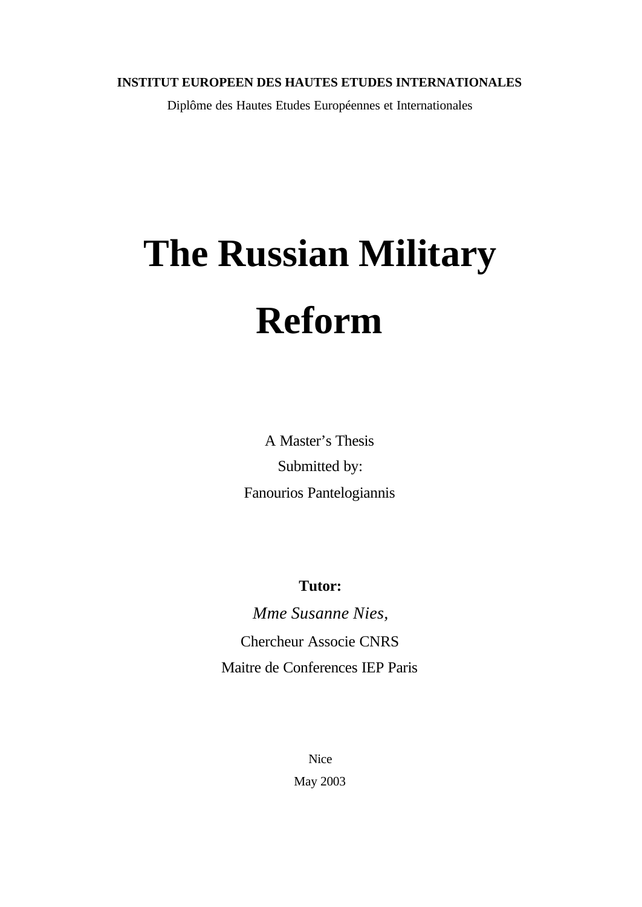**INSTITUT EUROPEEN DES HAUTES ETUDES INTERNATIONALES**

Diplôme des Hautes Etudes Européennes et Internationales

# The Russian Military Reform

A Master's Thesis

Submitted by:

Fanourios Pantelogiannis

**Tutor:**

*Mme Susanne Nies,*

Chercheur Associe CNRS

Maitre de Conferences IEP Paris

Nice

May 2003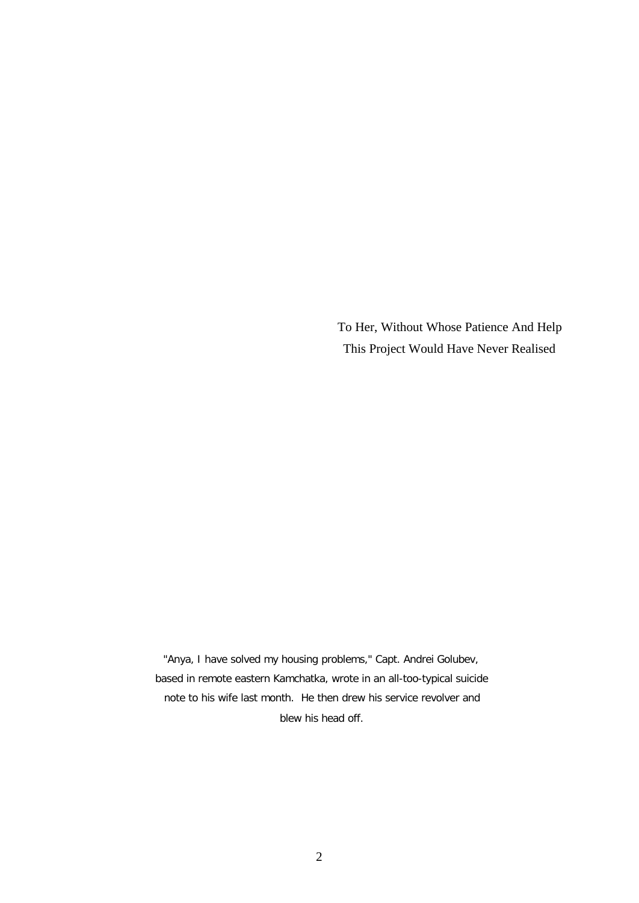To Her, Without Whose Patience And Help
This Project Would Have Never Realised

"Anya, I have solved my housing problems," Capt. Andrei Golubev, based in remote eastern Kamchatka, wrote in an all-too-typical suicide note to his wife last month. He then drew his service revolver and blew his head off.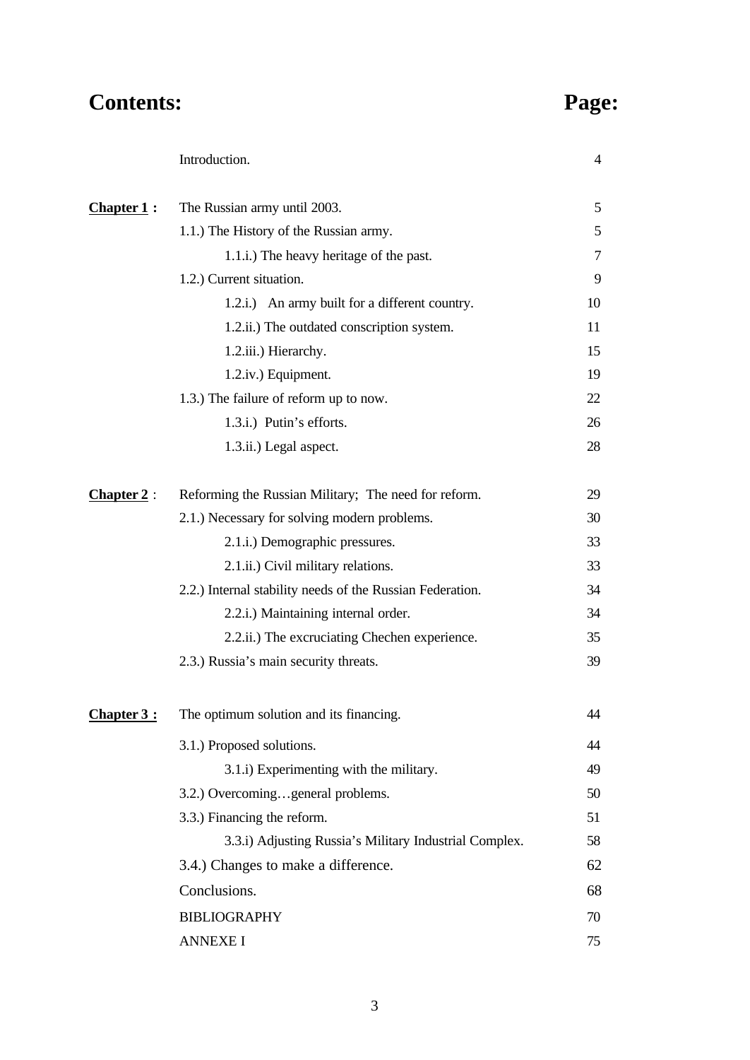# Contents: Page:

| | | |
|---|---|---|
| | Introduction. | 4 |
| **Chapter 1 :** | The Russian army until 2003. | 5 |
| | 1.1.) The History of the Russian army. | 5 |
| | 1.1.i.) The heavy heritage of the past. | 7 |
| | 1.2.) Current situation. | 9 |
| | 1.2.i.) An army built for a different country. | 10 |
| | 1.2.ii.) The outdated conscription system. | 11 |
| | 1.2.iii.) Hierarchy. | 15 |
| | 1.2.iv.) Equipment. | 19 |
| | 1.3.) The failure of reform up to now. | 22 |
| | 1.3.i.) Putin's efforts. | 26 |
| | 1.3.ii.) Legal aspect. | 28 |
| **Chapter 2 :** | Reforming the Russian Military; The need for reform. | 29 |
| | 2.1.) Necessary for solving modern problems. | 30 |
| | 2.1.i.) Demographic pressures. | 33 |
| | 2.1.ii.) Civil military relations. | 33 |
| | 2.2.) Internal stability needs of the Russian Federation. | 34 |
| | 2.2.i.) Maintaining internal order. | 34 |
| | 2.2.ii.) The excruciating Chechen experience. | 35 |
| | 2.3.) Russia's main security threats. | 39 |
| **Chapter 3 :** | The optimum solution and its financing. | 44 |
| | 3.1.) Proposed solutions. | 44 |
| | 3.1.i) Experimenting with the military. | 49 |
| | 3.2.) Overcoming…general problems. | 50 |
| | 3.3.) Financing the reform. | 51 |
| | 3.3.i) Adjusting Russia's Military Industrial Complex. | 58 |
| | 3.4.) Changes to make a difference. | 62 |
| | Conclusions. | 68 |
| | BIBLIOGRAPHY | 70 |
| | ANNEXE I | 75 |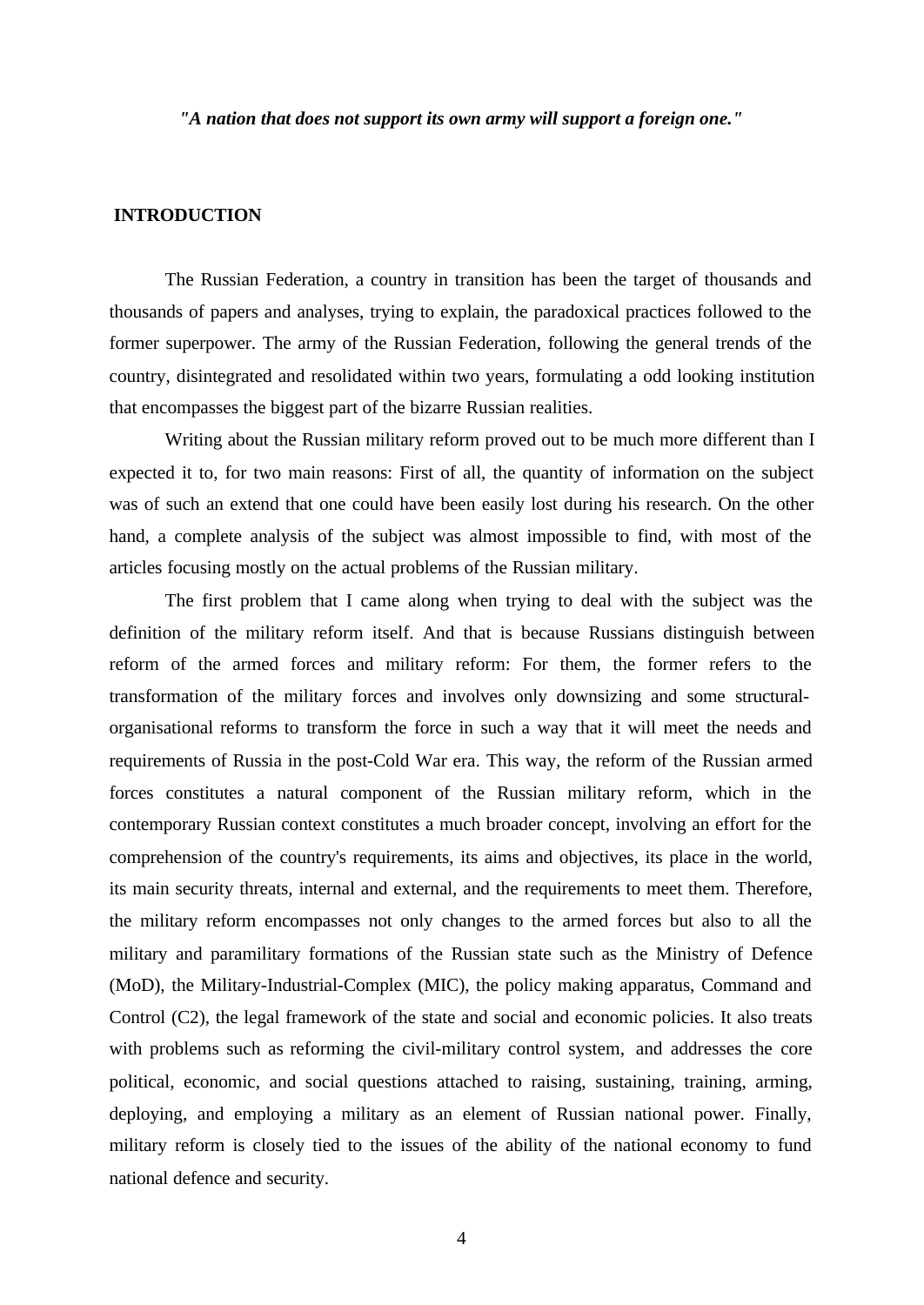***"A nation that does not support its own army will support a foreign one."***

## INTRODUCTION

The Russian Federation, a country in transition has been the target of thousands and thousands of papers and analyses, trying to explain, the paradoxical practices followed to the former superpower. The army of the Russian Federation, following the general trends of the country, disintegrated and resolidated within two years, formulating a odd looking institution that encompasses the biggest part of the bizarre Russian realities.

Writing about the Russian military reform proved out to be much more different than I expected it to, for two main reasons: First of all, the quantity of information on the subject was of such an extend that one could have been easily lost during his research. On the other hand, a complete analysis of the subject was almost impossible to find, with most of the articles focusing mostly on the actual problems of the Russian military.

The first problem that I came along when trying to deal with the subject was the definition of the military reform itself. And that is because Russians distinguish between reform of the armed forces and military reform: For them, the former refers to the transformation of the military forces and involves only downsizing and some structural-organisational reforms to transform the force in such a way that it will meet the needs and requirements of Russia in the post-Cold War era. This way, the reform of the Russian armed forces constitutes a natural component of the Russian military reform, which in the contemporary Russian context constitutes a much broader concept, involving an effort for the comprehension of the country's requirements, its aims and objectives, its place in the world, its main security threats, internal and external, and the requirements to meet them. Therefore, the military reform encompasses not only changes to the armed forces but also to all the military and paramilitary formations of the Russian state such as the Ministry of Defence (MoD), the Military-Industrial-Complex (MIC), the policy making apparatus, Command and Control (C2), the legal framework of the state and social and economic policies. It also treats with problems such as reforming the civil-military control system, and addresses the core political, economic, and social questions attached to raising, sustaining, training, arming, deploying, and employing a military as an element of Russian national power. Finally, military reform is closely tied to the issues of the ability of the national economy to fund national defence and security.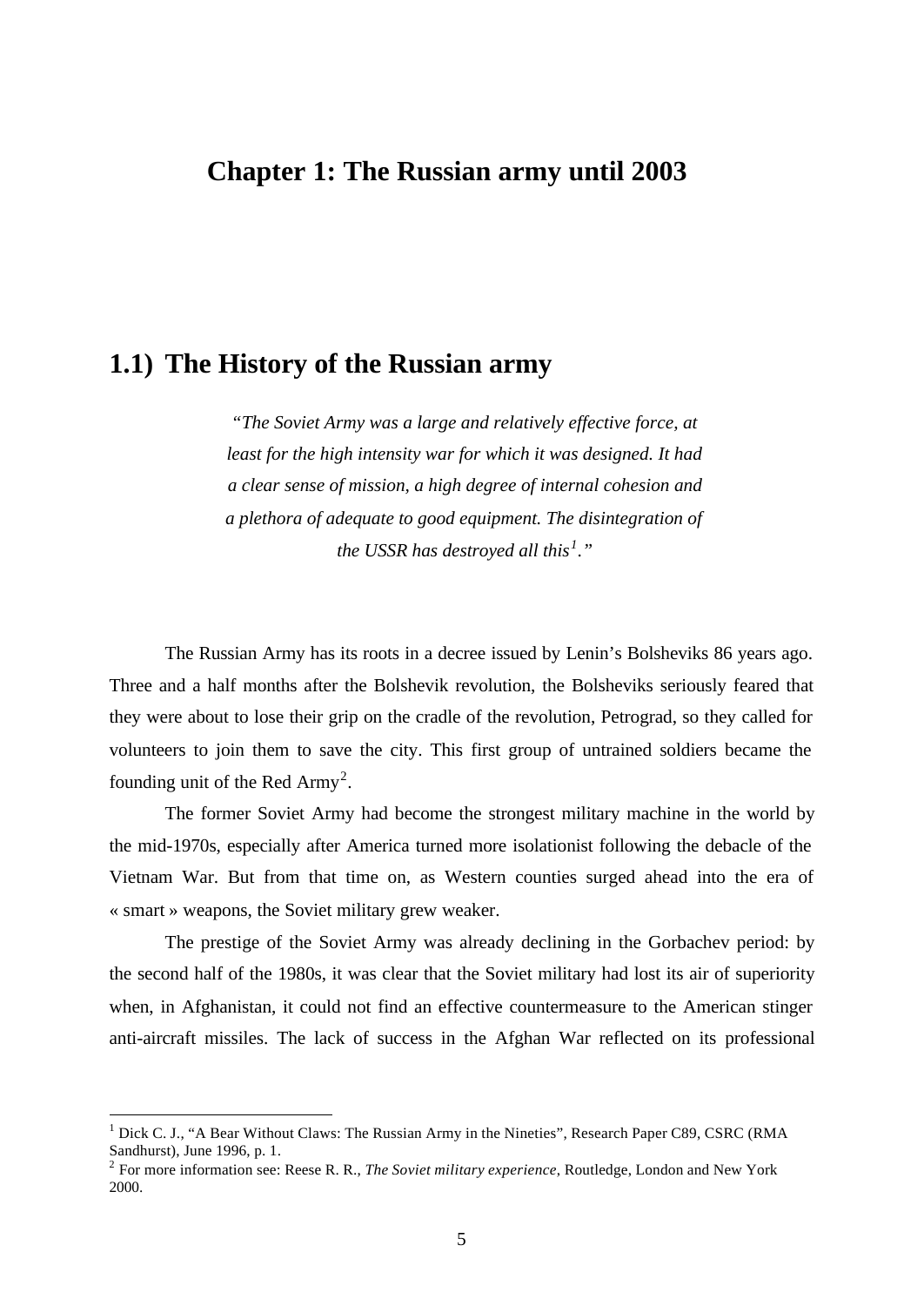# Chapter 1: The Russian army until 2003

## 1.1) The History of the Russian army

> *"The Soviet Army was a large and relatively effective force, at least for the high intensity war for which it was designed. It had a clear sense of mission, a high degree of internal cohesion and a plethora of adequate to good equipment. The disintegration of the USSR has destroyed all this[1]."*

The Russian Army has its roots in a decree issued by Lenin's Bolsheviks 86 years ago. Three and a half months after the Bolshevik revolution, the Bolsheviks seriously feared that they were about to lose their grip on the cradle of the revolution, Petrograd, so they called for volunteers to join them to save the city. This first group of untrained soldiers became the founding unit of the Red Army[2].

The former Soviet Army had become the strongest military machine in the world by the mid-1970s, especially after America turned more isolationist following the debacle of the Vietnam War. But from that time on, as Western counties surged ahead into the era of « smart » weapons, the Soviet military grew weaker.

The prestige of the Soviet Army was already declining in the Gorbachev period: by the second half of the 1980s, it was clear that the Soviet military had lost its air of superiority when, in Afghanistan, it could not find an effective countermeasure to the American stinger anti-aircraft missiles. The lack of success in the Afghan War reflected on its professional

---

[1] Dick C. J., "A Bear Without Claws: The Russian Army in the Nineties", Research Paper C89, CSRC (RMA Sandhurst), June 1996, p. 1.

[2] For more information see: Reese R. R., *The Soviet military experience*, Routledge, London and New York 2000.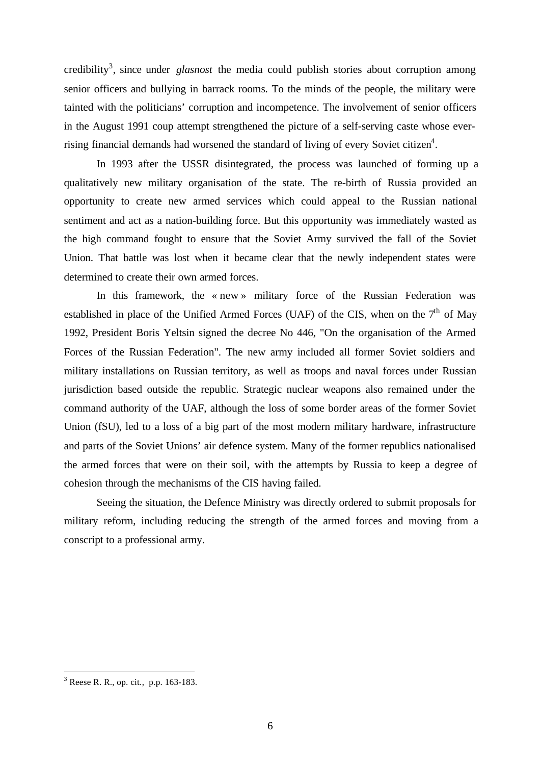credibility[3], since under *glasnost* the media could publish stories about corruption among senior officers and bullying in barrack rooms. To the minds of the people, the military were tainted with the politicians' corruption and incompetence. The involvement of senior officers in the August 1991 coup attempt strengthened the picture of a self-serving caste whose ever-rising financial demands had worsened the standard of living of every Soviet citizen[4].

In 1993 after the USSR disintegrated, the process was launched of forming up a qualitatively new military organisation of the state. The re-birth of Russia provided an opportunity to create new armed services which could appeal to the Russian national sentiment and act as a nation-building force. But this opportunity was immediately wasted as the high command fought to ensure that the Soviet Army survived the fall of the Soviet Union. That battle was lost when it became clear that the newly independent states were determined to create their own armed forces.

In this framework, the « new » military force of the Russian Federation was established in place of the Unified Armed Forces (UAF) of the CIS, when on the 7th of May 1992, President Boris Yeltsin signed the decree No 446, "On the organisation of the Armed Forces of the Russian Federation". The new army included all former Soviet soldiers and military installations on Russian territory, as well as troops and naval forces under Russian jurisdiction based outside the republic. Strategic nuclear weapons also remained under the command authority of the UAF, although the loss of some border areas of the former Soviet Union (fSU), led to a loss of a big part of the most modern military hardware, infrastructure and parts of the Soviet Unions' air defence system. Many of the former republics nationalised the armed forces that were on their soil, with the attempts by Russia to keep a degree of cohesion through the mechanisms of the CIS having failed.

Seeing the situation, the Defence Ministry was directly ordered to submit proposals for military reform, including reducing the strength of the armed forces and moving from a conscript to a professional army.

---

[3] Reese R. R., op. cit., p.p. 163-183.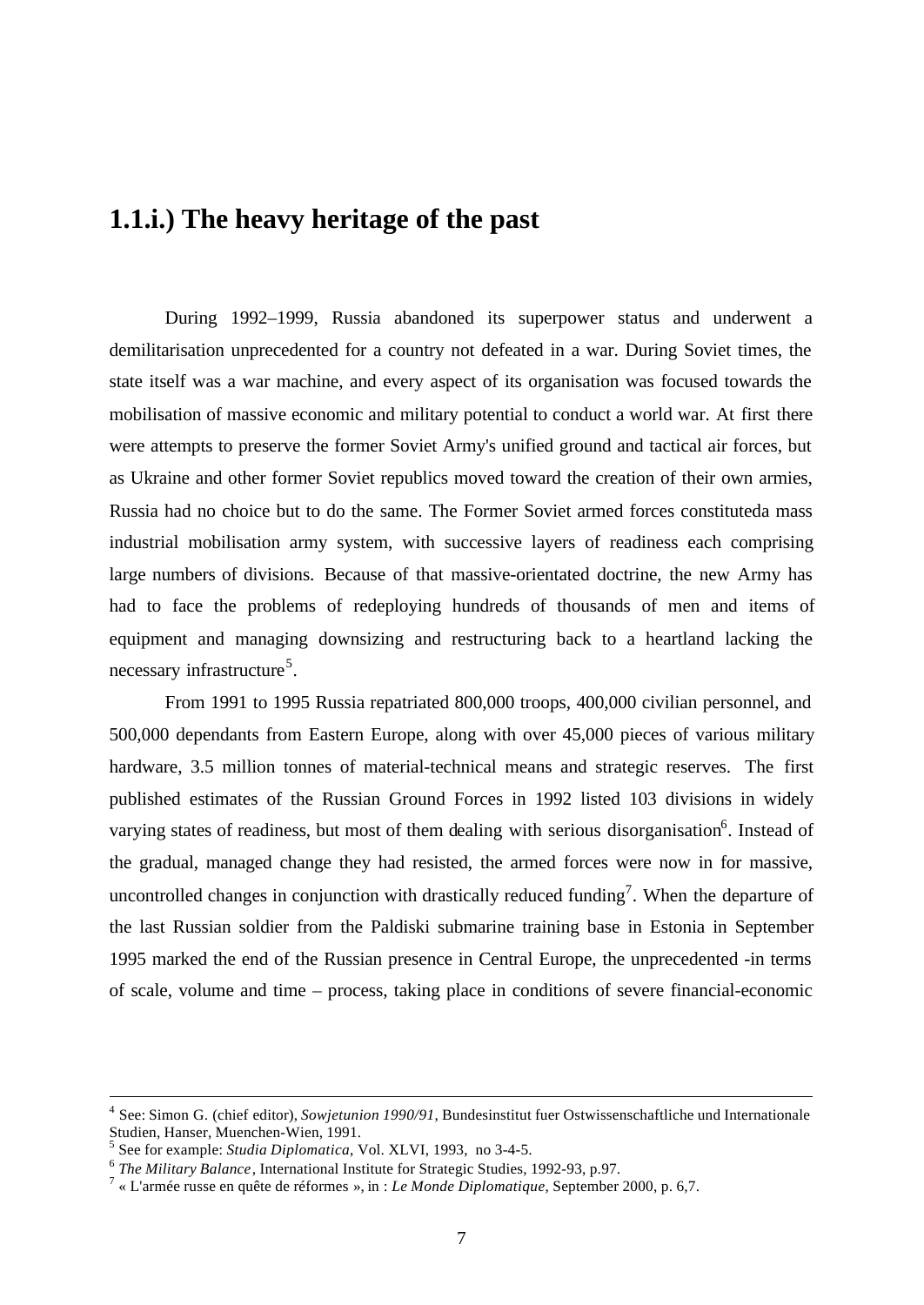## 1.1.i.) The heavy heritage of the past

During 1992–1999, Russia abandoned its superpower status and underwent a demilitarisation unprecedented for a country not defeated in a war. During Soviet times, the state itself was a war machine, and every aspect of its organisation was focused towards the mobilisation of massive economic and military potential to conduct a world war. At first there were attempts to preserve the former Soviet Army's unified ground and tactical air forces, but as Ukraine and other former Soviet republics moved toward the creation of their own armies, Russia had no choice but to do the same. The Former Soviet armed forces constituteda mass industrial mobilisation army system, with successive layers of readiness each comprising large numbers of divisions. Because of that massive-orientated doctrine, the new Army has had to face the problems of redeploying hundreds of thousands of men and items of equipment and managing downsizing and restructuring back to a heartland lacking the necessary infrastructure[5].

From 1991 to 1995 Russia repatriated 800,000 troops, 400,000 civilian personnel, and 500,000 dependants from Eastern Europe, along with over 45,000 pieces of various military hardware, 3.5 million tonnes of material-technical means and strategic reserves. The first published estimates of the Russian Ground Forces in 1992 listed 103 divisions in widely varying states of readiness, but most of them dealing with serious disorganisation[6]. Instead of the gradual, managed change they had resisted, the armed forces were now in for massive, uncontrolled changes in conjunction with drastically reduced funding[7]. When the departure of the last Russian soldier from the Paldiski submarine training base in Estonia in September 1995 marked the end of the Russian presence in Central Europe, the unprecedented -in terms of scale, volume and time – process, taking place in conditions of severe financial-economic

---

[4] See: Simon G. (chief editor), *Sowjetunion 1990/91*, Bundesinstitut fuer Ostwissenschaftliche und Internationale Studien, Hanser, Muenchen-Wien, 1991.

[5] See for example: *Studia Diplomatica*, Vol. XLVI, 1993, no 3-4-5.

[6] *The Military Balance*, International Institute for Strategic Studies, 1992-93, p.97.

[7] « L'armée russe en quête de réformes », in : *Le Monde Diplomatique*, September 2000, p. 6,7.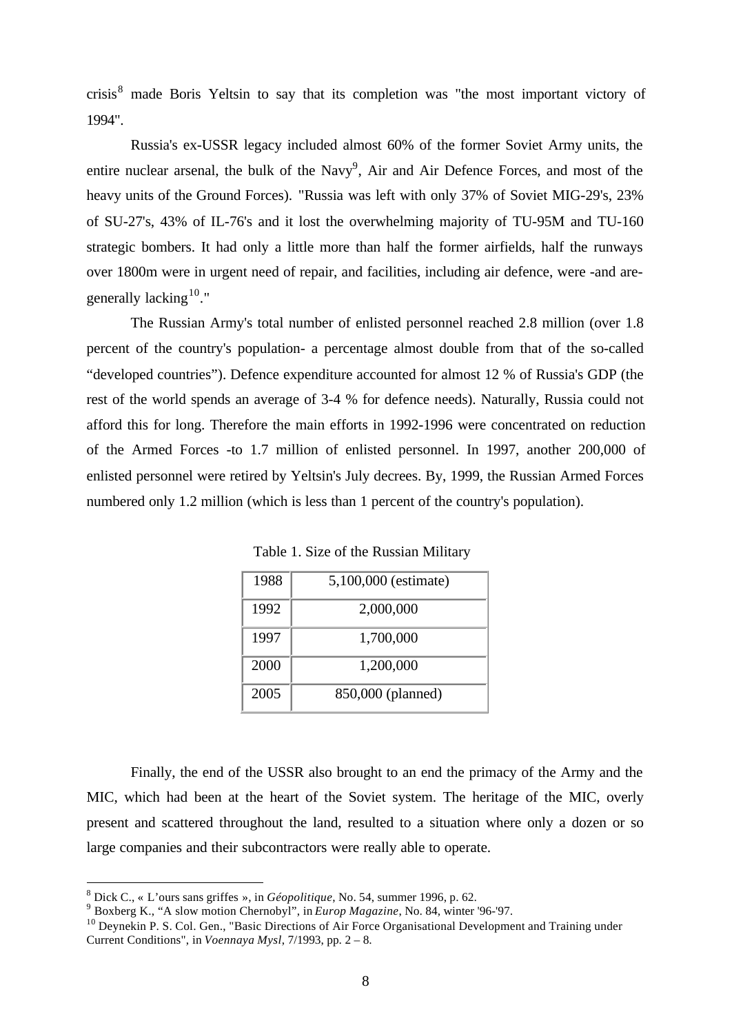crisis[8] made Boris Yeltsin to say that its completion was "the most important victory of 1994".

Russia's ex-USSR legacy included almost 60% of the former Soviet Army units, the entire nuclear arsenal, the bulk of the Navy[9], Air and Air Defence Forces, and most of the heavy units of the Ground Forces). "Russia was left with only 37% of Soviet MIG-29's, 23% of SU-27's, 43% of IL-76's and it lost the overwhelming majority of TU-95M and TU-160 strategic bombers. It had only a little more than half the former airfields, half the runways over 1800m were in urgent need of repair, and facilities, including air defence, were -and are- generally lacking[10]."

The Russian Army's total number of enlisted personnel reached 2.8 million (over 1.8 percent of the country's population- a percentage almost double from that of the so-called "developed countries"). Defence expenditure accounted for almost 12 % of Russia's GDP (the rest of the world spends an average of 3-4 % for defence needs). Naturally, Russia could not afford this for long. Therefore the main efforts in 1992-1996 were concentrated on reduction of the Armed Forces -to 1.7 million of enlisted personnel. In 1997, another 200,000 of enlisted personnel were retired by Yeltsin's July decrees. By, 1999, the Russian Armed Forces numbered only 1.2 million (which is less than 1 percent of the country's population).

Table 1. Size of the Russian Military

| Year | Size |
|---|---|
| 1988 | 5,100,000 (estimate) |
| 1992 | 2,000,000 |
| 1997 | 1,700,000 |
| 2000 | 1,200,000 |
| 2005 | 850,000 (planned) |

Finally, the end of the USSR also brought to an end the primacy of the Army and the MIC, which had been at the heart of the Soviet system. The heritage of the MIC, overly present and scattered throughout the land, resulted to a situation where only a dozen or so large companies and their subcontractors were really able to operate.

---

[8] Dick C., « L'ours sans griffes », in *Géopolitique*, No. 54, summer 1996, p. 62.

[9] Boxberg K., "A slow motion Chernobyl", in *Europ Magazine*, No. 84, winter '96-'97.

[10] Deynekin P. S. Col. Gen., "Basic Directions of Air Force Organisational Development and Training under Current Conditions", in *Voennaya Mysl*, 7/1993, pp. 2 – 8.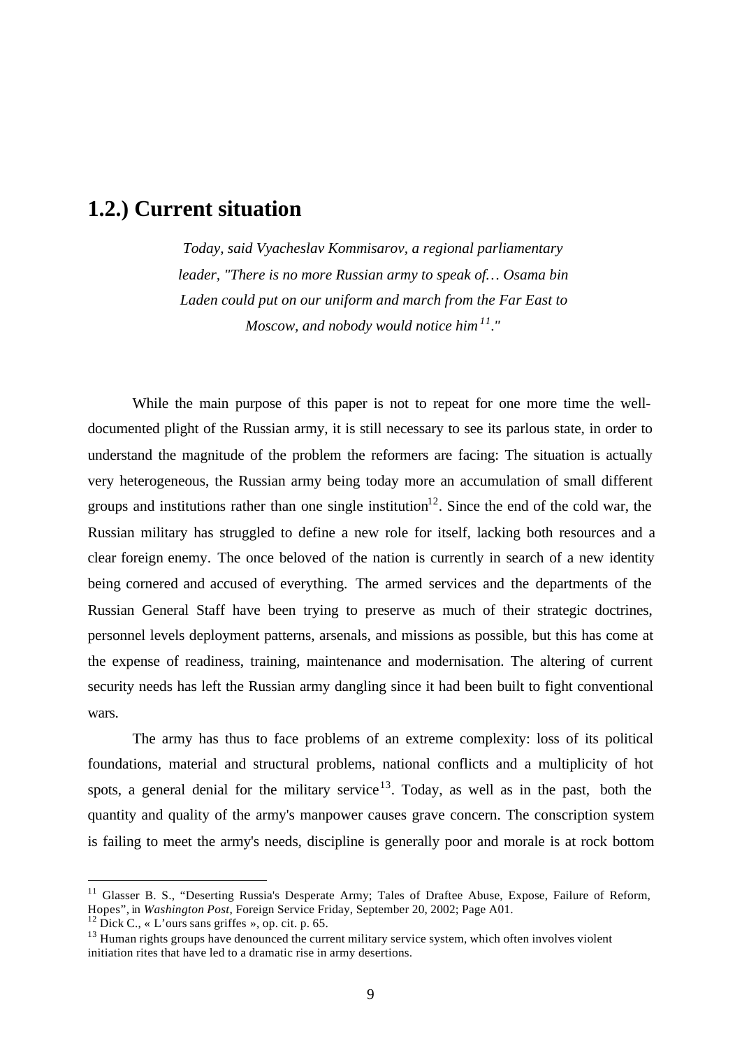## 1.2.) Current situation

> *Today, said Vyacheslav Kommisarov, a regional parliamentary leader, "There is no more Russian army to speak of… Osama bin Laden could put on our uniform and march from the Far East to Moscow, and nobody would notice him[11]."*

While the main purpose of this paper is not to repeat for one more time the well-documented plight of the Russian army, it is still necessary to see its parlous state, in order to understand the magnitude of the problem the reformers are facing: The situation is actually very heterogeneous, the Russian army being today more an accumulation of small different groups and institutions rather than one single institution[12]. Since the end of the cold war, the Russian military has struggled to define a new role for itself, lacking both resources and a clear foreign enemy. The once beloved of the nation is currently in search of a new identity being cornered and accused of everything. The armed services and the departments of the Russian General Staff have been trying to preserve as much of their strategic doctrines, personnel levels deployment patterns, arsenals, and missions as possible, but this has come at the expense of readiness, training, maintenance and modernisation. The altering of current security needs has left the Russian army dangling since it had been built to fight conventional wars.

The army has thus to face problems of an extreme complexity: loss of its political foundations, material and structural problems, national conflicts and a multiplicity of hot spots, a general denial for the military service[13]. Today, as well as in the past, both the quantity and quality of the army's manpower causes grave concern. The conscription system is failing to meet the army's needs, discipline is generally poor and morale is at rock bottom

---

[11] Glasser B. S., "Deserting Russia's Desperate Army; Tales of Draftee Abuse, Expose, Failure of Reform, Hopes", in *Washington Post*, Foreign Service Friday, September 20, 2002; Page A01.

[12] Dick C., « L'ours sans griffes », op. cit. p. 65.

[13] Human rights groups have denounced the current military service system, which often involves violent initiation rites that have led to a dramatic rise in army desertions.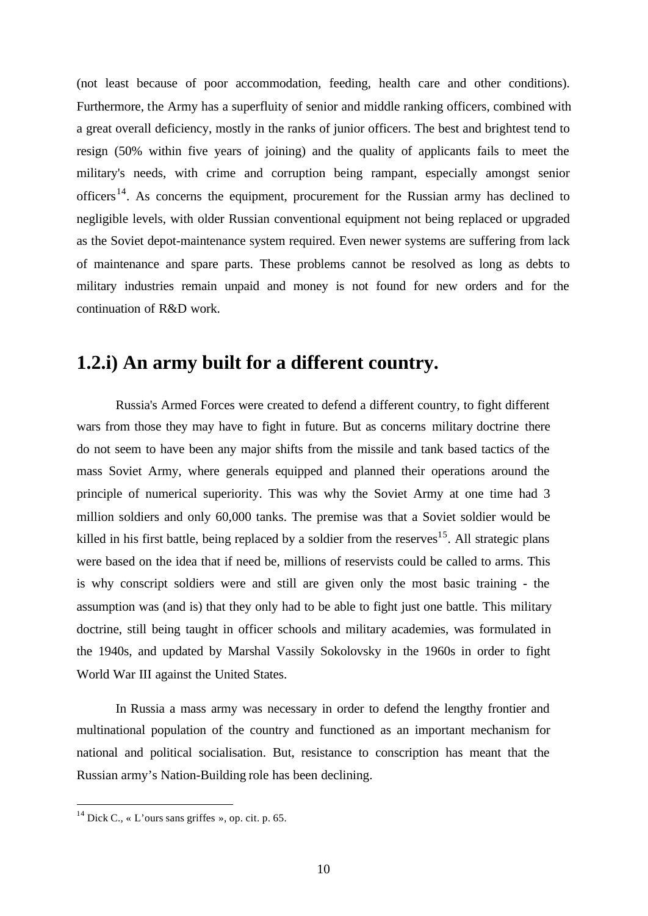(not least because of poor accommodation, feeding, health care and other conditions). Furthermore, the Army has a superfluity of senior and middle ranking officers, combined with a great overall deficiency, mostly in the ranks of junior officers. The best and brightest tend to resign (50% within five years of joining) and the quality of applicants fails to meet the military's needs, with crime and corruption being rampant, especially amongst senior officers[14]. As concerns the equipment, procurement for the Russian army has declined to negligible levels, with older Russian conventional equipment not being replaced or upgraded as the Soviet depot-maintenance system required. Even newer systems are suffering from lack of maintenance and spare parts. These problems cannot be resolved as long as debts to military industries remain unpaid and money is not found for new orders and for the continuation of R&D work.

## 1.2.i) An army built for a different country.

Russia's Armed Forces were created to defend a different country, to fight different wars from those they may have to fight in future. But as concerns military doctrine there do not seem to have been any major shifts from the missile and tank based tactics of the mass Soviet Army, where generals equipped and planned their operations around the principle of numerical superiority. This was why the Soviet Army at one time had 3 million soldiers and only 60,000 tanks. The premise was that a Soviet soldier would be killed in his first battle, being replaced by a soldier from the reserves[15]. All strategic plans were based on the idea that if need be, millions of reservists could be called to arms. This is why conscript soldiers were and still are given only the most basic training - the assumption was (and is) that they only had to be able to fight just one battle. This military doctrine, still being taught in officer schools and military academies, was formulated in the 1940s, and updated by Marshal Vassily Sokolovsky in the 1960s in order to fight World War III against the United States.

In Russia a mass army was necessary in order to defend the lengthy frontier and multinational population of the country and functioned as an important mechanism for national and political socialisation. But, resistance to conscription has meant that the Russian army's Nation-Building role has been declining.

---

[14] Dick C., « L'ours sans griffes », op. cit. p. 65.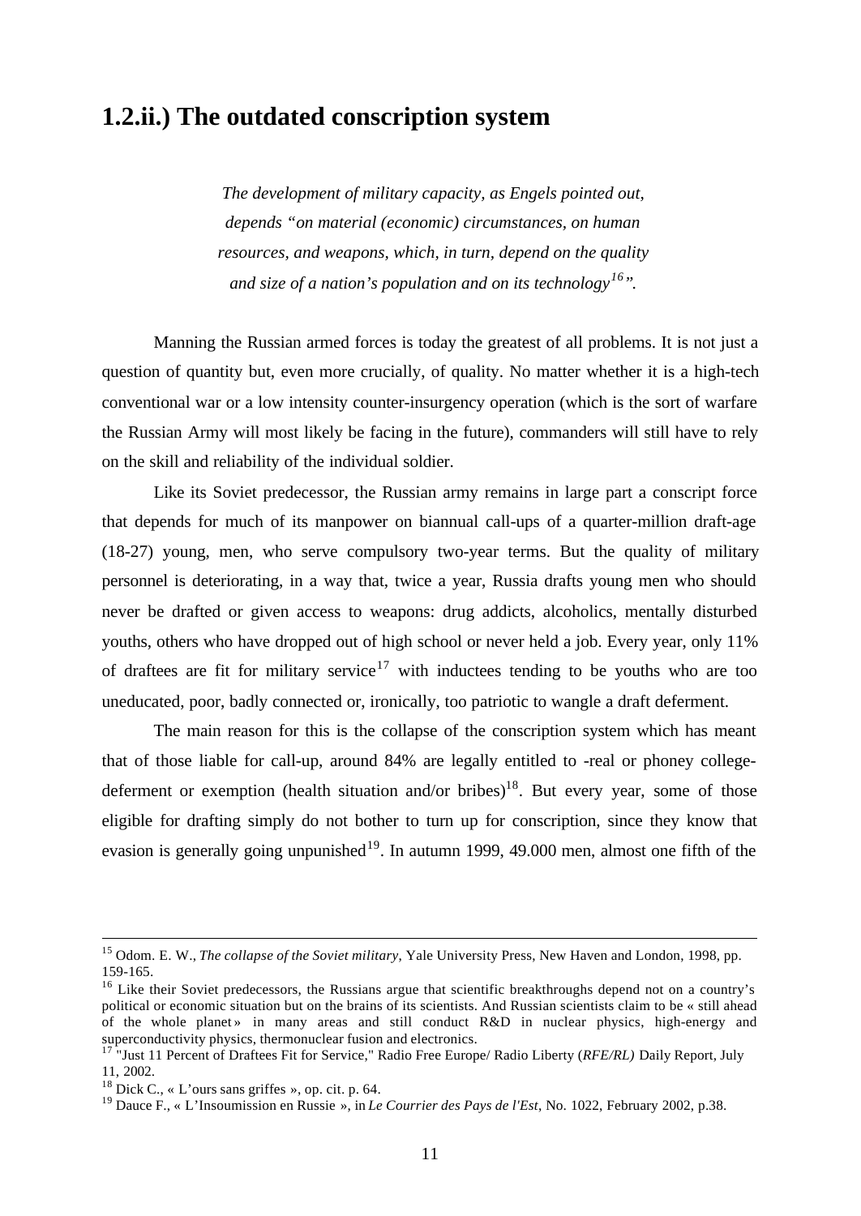## 1.2.ii.) The outdated conscription system

> *The development of military capacity, as Engels pointed out, depends "on material (economic) circumstances, on human resources, and weapons, which, in turn, depend on the quality and size of a nation's population and on its technology[16]".*

Manning the Russian armed forces is today the greatest of all problems. It is not just a question of quantity but, even more crucially, of quality. No matter whether it is a high-tech conventional war or a low intensity counter-insurgency operation (which is the sort of warfare the Russian Army will most likely be facing in the future), commanders will still have to rely on the skill and reliability of the individual soldier.

Like its Soviet predecessor, the Russian army remains in large part a conscript force that depends for much of its manpower on biannual call-ups of a quarter-million draft-age (18-27) young, men, who serve compulsory two-year terms. But the quality of military personnel is deteriorating, in a way that, twice a year, Russia drafts young men who should never be drafted or given access to weapons: drug addicts, alcoholics, mentally disturbed youths, others who have dropped out of high school or never held a job. Every year, only 11% of draftees are fit for military service[17] with inductees tending to be youths who are too uneducated, poor, badly connected or, ironically, too patriotic to wangle a draft deferment.

The main reason for this is the collapse of the conscription system which has meant that of those liable for call-up, around 84% are legally entitled to -real or phoney college-deferment or exemption (health situation and/or bribes)[18]. But every year, some of those eligible for drafting simply do not bother to turn up for conscription, since they know that evasion is generally going unpunished[19]. In autumn 1999, 49.000 men, almost one fifth of the

---

[15] Odom. E. W., *The collapse of the Soviet military,* Yale University Press, New Haven and London, 1998, pp. 159-165.

[16] Like their Soviet predecessors, the Russians argue that scientific breakthroughs depend not on a country's political or economic situation but on the brains of its scientists. And Russian scientists claim to be « still ahead of the whole planet » in many areas and still conduct R&D in nuclear physics, high-energy and superconductivity physics, thermonuclear fusion and electronics.

[17] "Just 11 Percent of Draftees Fit for Service," Radio Free Europe/ Radio Liberty (*RFE/RL)* Daily Report, July 11, 2002.

[18] Dick C., « L'ours sans griffes », op. cit. p. 64.

[19] Dauce F., « L'Insoumission en Russie », in *Le Courrier des Pays de l'Est*, No. 1022, February 2002, p.38.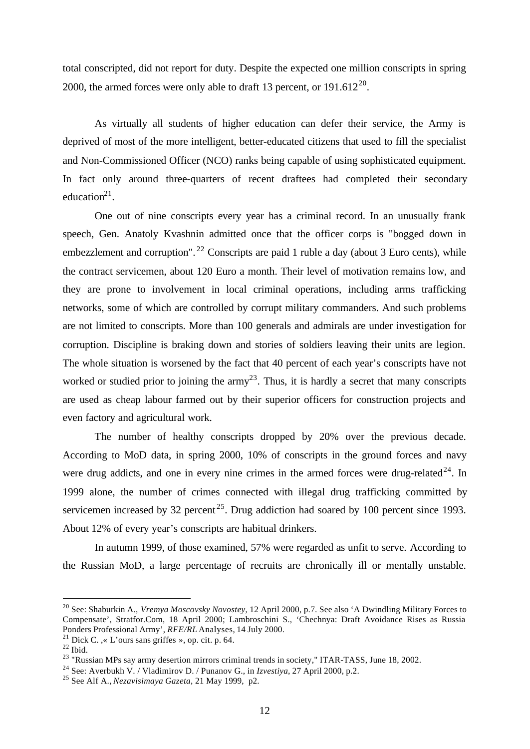total conscripted, did not report for duty. Despite the expected one million conscripts in spring 2000, the armed forces were only able to draft 13 percent, or 191.612[20].

As virtually all students of higher education can defer their service, the Army is deprived of most of the more intelligent, better-educated citizens that used to fill the specialist and Non-Commissioned Officer (NCO) ranks being capable of using sophisticated equipment. In fact only around three-quarters of recent draftees had completed their secondary education[21].

One out of nine conscripts every year has a criminal record. In an unusually frank speech, Gen. Anatoly Kvashnin admitted once that the officer corps is "bogged down in embezzlement and corruption".[22] Conscripts are paid 1 ruble a day (about 3 Euro cents), while the contract servicemen, about 120 Euro a month. Their level of motivation remains low, and they are prone to involvement in local criminal operations, including arms trafficking networks, some of which are controlled by corrupt military commanders. And such problems are not limited to conscripts. More than 100 generals and admirals are under investigation for corruption. Discipline is braking down and stories of soldiers leaving their units are legion. The whole situation is worsened by the fact that 40 percent of each year's conscripts have not worked or studied prior to joining the army[23]. Thus, it is hardly a secret that many conscripts are used as cheap labour farmed out by their superior officers for construction projects and even factory and agricultural work.

The number of healthy conscripts dropped by 20% over the previous decade. According to MoD data, in spring 2000, 10% of conscripts in the ground forces and navy were drug addicts, and one in every nine crimes in the armed forces were drug-related[24]. In 1999 alone, the number of crimes connected with illegal drug trafficking committed by servicemen increased by 32 percent[25]. Drug addiction had soared by 100 percent since 1993. About 12% of every year's conscripts are habitual drinkers.

In autumn 1999, of those examined, 57% were regarded as unfit to serve. According to the Russian MoD, a large percentage of recruits are chronically ill or mentally unstable.

---

[20] See: Shaburkin A., *Vremya Moscovsky Novostey*, 12 April 2000, p.7. See also 'A Dwindling Military Forces to Compensate', Stratfor.Com, 18 April 2000; Lambroschini S., 'Chechnya: Draft Avoidance Rises as Russia Ponders Professional Army', *RFE/RL* Analyses, 14 July 2000.

[21] Dick C. ,« L'ours sans griffes », op. cit. p. 64.

[22] Ibid.

[23] "Russian MPs say army desertion mirrors criminal trends in society," ITAR-TASS, June 18, 2002.

[24] See: Averbukh V. / Vladimirov D. / Punanov G., in *Izvestiya*, 27 April 2000, p.2.

[25] See Alf A., *Nezavisimaya Gazeta*, 21 May 1999, p2.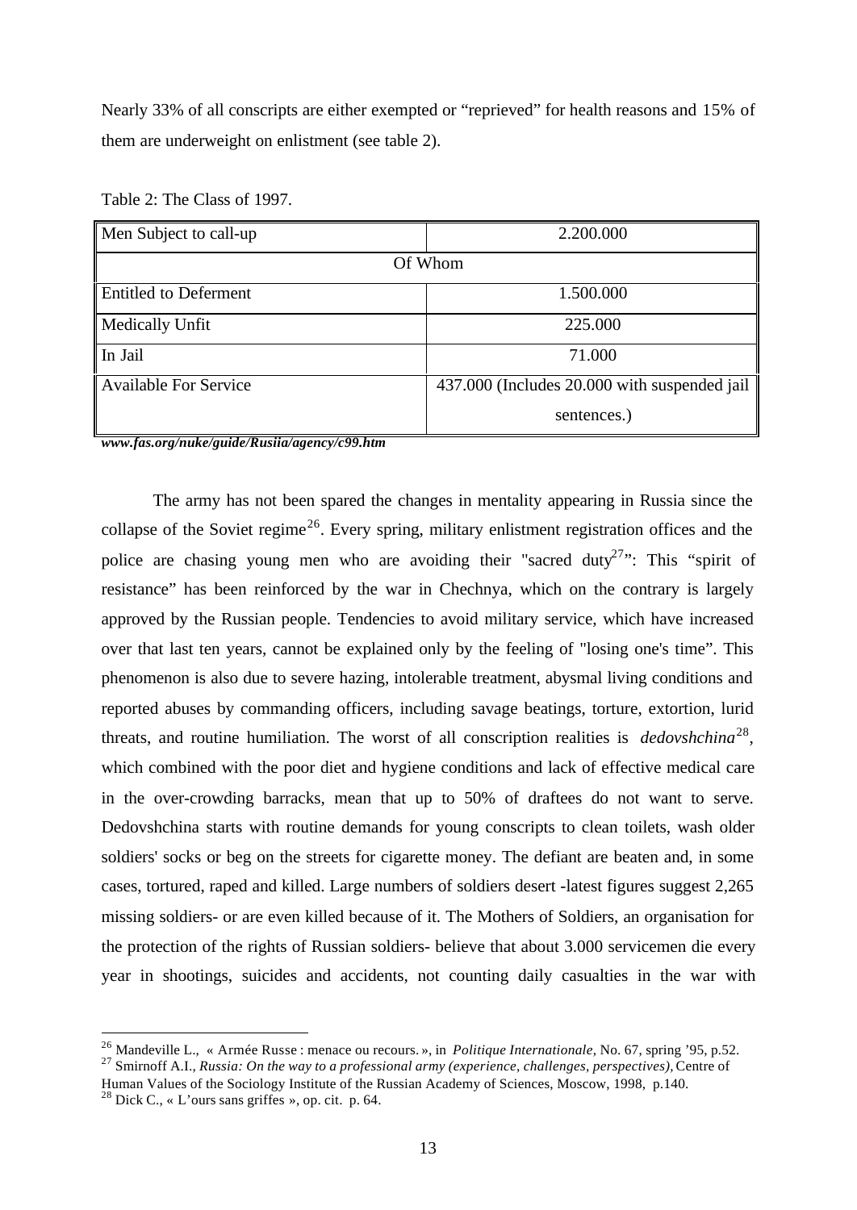Nearly 33% of all conscripts are either exempted or "reprieved" for health reasons and 15% of them are underweight on enlistment (see table 2).

Table 2: The Class of 1997.

| Men Subject to call-up | 2.200.000 |
|---|---|
| Of Whom | |
| Entitled to Deferment | 1.500.000 |
| Medically Unfit | 225.000 |
| In Jail | 71.000 |
| Available For Service | 437.000 (Includes 20.000 with suspended jail sentences.) |

***www.fas.org/nuke/guide/Rusiia/agency/c99.htm***

The army has not been spared the changes in mentality appearing in Russia since the collapse of the Soviet regime[26]. Every spring, military enlistment registration offices and the police are chasing young men who are avoiding their "sacred duty[27]": This "spirit of resistance" has been reinforced by the war in Chechnya, which on the contrary is largely approved by the Russian people. Tendencies to avoid military service, which have increased over that last ten years, cannot be explained only by the feeling of "losing one's time". This phenomenon is also due to severe hazing, intolerable treatment, abysmal living conditions and reported abuses by commanding officers, including savage beatings, torture, extortion, lurid threats, and routine humiliation. The worst of all conscription realities is *dedovshchina*[28], which combined with the poor diet and hygiene conditions and lack of effective medical care in the over-crowding barracks, mean that up to 50% of draftees do not want to serve. Dedovshchina starts with routine demands for young conscripts to clean toilets, wash older soldiers' socks or beg on the streets for cigarette money. The defiant are beaten and, in some cases, tortured, raped and killed. Large numbers of soldiers desert -latest figures suggest 2,265 missing soldiers- or are even killed because of it. The Mothers of Soldiers, an organisation for the protection of the rights of Russian soldiers- believe that about 3.000 servicemen die every year in shootings, suicides and accidents, not counting daily casualties in the war with

---

[26] Mandeville L., « Armée Russe : menace ou recours. », in *Politique Internationale*, No. 67, spring '95, p.52.

[27] Smirnoff A.I., *Russia: On the way to a professional army (experience, challenges, perspectives)*, Centre of Human Values of the Sociology Institute of the Russian Academy of Sciences, Moscow, 1998, p.140.

[28] Dick C., « L'ours sans griffes », op. cit. p. 64.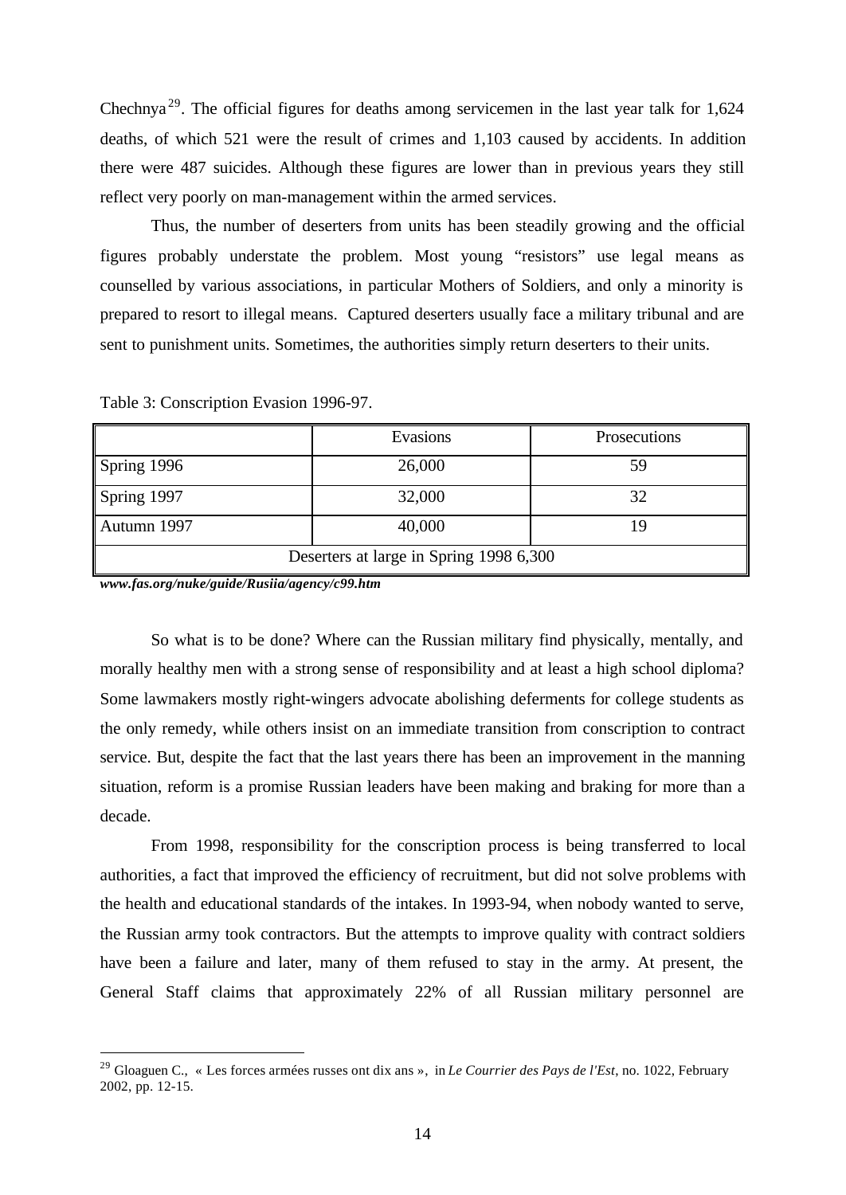Chechnya[29]. The official figures for deaths among servicemen in the last year talk for 1,624 deaths, of which 521 were the result of crimes and 1,103 caused by accidents. In addition there were 487 suicides. Although these figures are lower than in previous years they still reflect very poorly on man-management within the armed services.

Thus, the number of deserters from units has been steadily growing and the official figures probably understate the problem. Most young "resistors" use legal means as counselled by various associations, in particular Mothers of Soldiers, and only a minority is prepared to resort to illegal means. Captured deserters usually face a military tribunal and are sent to punishment units. Sometimes, the authorities simply return deserters to their units.

Table 3: Conscription Evasion 1996-97.

| | Evasions | Prosecutions |
|---|---|---|
| Spring 1996 | 26,000 | 59 |
| Spring 1997 | 32,000 | 32 |
| Autumn 1997 | 40,000 | 19 |
| Deserters at large in Spring 1998 6,300 | | |

***www.fas.org/nuke/guide/Rusiia/agency/c99.htm***

So what is to be done? Where can the Russian military find physically, mentally, and morally healthy men with a strong sense of responsibility and at least a high school diploma? Some lawmakers mostly right-wingers advocate abolishing deferments for college students as the only remedy, while others insist on an immediate transition from conscription to contract service. But, despite the fact that the last years there has been an improvement in the manning situation, reform is a promise Russian leaders have been making and braking for more than a decade.

From 1998, responsibility for the conscription process is being transferred to local authorities, a fact that improved the efficiency of recruitment, but did not solve problems with the health and educational standards of the intakes. In 1993-94, when nobody wanted to serve, the Russian army took contractors. But the attempts to improve quality with contract soldiers have been a failure and later, many of them refused to stay in the army. At present, the General Staff claims that approximately 22% of all Russian military personnel are

[29] Gloaguen C., « Les forces armées russes ont dix ans », in *Le Courrier des Pays de l'Est*, no. 1022, February 2002, pp. 12-15.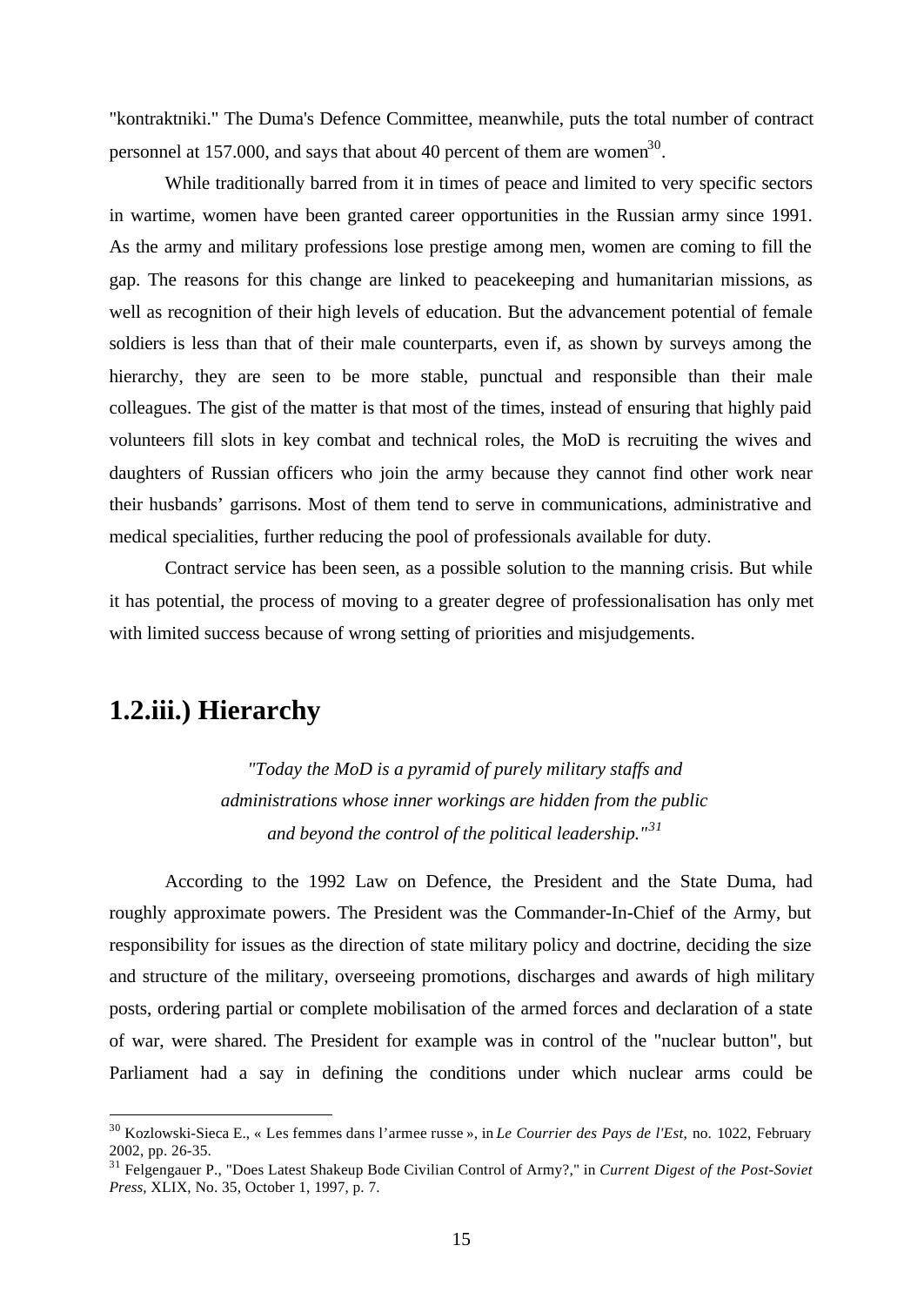"kontraktniki." The Duma's Defence Committee, meanwhile, puts the total number of contract personnel at 157.000, and says that about 40 percent of them are women[30].

While traditionally barred from it in times of peace and limited to very specific sectors in wartime, women have been granted career opportunities in the Russian army since 1991. As the army and military professions lose prestige among men, women are coming to fill the gap. The reasons for this change are linked to peacekeeping and humanitarian missions, as well as recognition of their high levels of education. But the advancement potential of female soldiers is less than that of their male counterparts, even if, as shown by surveys among the hierarchy, they are seen to be more stable, punctual and responsible than their male colleagues. The gist of the matter is that most of the times, instead of ensuring that highly paid volunteers fill slots in key combat and technical roles, the MoD is recruiting the wives and daughters of Russian officers who join the army because they cannot find other work near their husbands' garrisons. Most of them tend to serve in communications, administrative and medical specialities, further reducing the pool of professionals available for duty.

Contract service has been seen, as a possible solution to the manning crisis. But while it has potential, the process of moving to a greater degree of professionalisation has only met with limited success because of wrong setting of priorities and misjudgements.

## 1.2.iii.) Hierarchy

> *"Today the MoD is a pyramid of purely military staffs and administrations whose inner workings are hidden from the public and beyond the control of the political leadership."*[31]

According to the 1992 Law on Defence, the President and the State Duma, had roughly approximate powers. The President was the Commander-In-Chief of the Army, but responsibility for issues as the direction of state military policy and doctrine, deciding the size and structure of the military, overseeing promotions, discharges and awards of high military posts, ordering partial or complete mobilisation of the armed forces and declaration of a state of war, were shared. The President for example was in control of the "nuclear button", but Parliament had a say in defining the conditions under which nuclear arms could be

---

[30] Kozlowski-Sieca E., « Les femmes dans l'armee russe », in *Le Courrier des Pays de l'Est*, no. 1022, February 2002, pp. 26-35.

[31] Felgengauer P., "Does Latest Shakeup Bode Civilian Control of Army?," in *Current Digest of the Post-Soviet Press*, XLIX, No. 35, October 1, 1997, p. 7.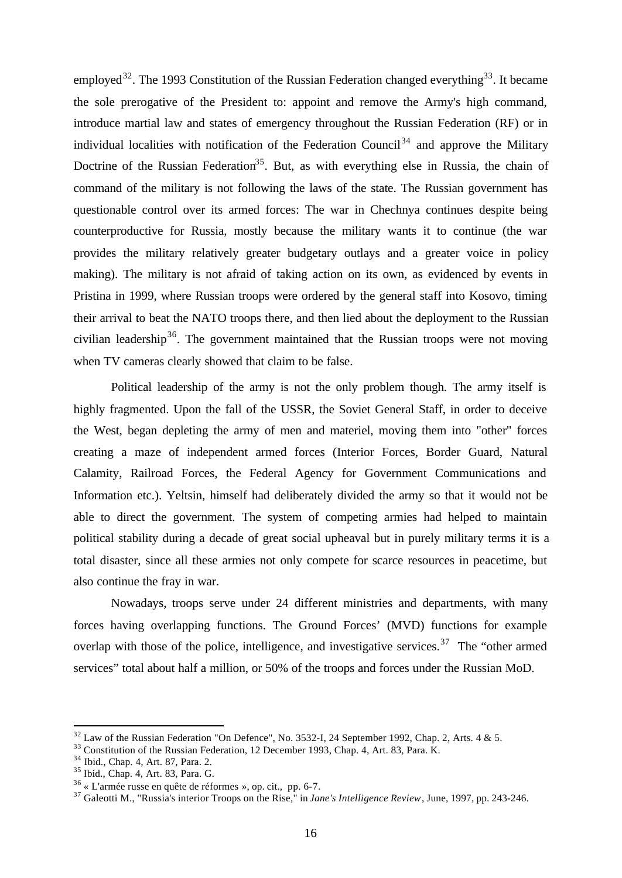employed[32]. The 1993 Constitution of the Russian Federation changed everything[33]. It became the sole prerogative of the President to: appoint and remove the Army's high command, introduce martial law and states of emergency throughout the Russian Federation (RF) or in individual localities with notification of the Federation Council[34] and approve the Military Doctrine of the Russian Federation[35]. But, as with everything else in Russia, the chain of command of the military is not following the laws of the state. The Russian government has questionable control over its armed forces: The war in Chechnya continues despite being counterproductive for Russia, mostly because the military wants it to continue (the war provides the military relatively greater budgetary outlays and a greater voice in policy making). The military is not afraid of taking action on its own, as evidenced by events in Pristina in 1999, where Russian troops were ordered by the general staff into Kosovo, timing their arrival to beat the NATO troops there, and then lied about the deployment to the Russian civilian leadership[36]. The government maintained that the Russian troops were not moving when TV cameras clearly showed that claim to be false.

Political leadership of the army is not the only problem though. The army itself is highly fragmented. Upon the fall of the USSR, the Soviet General Staff, in order to deceive the West, began depleting the army of men and materiel, moving them into "other" forces creating a maze of independent armed forces (Interior Forces, Border Guard, Natural Calamity, Railroad Forces, the Federal Agency for Government Communications and Information etc.). Yeltsin, himself had deliberately divided the army so that it would not be able to direct the government. The system of competing armies had helped to maintain political stability during a decade of great social upheaval but in purely military terms it is a total disaster, since all these armies not only compete for scarce resources in peacetime, but also continue the fray in war.

Nowadays, troops serve under 24 different ministries and departments, with many forces having overlapping functions. The Ground Forces' (MVD) functions for example overlap with those of the police, intelligence, and investigative services.[37] The "other armed services" total about half a million, or 50% of the troops and forces under the Russian MoD.

---

[32] Law of the Russian Federation "On Defence", No. 3532-I, 24 September 1992, Chap. 2, Arts. 4 & 5.
[33] Constitution of the Russian Federation, 12 December 1993, Chap. 4, Art. 83, Para. K.
[34] Ibid., Chap. 4, Art. 87, Para. 2.
[35] Ibid., Chap. 4, Art. 83, Para. G.
[36] « L'armée russe en quête de réformes », op. cit., pp. 6-7.
[37] Galeotti M., "Russia's interior Troops on the Rise," in *Jane's Intelligence Review*, June, 1997, pp. 243-246.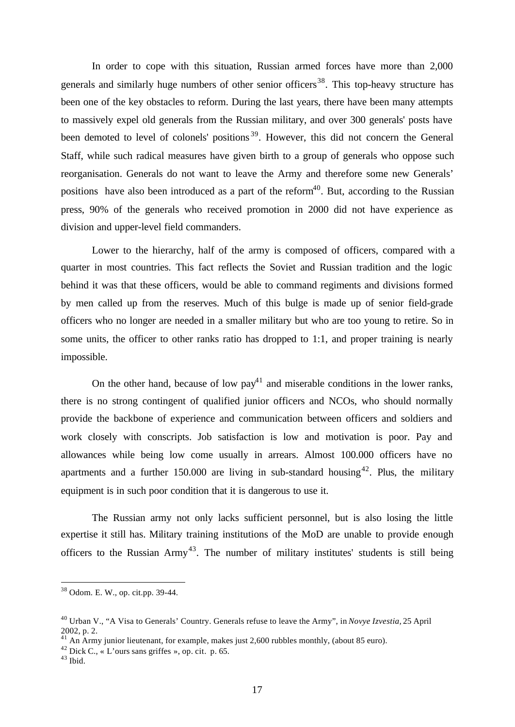In order to cope with this situation, Russian armed forces have more than 2,000 generals and similarly huge numbers of other senior officers[38]. This top-heavy structure has been one of the key obstacles to reform. During the last years, there have been many attempts to massively expel old generals from the Russian military, and over 300 generals' posts have been demoted to level of colonels' positions[39]. However, this did not concern the General Staff, while such radical measures have given birth to a group of generals who oppose such reorganisation. Generals do not want to leave the Army and therefore some new Generals' positions have also been introduced as a part of the reform[40]. But, according to the Russian press, 90% of the generals who received promotion in 2000 did not have experience as division and upper-level field commanders.

Lower to the hierarchy, half of the army is composed of officers, compared with a quarter in most countries. This fact reflects the Soviet and Russian tradition and the logic behind it was that these officers, would be able to command regiments and divisions formed by men called up from the reserves. Much of this bulge is made up of senior field-grade officers who no longer are needed in a smaller military but who are too young to retire. So in some units, the officer to other ranks ratio has dropped to 1:1, and proper training is nearly impossible.

On the other hand, because of low pay[41] and miserable conditions in the lower ranks, there is no strong contingent of qualified junior officers and NCOs, who should normally provide the backbone of experience and communication between officers and soldiers and work closely with conscripts. Job satisfaction is low and motivation is poor. Pay and allowances while being low come usually in arrears. Almost 100.000 officers have no apartments and a further 150.000 are living in sub-standard housing[42]. Plus, the military equipment is in such poor condition that it is dangerous to use it.

The Russian army not only lacks sufficient personnel, but is also losing the little expertise it still has. Military training institutions of the MoD are unable to provide enough officers to the Russian Army[43]. The number of military institutes' students is still being

---

[38] Odom. E. W., op. cit.pp. 39-44.

[40] Urban V., "A Visa to Generals' Country. Generals refuse to leave the Army", in *Novye Izvestia*, 25 April 2002, p. 2.

[41] An Army junior lieutenant, for example, makes just 2,600 rubbles monthly, (about 85 euro).

[42] Dick C., « L'ours sans griffes », op. cit. p. 65.

[43] Ibid.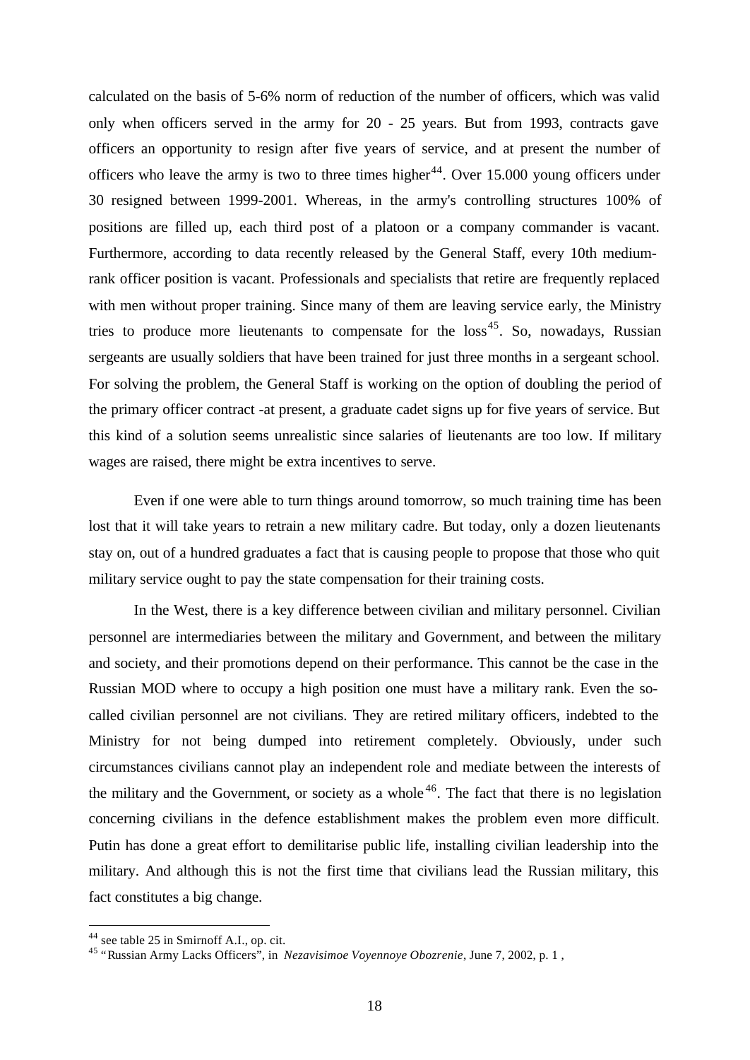calculated on the basis of 5-6% norm of reduction of the number of officers, which was valid only when officers served in the army for 20 - 25 years. But from 1993, contracts gave officers an opportunity to resign after five years of service, and at present the number of officers who leave the army is two to three times higher[44]. Over 15.000 young officers under 30 resigned between 1999-2001. Whereas, in the army's controlling structures 100% of positions are filled up, each third post of a platoon or a company commander is vacant. Furthermore, according to data recently released by the General Staff, every 10th medium-rank officer position is vacant. Professionals and specialists that retire are frequently replaced with men without proper training. Since many of them are leaving service early, the Ministry tries to produce more lieutenants to compensate for the loss[45]. So, nowadays, Russian sergeants are usually soldiers that have been trained for just three months in a sergeant school. For solving the problem, the General Staff is working on the option of doubling the period of the primary officer contract -at present, a graduate cadet signs up for five years of service. But this kind of a solution seems unrealistic since salaries of lieutenants are too low. If military wages are raised, there might be extra incentives to serve.

Even if one were able to turn things around tomorrow, so much training time has been lost that it will take years to retrain a new military cadre. But today, only a dozen lieutenants stay on, out of a hundred graduates a fact that is causing people to propose that those who quit military service ought to pay the state compensation for their training costs.

In the West, there is a key difference between civilian and military personnel. Civilian personnel are intermediaries between the military and Government, and between the military and society, and their promotions depend on their performance. This cannot be the case in the Russian MOD where to occupy a high position one must have a military rank. Even the so-called civilian personnel are not civilians. They are retired military officers, indebted to the Ministry for not being dumped into retirement completely. Obviously, under such circumstances civilians cannot play an independent role and mediate between the interests of the military and the Government, or society as a whole[46]. The fact that there is no legislation concerning civilians in the defence establishment makes the problem even more difficult. Putin has done a great effort to demilitarise public life, installing civilian leadership into the military. And although this is not the first time that civilians lead the Russian military, this fact constitutes a big change.

---

[44] see table 25 in Smirnoff A.I., op. cit.

[45] "Russian Army Lacks Officers", in *Nezavisimoe Voyennoye Obozrenie*, June 7, 2002, p. 1 ,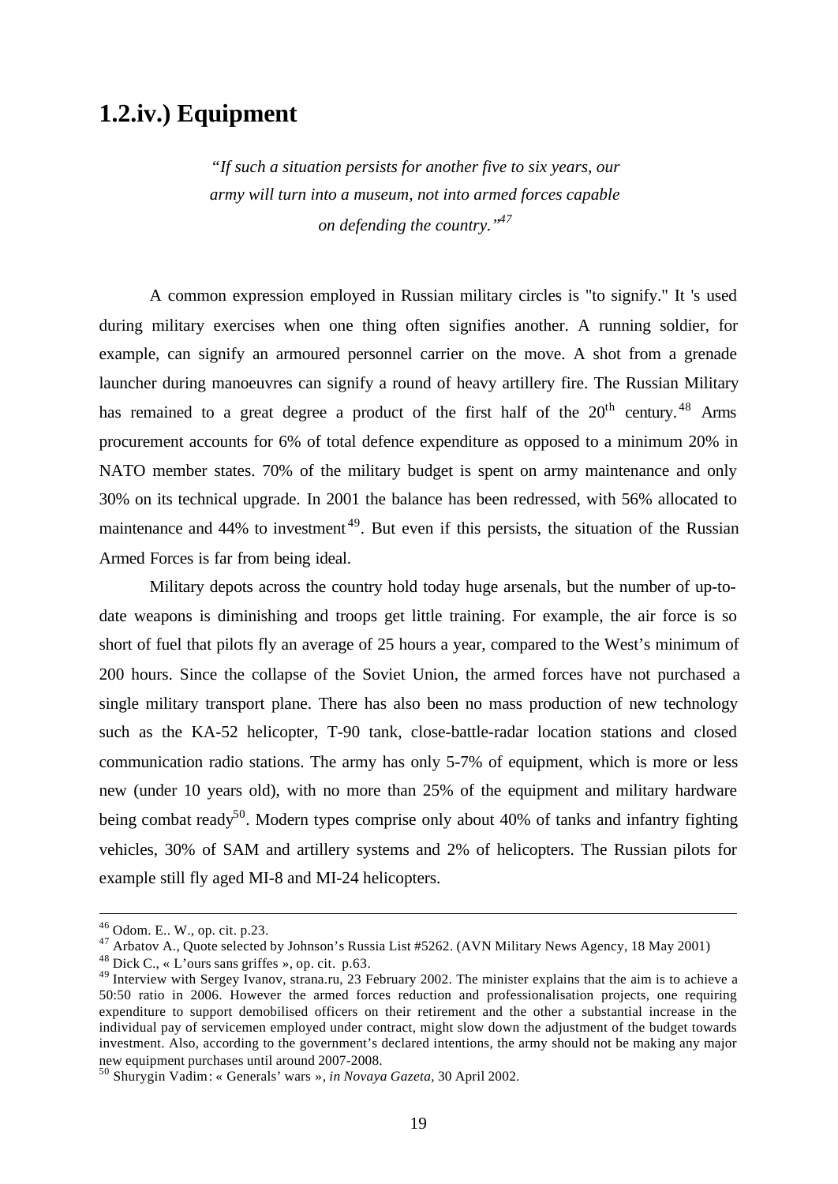## 1.2.iv.) Equipment

> *"If such a situation persists for another five to six years, our army will turn into a museum, not into armed forces capable on defending the country."*[47]

A common expression employed in Russian military circles is "to signify." It 's used during military exercises when one thing often signifies another. A running soldier, for example, can signify an armoured personnel carrier on the move. A shot from a grenade launcher during manoeuvres can signify a round of heavy artillery fire. The Russian Military has remained to a great degree a product of the first half of the 20th century.[48] Arms procurement accounts for 6% of total defence expenditure as opposed to a minimum 20% in NATO member states. 70% of the military budget is spent on army maintenance and only 30% on its technical upgrade. In 2001 the balance has been redressed, with 56% allocated to maintenance and 44% to investment[49]. But even if this persists, the situation of the Russian Armed Forces is far from being ideal.

Military depots across the country hold today huge arsenals, but the number of up-to-date weapons is diminishing and troops get little training. For example, the air force is so short of fuel that pilots fly an average of 25 hours a year, compared to the West's minimum of 200 hours. Since the collapse of the Soviet Union, the armed forces have not purchased a single military transport plane. There has also been no mass production of new technology such as the KA-52 helicopter, T-90 tank, close-battle-radar location stations and closed communication radio stations. The army has only 5-7% of equipment, which is more or less new (under 10 years old), with no more than 25% of the equipment and military hardware being combat ready[50]. Modern types comprise only about 40% of tanks and infantry fighting vehicles, 30% of SAM and artillery systems and 2% of helicopters. The Russian pilots for example still fly aged MI-8 and MI-24 helicopters.

---

[46] Odom. E.. W., op. cit. p.23.

[47] Arbatov A., Quote selected by Johnson's Russia List #5262. (AVN Military News Agency, 18 May 2001)

[48] Dick C., « L'ours sans griffes », op. cit. p.63.

[49] Interview with Sergey Ivanov, strana.ru, 23 February 2002. The minister explains that the aim is to achieve a 50:50 ratio in 2006. However the armed forces reduction and professionalisation projects, one requiring expenditure to support demobilised officers on their retirement and the other a substantial increase in the individual pay of servicemen employed under contract, might slow down the adjustment of the budget towards investment. Also, according to the government's declared intentions, the army should not be making any major new equipment purchases until around 2007-2008.

[50] Shurygin Vadim: « Generals' wars », *in Novaya Gazeta*, 30 April 2002.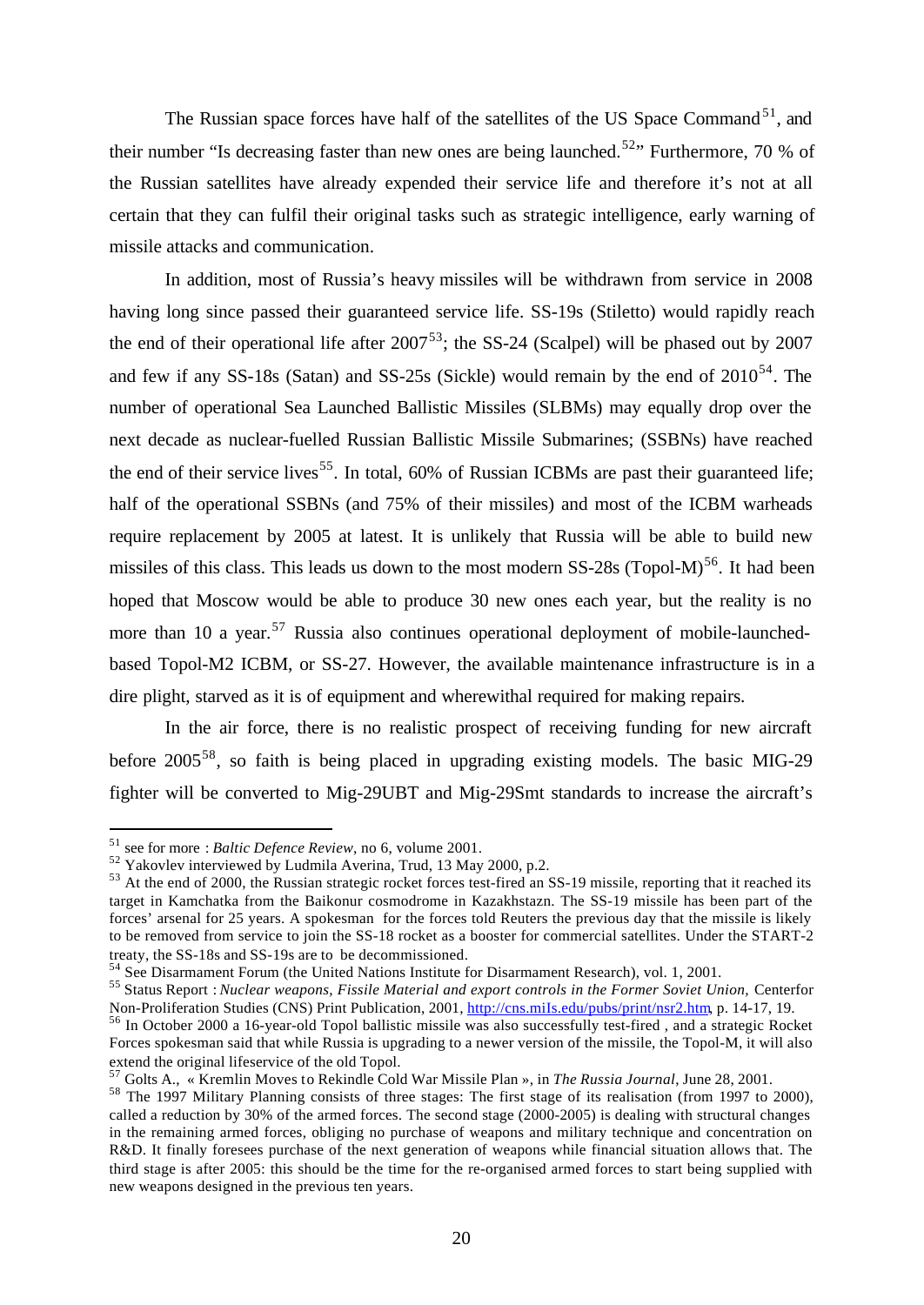The Russian space forces have half of the satellites of the US Space Command[51], and their number "Is decreasing faster than new ones are being launched.[52]" Furthermore, 70 % of the Russian satellites have already expended their service life and therefore it's not at all certain that they can fulfil their original tasks such as strategic intelligence, early warning of missile attacks and communication.

In addition, most of Russia's heavy missiles will be withdrawn from service in 2008 having long since passed their guaranteed service life. SS-19s (Stiletto) would rapidly reach the end of their operational life after 2007[53]; the SS-24 (Scalpel) will be phased out by 2007 and few if any SS-18s (Satan) and SS-25s (Sickle) would remain by the end of 2010[54]. The number of operational Sea Launched Ballistic Missiles (SLBMs) may equally drop over the next decade as nuclear-fuelled Russian Ballistic Missile Submarines; (SSBNs) have reached the end of their service lives[55]. In total, 60% of Russian ICBMs are past their guaranteed life; half of the operational SSBNs (and 75% of their missiles) and most of the ICBM warheads require replacement by 2005 at latest. It is unlikely that Russia will be able to build new missiles of this class. This leads us down to the most modern SS-28s (Topol-M)[56]. It had been hoped that Moscow would be able to produce 30 new ones each year, but the reality is no more than 10 a year.[57] Russia also continues operational deployment of mobile-launched-based Topol-M2 ICBM, or SS-27. However, the available maintenance infrastructure is in a dire plight, starved as it is of equipment and wherewithal required for making repairs.

In the air force, there is no realistic prospect of receiving funding for new aircraft before 2005[58], so faith is being placed in upgrading existing models. The basic MIG-29 fighter will be converted to Mig-29UBT and Mig-29Smt standards to increase the aircraft's

---

[51] see for more : *Baltic Defence Review*, no 6, volume 2001.

[52] Yakovlev interviewed by Ludmila Averina, Trud, 13 May 2000, p.2.

[53] At the end of 2000, the Russian strategic rocket forces test-fired an SS-19 missile, reporting that it reached its target in Kamchatka from the Baikonur cosmodrome in Kazakhstazn. The SS-19 missile has been part of the forces' arsenal for 25 years. A spokesman for the forces told Reuters the previous day that the missile is likely to be removed from service to join the SS-18 rocket as a booster for commercial satellites. Under the START-2 treaty, the SS-18s and SS-19s are to be decommissioned.

[54] See Disarmament Forum (the United Nations Institute for Disarmament Research), vol. 1, 2001.

[55] Status Report : *Nuclear weapons, Fissile Material and export controls in the Former Soviet Union*, Centerfor Non-Proliferation Studies (CNS) Print Publication, 2001, http://cns.miIs.edu/pubs/print/nsr2.htm, p. 14-17, 19.

[56] In October 2000 a 16-year-old Topol ballistic missile was also successfully test-fired , and a strategic Rocket Forces spokesman said that while Russia is upgrading to a newer version of the missile, the Topol-M, it will also extend the original lifeservice of the old Topol.

[57] Golts A., « Kremlin Moves to Rekindle Cold War Missile Plan », in *The Russia Journal*, June 28, 2001.

[58] The 1997 Military Planning consists of three stages: The first stage of its realisation (from 1997 to 2000), called a reduction by 30% of the armed forces. The second stage (2000-2005) is dealing with structural changes in the remaining armed forces, obliging no purchase of weapons and military technique and concentration on R&D. It finally foresees purchase of the next generation of weapons while financial situation allows that. The third stage is after 2005: this should be the time for the re-organised armed forces to start being supplied with new weapons designed in the previous ten years.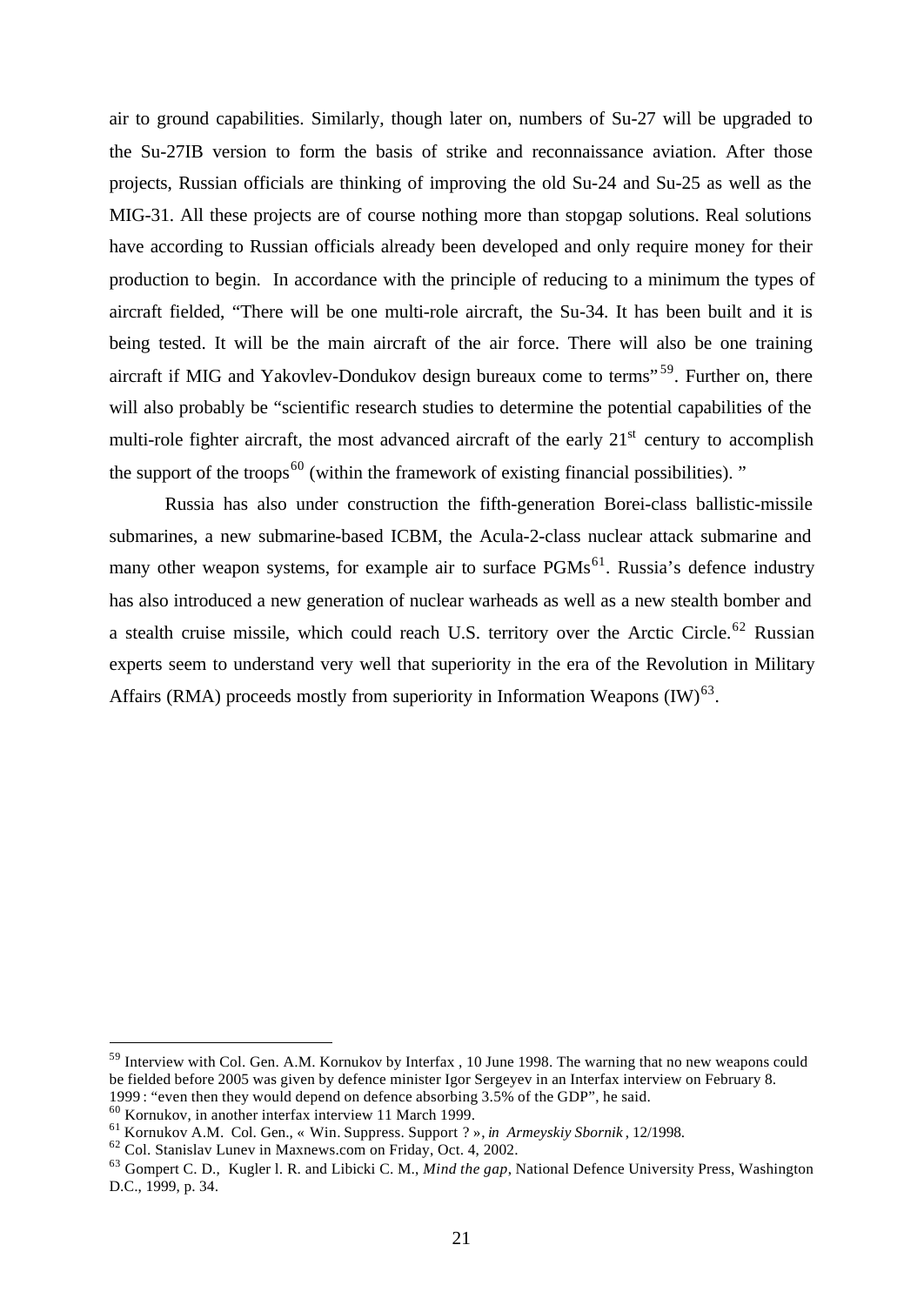air to ground capabilities. Similarly, though later on, numbers of Su-27 will be upgraded to the Su-27IB version to form the basis of strike and reconnaissance aviation. After those projects, Russian officials are thinking of improving the old Su-24 and Su-25 as well as the MIG-31. All these projects are of course nothing more than stopgap solutions. Real solutions have according to Russian officials already been developed and only require money for their production to begin. In accordance with the principle of reducing to a minimum the types of aircraft fielded, "There will be one multi-role aircraft, the Su-34. It has been built and it is being tested. It will be the main aircraft of the air force. There will also be one training aircraft if MIG and Yakovlev-Dondukov design bureaux come to terms"[59]. Further on, there will also probably be "scientific research studies to determine the potential capabilities of the multi-role fighter aircraft, the most advanced aircraft of the early 21st century to accomplish the support of the troops[60] (within the framework of existing financial possibilities). "

Russia has also under construction the fifth-generation Borei-class ballistic-missile submarines, a new submarine-based ICBM, the Acula-2-class nuclear attack submarine and many other weapon systems, for example air to surface PGMs[61]. Russia's defence industry has also introduced a new generation of nuclear warheads as well as a new stealth bomber and a stealth cruise missile, which could reach U.S. territory over the Arctic Circle.[62] Russian experts seem to understand very well that superiority in the era of the Revolution in Military Affairs (RMA) proceeds mostly from superiority in Information Weapons (IW)[63].

---

[59] Interview with Col. Gen. A.M. Kornukov by Interfax , 10 June 1998. The warning that no new weapons could be fielded before 2005 was given by defence minister Igor Sergeyev in an Interfax interview on February 8. 1999 : "even then they would depend on defence absorbing 3.5% of the GDP", he said.

[60] Kornukov, in another interfax interview 11 March 1999.

[61] Kornukov A.M. Col. Gen., « Win. Suppress. Support ? », *in Armeyskiy Sbornik* , 12/1998.

[62] Col. Stanislav Lunev in Maxnews.com on Friday, Oct. 4, 2002.

[63] Gompert C. D., Kugler l. R. and Libicki C. M., *Mind the gap*, National Defence University Press, Washington D.C., 1999, p. 34.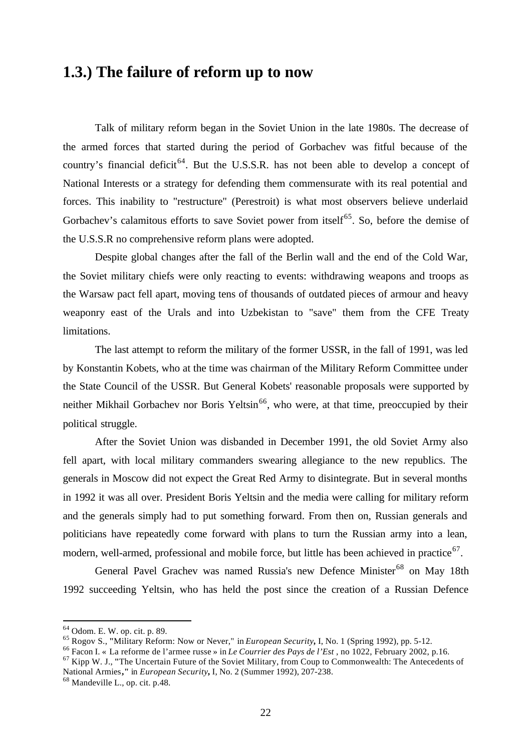## 1.3.) The failure of reform up to now

Talk of military reform began in the Soviet Union in the late 1980s. The decrease of the armed forces that started during the period of Gorbachev was fitful because of the country's financial deficit[64]. But the U.S.S.R. has not been able to develop a concept of National Interests or a strategy for defending them commensurate with its real potential and forces. This inability to "restructure" (Perestroit) is what most observers believe underlaid Gorbachev's calamitous efforts to save Soviet power from itself[65]. So, before the demise of the U.S.S.R no comprehensive reform plans were adopted.

Despite global changes after the fall of the Berlin wall and the end of the Cold War, the Soviet military chiefs were only reacting to events: withdrawing weapons and troops as the Warsaw pact fell apart, moving tens of thousands of outdated pieces of armour and heavy weaponry east of the Urals and into Uzbekistan to "save" them from the CFE Treaty limitations.

The last attempt to reform the military of the former USSR, in the fall of 1991, was led by Konstantin Kobets, who at the time was chairman of the Military Reform Committee under the State Council of the USSR. But General Kobets' reasonable proposals were supported by neither Mikhail Gorbachev nor Boris Yeltsin[66], who were, at that time, preoccupied by their political struggle.

After the Soviet Union was disbanded in December 1991, the old Soviet Army also fell apart, with local military commanders swearing allegiance to the new republics. The generals in Moscow did not expect the Great Red Army to disintegrate. But in several months in 1992 it was all over. President Boris Yeltsin and the media were calling for military reform and the generals simply had to put something forward. From then on, Russian generals and politicians have repeatedly come forward with plans to turn the Russian army into a lean, modern, well-armed, professional and mobile force, but little has been achieved in practice[67].

General Pavel Grachev was named Russia's new Defence Minister[68] on May 18th 1992 succeeding Yeltsin, who has held the post since the creation of a Russian Defence

---

[64] Odom. E. W. op. cit. p. 89.

[65] Rogov S., "Military Reform: Now or Never," in *European Security*, I, No. 1 (Spring 1992), pp. 5-12.

[66] Facon I. « La reforme de l'armee russe » in *Le Courrier des Pays de l'Est* , no 1022, February 2002, p.16.

[67] Kipp W. J., "The Uncertain Future of the Soviet Military, from Coup to Commonwealth: The Antecedents of National Armies," in *European Security*, I, No. 2 (Summer 1992), 207-238.

[68] Mandeville L., op. cit. p.48.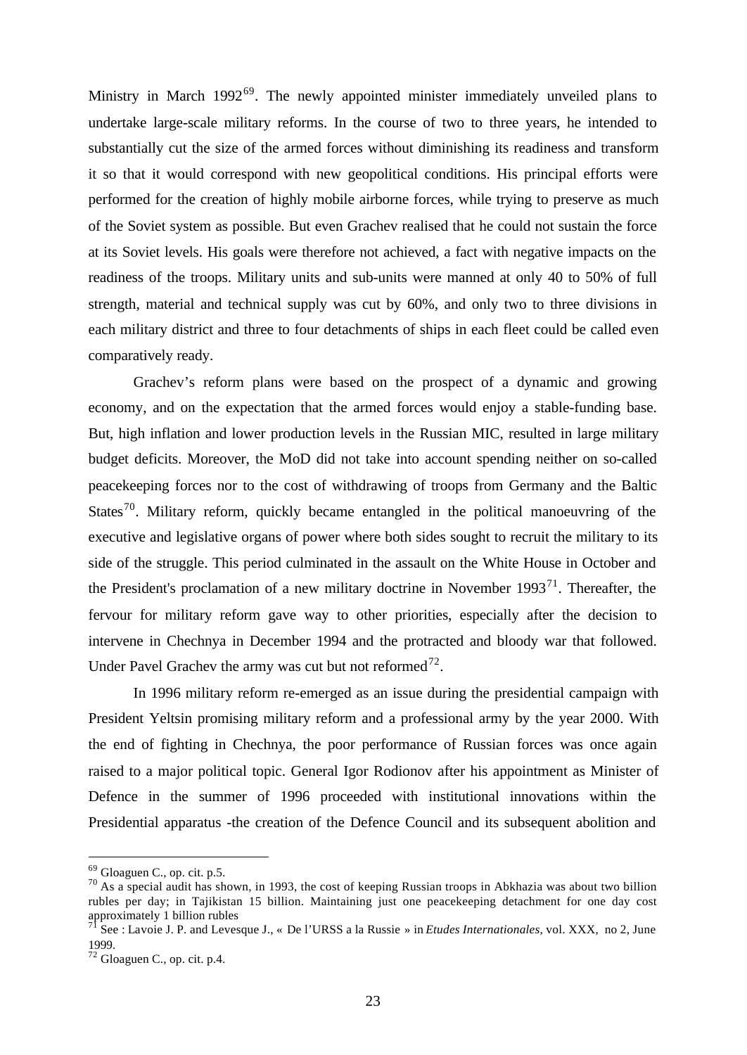Ministry in March 1992[69]. The newly appointed minister immediately unveiled plans to undertake large-scale military reforms. In the course of two to three years, he intended to substantially cut the size of the armed forces without diminishing its readiness and transform it so that it would correspond with new geopolitical conditions. His principal efforts were performed for the creation of highly mobile airborne forces, while trying to preserve as much of the Soviet system as possible. But even Grachev realised that he could not sustain the force at its Soviet levels. His goals were therefore not achieved, a fact with negative impacts on the readiness of the troops. Military units and sub-units were manned at only 40 to 50% of full strength, material and technical supply was cut by 60%, and only two to three divisions in each military district and three to four detachments of ships in each fleet could be called even comparatively ready.

Grachev's reform plans were based on the prospect of a dynamic and growing economy, and on the expectation that the armed forces would enjoy a stable-funding base. But, high inflation and lower production levels in the Russian MIC, resulted in large military budget deficits. Moreover, the MoD did not take into account spending neither on so-called peacekeeping forces nor to the cost of withdrawing of troops from Germany and the Baltic States[70]. Military reform, quickly became entangled in the political manoeuvring of the executive and legislative organs of power where both sides sought to recruit the military to its side of the struggle. This period culminated in the assault on the White House in October and the President's proclamation of a new military doctrine in November 1993[71]. Thereafter, the fervour for military reform gave way to other priorities, especially after the decision to intervene in Chechnya in December 1994 and the protracted and bloody war that followed. Under Pavel Grachev the army was cut but not reformed[72].

In 1996 military reform re-emerged as an issue during the presidential campaign with President Yeltsin promising military reform and a professional army by the year 2000. With the end of fighting in Chechnya, the poor performance of Russian forces was once again raised to a major political topic. General Igor Rodionov after his appointment as Minister of Defence in the summer of 1996 proceeded with institutional innovations within the Presidential apparatus -the creation of the Defence Council and its subsequent abolition and

---

[69] Gloaguen C., op. cit. p.5.

[70] As a special audit has shown, in 1993, the cost of keeping Russian troops in Abkhazia was about two billion rubles per day; in Tajikistan 15 billion. Maintaining just one peacekeeping detachment for one day cost approximately 1 billion rubles

[71] See : Lavoie J. P. and Levesque J., « De l'URSS a la Russie » in *Etudes Internationales*, vol. XXX, no 2, June 1999.

[72] Gloaguen C., op. cit. p.4.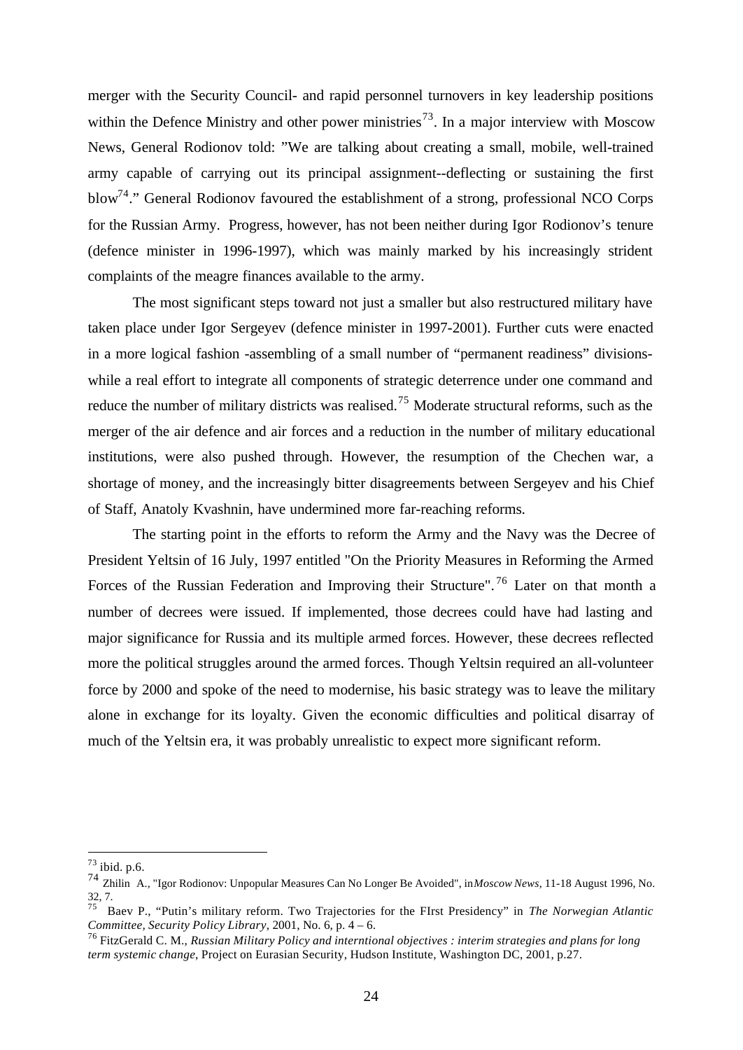merger with the Security Council- and rapid personnel turnovers in key leadership positions within the Defence Ministry and other power ministries[73]. In a major interview with Moscow News, General Rodionov told: "We are talking about creating a small, mobile, well-trained army capable of carrying out its principal assignment--deflecting or sustaining the first blow[74]." General Rodionov favoured the establishment of a strong, professional NCO Corps for the Russian Army. Progress, however, has not been neither during Igor Rodionov's tenure (defence minister in 1996-1997), which was mainly marked by his increasingly strident complaints of the meagre finances available to the army.

The most significant steps toward not just a smaller but also restructured military have taken place under Igor Sergeyev (defence minister in 1997-2001). Further cuts were enacted in a more logical fashion -assembling of a small number of "permanent readiness" divisions- while a real effort to integrate all components of strategic deterrence under one command and reduce the number of military districts was realised.[75] Moderate structural reforms, such as the merger of the air defence and air forces and a reduction in the number of military educational institutions, were also pushed through. However, the resumption of the Chechen war, a shortage of money, and the increasingly bitter disagreements between Sergeyev and his Chief of Staff, Anatoly Kvashnin, have undermined more far-reaching reforms.

The starting point in the efforts to reform the Army and the Navy was the Decree of President Yeltsin of 16 July, 1997 entitled "On the Priority Measures in Reforming the Armed Forces of the Russian Federation and Improving their Structure".[76] Later on that month a number of decrees were issued. If implemented, those decrees could have had lasting and major significance for Russia and its multiple armed forces. However, these decrees reflected more the political struggles around the armed forces. Though Yeltsin required an all-volunteer force by 2000 and spoke of the need to modernise, his basic strategy was to leave the military alone in exchange for its loyalty. Given the economic difficulties and political disarray of much of the Yeltsin era, it was probably unrealistic to expect more significant reform.

---

[73] ibid. p.6.

[74] Zhilin A., "Igor Rodionov: Unpopular Measures Can No Longer Be Avoided", in *Moscow News*, 11-18 August 1996, No. 32, 7.

[75] Baev P., "Putin's military reform. Two Trajectories for the FIrst Presidency" in *The Norwegian Atlantic Committee, Security Policy Library*, 2001, No. 6, p. 4 – 6.

[76] FitzGerald C. M., *Russian Military Policy and interntional objectives : interim strategies and plans for long term systemic change*, Project on Eurasian Security, Hudson Institute, Washington DC, 2001, p.27.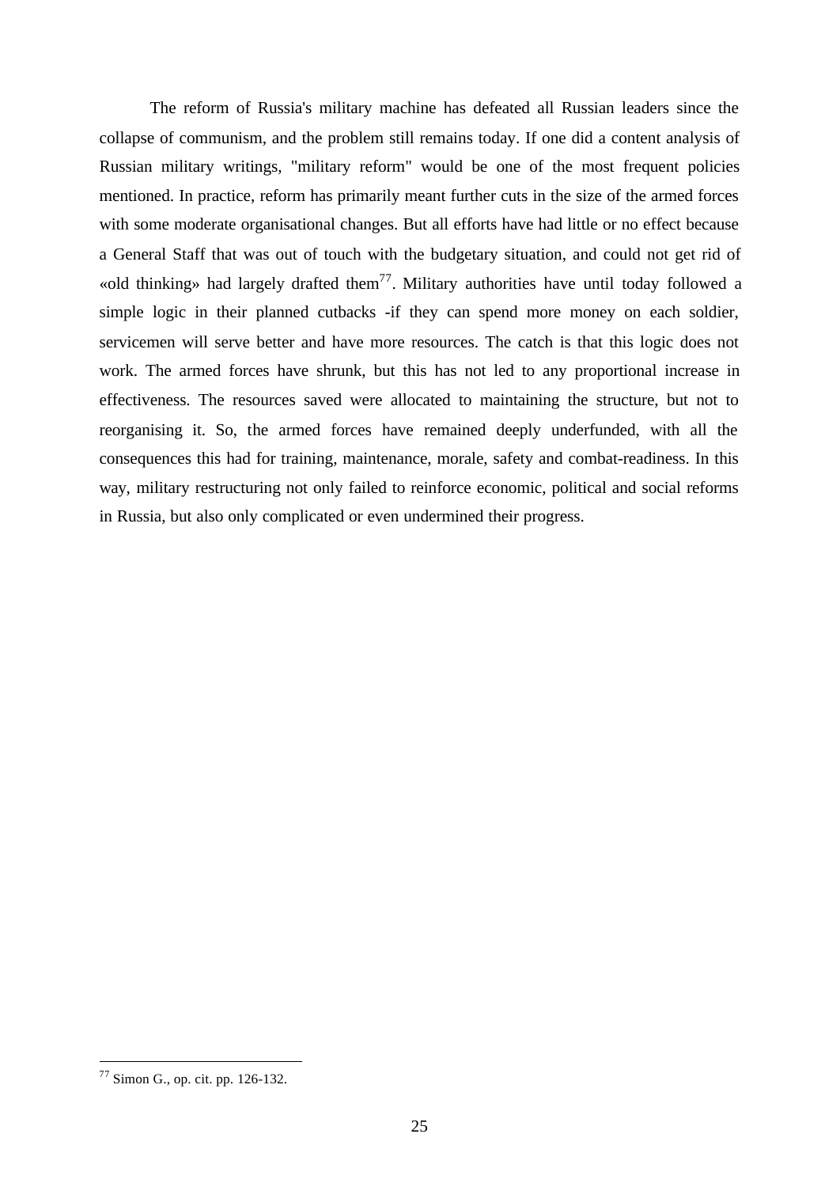The reform of Russia's military machine has defeated all Russian leaders since the collapse of communism, and the problem still remains today. If one did a content analysis of Russian military writings, "military reform" would be one of the most frequent policies mentioned. In practice, reform has primarily meant further cuts in the size of the armed forces with some moderate organisational changes. But all efforts have had little or no effect because a General Staff that was out of touch with the budgetary situation, and could not get rid of «old thinking» had largely drafted them[77]. Military authorities have until today followed a simple logic in their planned cutbacks -if they can spend more money on each soldier, servicemen will serve better and have more resources. The catch is that this logic does not work. The armed forces have shrunk, but this has not led to any proportional increase in effectiveness. The resources saved were allocated to maintaining the structure, but not to reorganising it. So, the armed forces have remained deeply underfunded, with all the consequences this had for training, maintenance, morale, safety and combat-readiness. In this way, military restructuring not only failed to reinforce economic, political and social reforms in Russia, but also only complicated or even undermined their progress.

---

[77] Simon G., op. cit. pp. 126-132.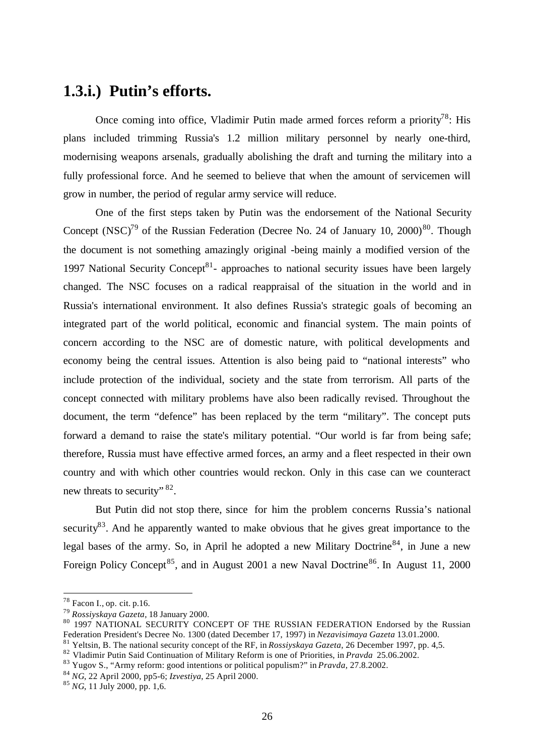## 1.3.i.) Putin's efforts.

Once coming into office, Vladimir Putin made armed forces reform a priority[78]: His plans included trimming Russia's 1.2 million military personnel by nearly one-third, modernising weapons arsenals, gradually abolishing the draft and turning the military into a fully professional force. And he seemed to believe that when the amount of servicemen will grow in number, the period of regular army service will reduce.

One of the first steps taken by Putin was the endorsement of the National Security Concept (NSC)[79] of the Russian Federation (Decree No. 24 of January 10, 2000)[80]. Though the document is not something amazingly original -being mainly a modified version of the 1997 National Security Concept[81]- approaches to national security issues have been largely changed. The NSC focuses on a radical reappraisal of the situation in the world and in Russia's international environment. It also defines Russia's strategic goals of becoming an integrated part of the world political, economic and financial system. The main points of concern according to the NSC are of domestic nature, with political developments and economy being the central issues. Attention is also being paid to "national interests" who include protection of the individual, society and the state from terrorism. All parts of the concept connected with military problems have also been radically revised. Throughout the document, the term "defence" has been replaced by the term "military". The concept puts forward a demand to raise the state's military potential. "Our world is far from being safe; therefore, Russia must have effective armed forces, an army and a fleet respected in their own country and with which other countries would reckon. Only in this case can we counteract new threats to security" [82].

But Putin did not stop there, since for him the problem concerns Russia's national security[83]. And he apparently wanted to make obvious that he gives great importance to the legal bases of the army. So, in April he adopted a new Military Doctrine[84], in June a new Foreign Policy Concept[85], and in August 2001 a new Naval Doctrine[86]. In August 11, 2000

---

[78] Facon I., op. cit. p.16.

[79] *Rossiyskaya Gazeta*, 18 January 2000.

[80] 1997 NATIONAL SECURITY CONCEPT OF THE RUSSIAN FEDERATION Endorsed by the Russian Federation President's Decree No. 1300 (dated December 17, 1997) in *Nezavisimaya Gazeta* 13.01.2000.

[81] Yeltsin, B. The national security concept of the RF, in *Rossiyskaya Gazeta*, 26 December 1997, pp. 4,5.

[82] Vladimir Putin Said Continuation of Military Reform is one of Priorities, in *Pravda* 25.06.2002.

[83] Yugov S., "Army reform: good intentions or political populism?" in *Pravda*, 27.8.2002.

[84] *NG*, 22 April 2000, pp5-6; *Izvestiya*, 25 April 2000.

[85] *NG*, 11 July 2000, pp. 1,6.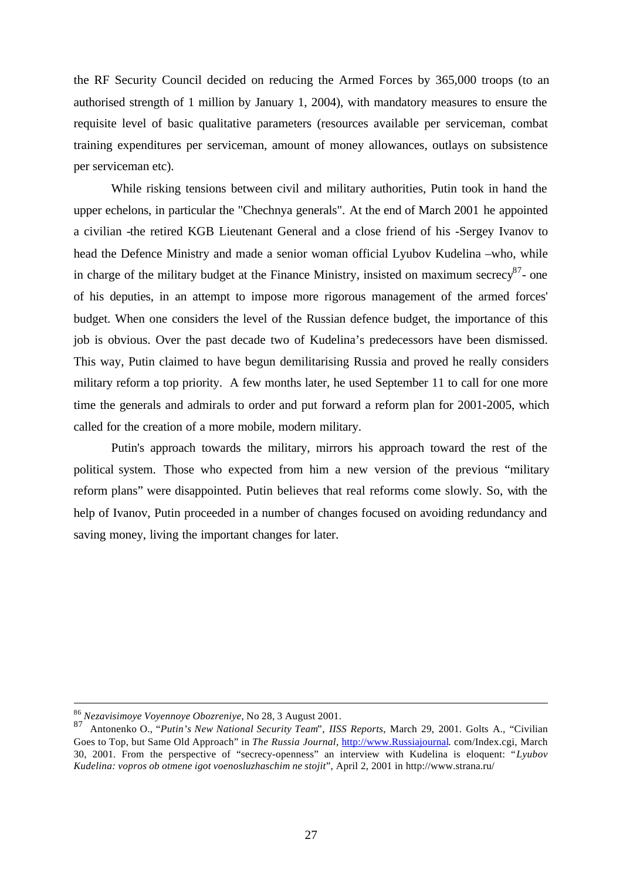the RF Security Council decided on reducing the Armed Forces by 365,000 troops (to an authorised strength of 1 million by January 1, 2004), with mandatory measures to ensure the requisite level of basic qualitative parameters (resources available per serviceman, combat training expenditures per serviceman, amount of money allowances, outlays on subsistence per serviceman etc).

While risking tensions between civil and military authorities, Putin took in hand the upper echelons, in particular the "Chechnya generals". At the end of March 2001 he appointed a civilian -the retired KGB Lieutenant General and a close friend of his -Sergey Ivanov to head the Defence Ministry and made a senior woman official Lyubov Kudelina –who, while in charge of the military budget at the Finance Ministry, insisted on maximum secrecy[87]- one of his deputies, in an attempt to impose more rigorous management of the armed forces' budget. When one considers the level of the Russian defence budget, the importance of this job is obvious. Over the past decade two of Kudelina's predecessors have been dismissed. This way, Putin claimed to have begun demilitarising Russia and proved he really considers military reform a top priority. A few months later, he used September 11 to call for one more time the generals and admirals to order and put forward a reform plan for 2001-2005, which called for the creation of a more mobile, modern military.

Putin's approach towards the military, mirrors his approach toward the rest of the political system. Those who expected from him a new version of the previous "military reform plans" were disappointed. Putin believes that real reforms come slowly. So, with the help of Ivanov, Putin proceeded in a number of changes focused on avoiding redundancy and saving money, living the important changes for later.

---

[86] *Nezavisimoye Voyennoye Obozreniye*, No 28, 3 August 2001.

[87] Antonenko O., "*Putin's New National Security Team*", *IISS Reports*, March 29, 2001. Golts A., "Civilian Goes to Top, but Same Old Approach" in *The Russia Journal*, http://www.Russiajournal. com/Index.cgi, March 30, 2001. From the perspective of "secrecy-openness" an interview with Kudelina is eloquent: "*Lyubov Kudelina: vopros ob otmene igot voenosluzhaschim ne stojit*", April 2, 2001 in http://www.strana.ru/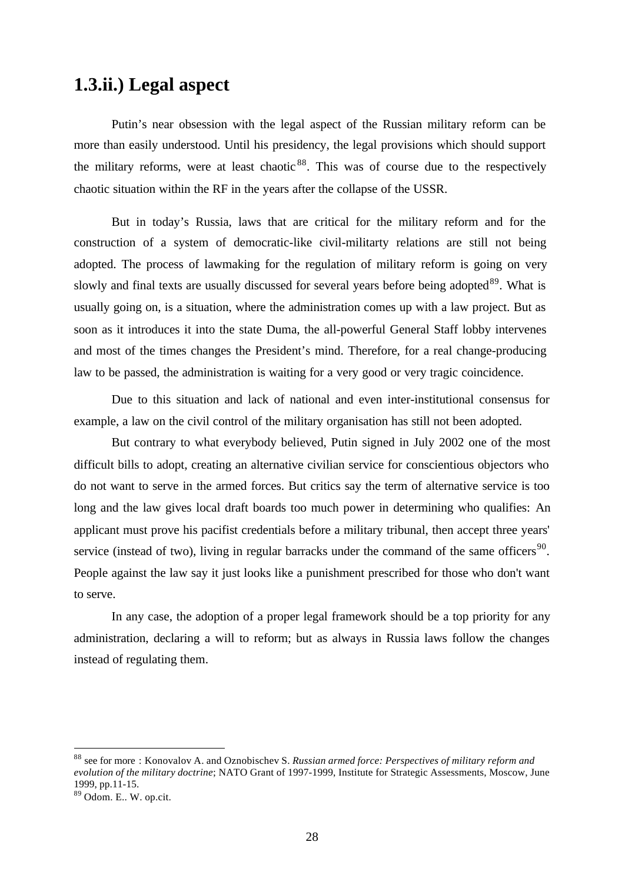## 1.3.ii.) Legal aspect

Putin's near obsession with the legal aspect of the Russian military reform can be more than easily understood. Until his presidency, the legal provisions which should support the military reforms, were at least chaotic[88]. This was of course due to the respectively chaotic situation within the RF in the years after the collapse of the USSR.

But in today's Russia, laws that are critical for the military reform and for the construction of a system of democratic-like civil-militarty relations are still not being adopted. The process of lawmaking for the regulation of military reform is going on very slowly and final texts are usually discussed for several years before being adopted[89]. What is usually going on, is a situation, where the administration comes up with a law project. But as soon as it introduces it into the state Duma, the all-powerful General Staff lobby intervenes and most of the times changes the President's mind. Therefore, for a real change-producing law to be passed, the administration is waiting for a very good or very tragic coincidence.

Due to this situation and lack of national and even inter-institutional consensus for example, a law on the civil control of the military organisation has still not been adopted.

But contrary to what everybody believed, Putin signed in July 2002 one of the most difficult bills to adopt, creating an alternative civilian service for conscientious objectors who do not want to serve in the armed forces. But critics say the term of alternative service is too long and the law gives local draft boards too much power in determining who qualifies: An applicant must prove his pacifist credentials before a military tribunal, then accept three years' service (instead of two), living in regular barracks under the command of the same officers[90]. People against the law say it just looks like a punishment prescribed for those who don't want to serve.

In any case, the adoption of a proper legal framework should be a top priority for any administration, declaring a will to reform; but as always in Russia laws follow the changes instead of regulating them.

---

[88] see for more : Konovalov A. and Oznobischev S. *Russian armed force: Perspectives of military reform and evolution of the military doctrine*; NATO Grant of 1997-1999, Institute for Strategic Assessments, Moscow, June 1999, pp.11-15.

[89] Odom. E.. W. op.cit.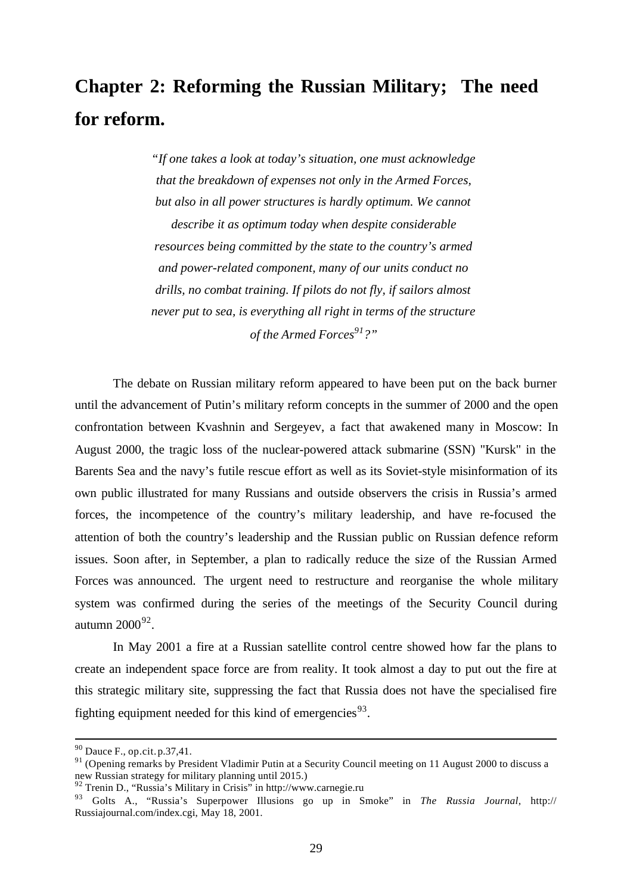# Chapter 2: Reforming the Russian Military; The need for reform.

> *"If one takes a look at today's situation, one must acknowledge that the breakdown of expenses not only in the Armed Forces, but also in all power structures is hardly optimum. We cannot describe it as optimum today when despite considerable resources being committed by the state to the country's armed and power-related component, many of our units conduct no drills, no combat training. If pilots do not fly, if sailors almost never put to sea, is everything all right in terms of the structure of the Armed Forces[91]?"*

The debate on Russian military reform appeared to have been put on the back burner until the advancement of Putin's military reform concepts in the summer of 2000 and the open confrontation between Kvashnin and Sergeyev, a fact that awakened many in Moscow: In August 2000, the tragic loss of the nuclear-powered attack submarine (SSN) "Kursk" in the Barents Sea and the navy's futile rescue effort as well as its Soviet-style misinformation of its own public illustrated for many Russians and outside observers the crisis in Russia's armed forces, the incompetence of the country's military leadership, and have re-focused the attention of both the country's leadership and the Russian public on Russian defence reform issues. Soon after, in September, a plan to radically reduce the size of the Russian Armed Forces was announced. The urgent need to restructure and reorganise the whole military system was confirmed during the series of the meetings of the Security Council during autumn 2000[92].

In May 2001 a fire at a Russian satellite control centre showed how far the plans to create an independent space force are from reality. It took almost a day to put out the fire at this strategic military site, suppressing the fact that Russia does not have the specialised fire fighting equipment needed for this kind of emergencies[93].

---

[90] Dauce F., op.cit. p.37,41.

[91] (Opening remarks by President Vladimir Putin at a Security Council meeting on 11 August 2000 to discuss a new Russian strategy for military planning until 2015.)

[92] Trenin D., "Russia's Military in Crisis" in http://www.carnegie.ru

[93] Golts A., "Russia's Superpower Illusions go up in Smoke" in *The Russia Journal*, http:// Russiajournal.com/index.cgi, May 18, 2001.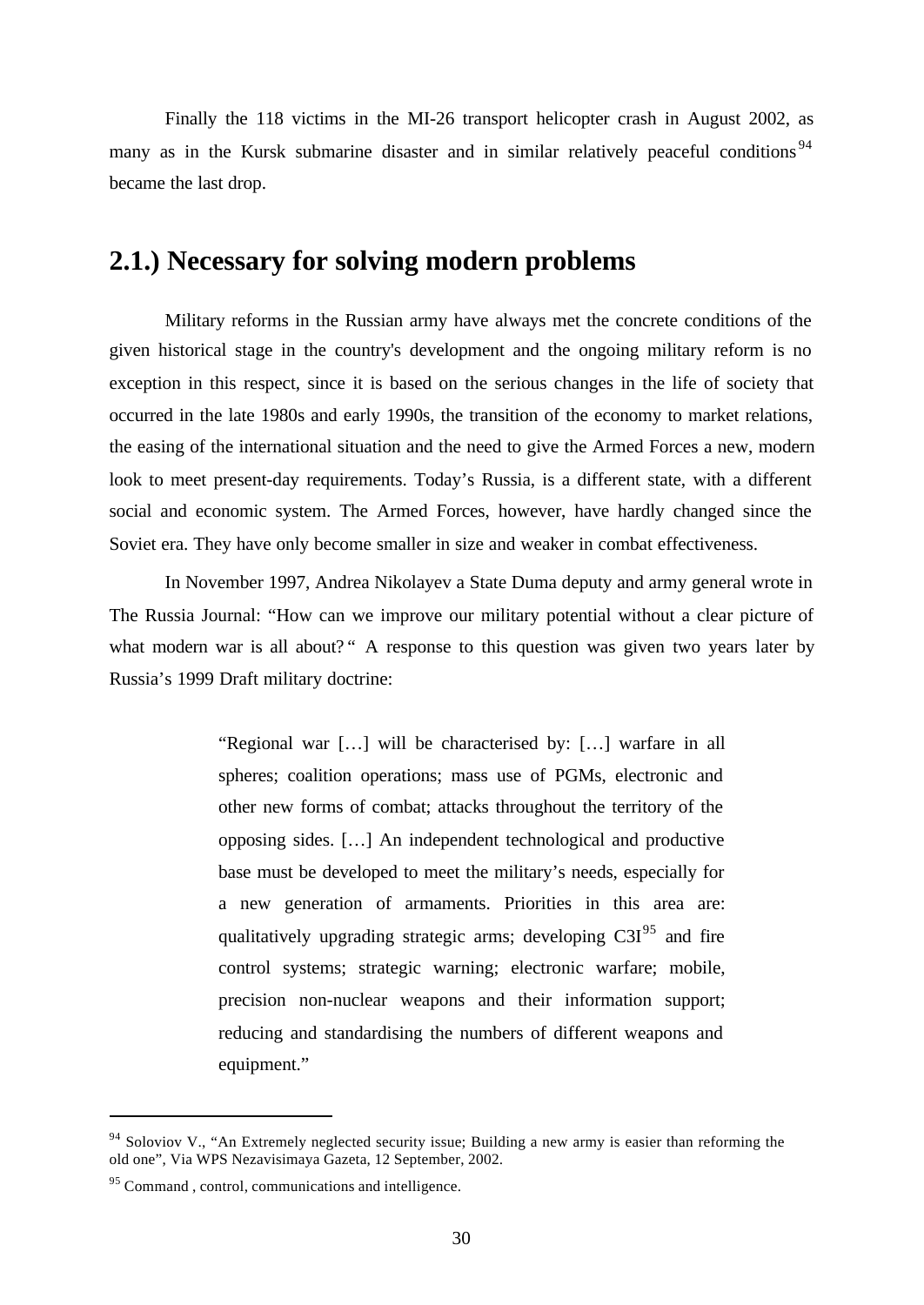Finally the 118 victims in the MI-26 transport helicopter crash in August 2002, as many as in the Kursk submarine disaster and in similar relatively peaceful conditions[94] became the last drop.

## 2.1.) Necessary for solving modern problems

Military reforms in the Russian army have always met the concrete conditions of the given historical stage in the country's development and the ongoing military reform is no exception in this respect, since it is based on the serious changes in the life of society that occurred in the late 1980s and early 1990s, the transition of the economy to market relations, the easing of the international situation and the need to give the Armed Forces a new, modern look to meet present-day requirements. Today's Russia, is a different state, with a different social and economic system. The Armed Forces, however, have hardly changed since the Soviet era. They have only become smaller in size and weaker in combat effectiveness.

In November 1997, Andrea Nikolayev a State Duma deputy and army general wrote in The Russia Journal: "How can we improve our military potential without a clear picture of what modern war is all about?" A response to this question was given two years later by Russia's 1999 Draft military doctrine:

> "Regional war […] will be characterised by: […] warfare in all spheres; coalition operations; mass use of PGMs, electronic and other new forms of combat; attacks throughout the territory of the opposing sides. […] An independent technological and productive base must be developed to meet the military's needs, especially for a new generation of armaments. Priorities in this area are: qualitatively upgrading strategic arms; developing C3I[95] and fire control systems; strategic warning; electronic warfare; mobile, precision non-nuclear weapons and their information support; reducing and standardising the numbers of different weapons and equipment."

---

[94] Soloviov V., "An Extremely neglected security issue; Building a new army is easier than reforming the old one", Via WPS Nezavisimaya Gazeta, 12 September, 2002.

[95] Command , control, communications and intelligence.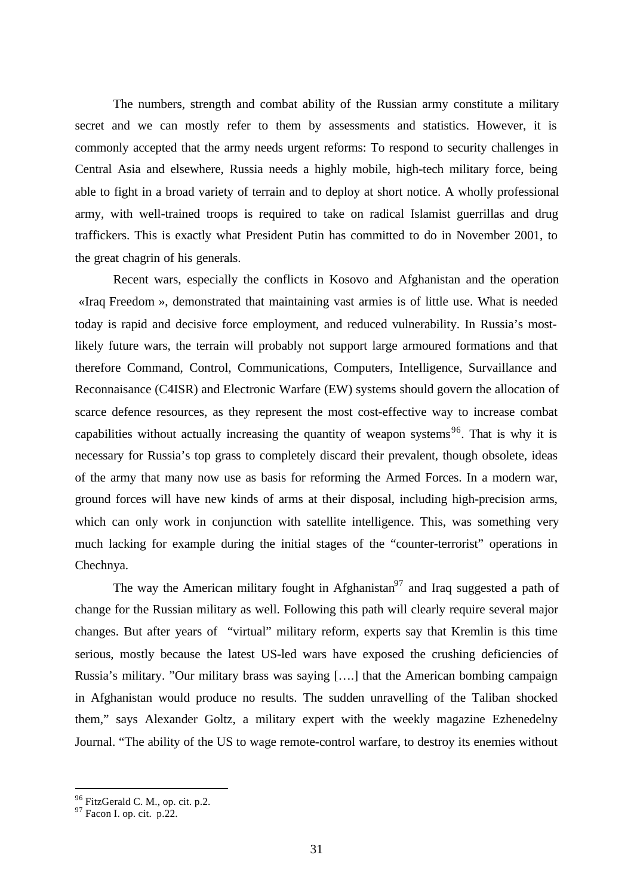The numbers, strength and combat ability of the Russian army constitute a military secret and we can mostly refer to them by assessments and statistics. However, it is commonly accepted that the army needs urgent reforms: To respond to security challenges in Central Asia and elsewhere, Russia needs a highly mobile, high-tech military force, being able to fight in a broad variety of terrain and to deploy at short notice. A wholly professional army, with well-trained troops is required to take on radical Islamist guerrillas and drug traffickers. This is exactly what President Putin has committed to do in November 2001, to the great chagrin of his generals.

Recent wars, especially the conflicts in Kosovo and Afghanistan and the operation «Iraq Freedom », demonstrated that maintaining vast armies is of little use. What is needed today is rapid and decisive force employment, and reduced vulnerability. In Russia's most-likely future wars, the terrain will probably not support large armoured formations and that therefore Command, Control, Communications, Computers, Intelligence, Survaillance and Reconnaisance (C4ISR) and Electronic Warfare (EW) systems should govern the allocation of scarce defence resources, as they represent the most cost-effective way to increase combat capabilities without actually increasing the quantity of weapon systems[96]. That is why it is necessary for Russia's top grass to completely discard their prevalent, though obsolete, ideas of the army that many now use as basis for reforming the Armed Forces. In a modern war, ground forces will have new kinds of arms at their disposal, including high-precision arms, which can only work in conjunction with satellite intelligence. This, was something very much lacking for example during the initial stages of the "counter-terrorist" operations in Chechnya.

The way the American military fought in Afghanistan[97] and Iraq suggested a path of change for the Russian military as well. Following this path will clearly require several major changes. But after years of "virtual" military reform, experts say that Kremlin is this time serious, mostly because the latest US-led wars have exposed the crushing deficiencies of Russia's military. "Our military brass was saying [….] that the American bombing campaign in Afghanistan would produce no results. The sudden unravelling of the Taliban shocked them," says Alexander Goltz, a military expert with the weekly magazine Ezhenedelny Journal. "The ability of the US to wage remote-control warfare, to destroy its enemies without

---

[96] FitzGerald C. M., op. cit. p.2.

[97] Facon I. op. cit. p.22.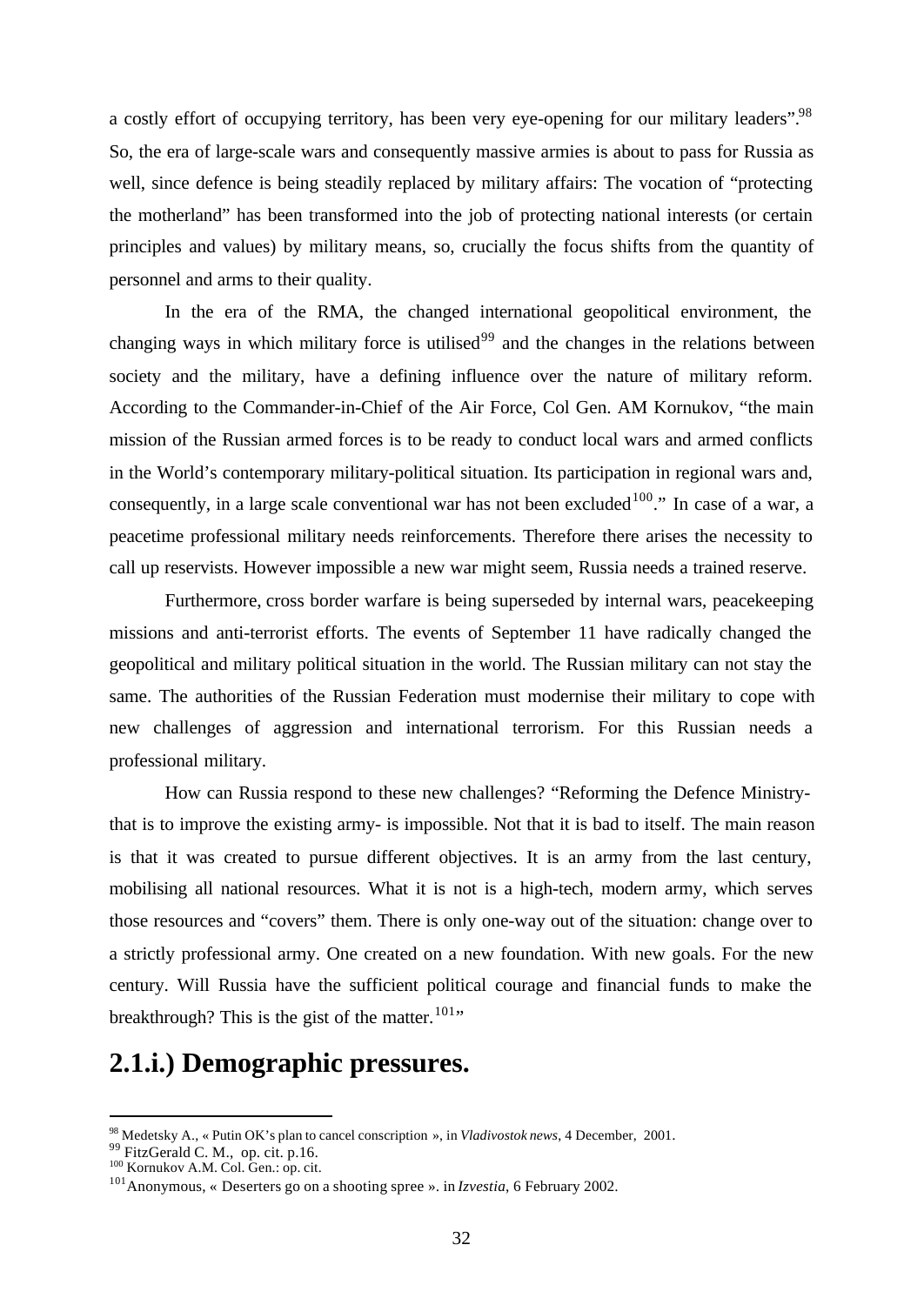a costly effort of occupying territory, has been very eye-opening for our military leaders".[98] So, the era of large-scale wars and consequently massive armies is about to pass for Russia as well, since defence is being steadily replaced by military affairs: The vocation of "protecting the motherland" has been transformed into the job of protecting national interests (or certain principles and values) by military means, so, crucially the focus shifts from the quantity of personnel and arms to their quality.

In the era of the RMA, the changed international geopolitical environment, the changing ways in which military force is utilised[99] and the changes in the relations between society and the military, have a defining influence over the nature of military reform. According to the Commander-in-Chief of the Air Force, Col Gen. AM Kornukov, "the main mission of the Russian armed forces is to be ready to conduct local wars and armed conflicts in the World's contemporary military-political situation. Its participation in regional wars and, consequently, in a large scale conventional war has not been excluded[100]." In case of a war, a peacetime professional military needs reinforcements. Therefore there arises the necessity to call up reservists. However impossible a new war might seem, Russia needs a trained reserve.

Furthermore, cross border warfare is being superseded by internal wars, peacekeeping missions and anti-terrorist efforts. The events of September 11 have radically changed the geopolitical and military political situation in the world. The Russian military can not stay the same. The authorities of the Russian Federation must modernise their military to cope with new challenges of aggression and international terrorism. For this Russian needs a professional military.

How can Russia respond to these new challenges? "Reforming the Defence Ministry- that is to improve the existing army- is impossible. Not that it is bad to itself. The main reason is that it was created to pursue different objectives. It is an army from the last century, mobilising all national resources. What it is not is a high-tech, modern army, which serves those resources and "covers" them. There is only one-way out of the situation: change over to a strictly professional army. One created on a new foundation. With new goals. For the new century. Will Russia have the sufficient political courage and financial funds to make the breakthrough? This is the gist of the matter.[101]"

## 2.1.i.) Demographic pressures.

---

[98] Medetsky A., « Putin OK's plan to cancel conscription », in *Vladivostok news*, 4 December, 2001.
[99] FitzGerald C. M., op. cit. p.16.
[100] Kornukov A.M. Col. Gen.: op. cit.
[101] Anonymous, « Deserters go on a shooting spree ». in *Izvestia*, 6 February 2002.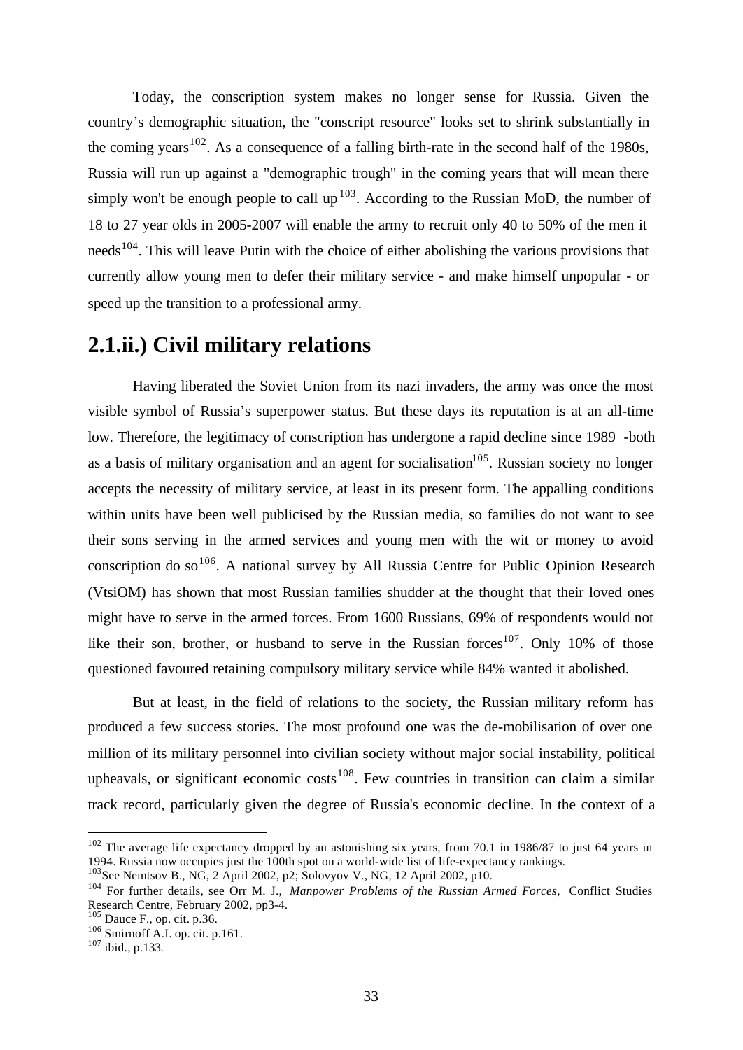Today, the conscription system makes no longer sense for Russia. Given the country's demographic situation, the "conscript resource" looks set to shrink substantially in the coming years[102]. As a consequence of a falling birth-rate in the second half of the 1980s, Russia will run up against a "demographic trough" in the coming years that will mean there simply won't be enough people to call up[103]. According to the Russian MoD, the number of 18 to 27 year olds in 2005-2007 will enable the army to recruit only 40 to 50% of the men it needs[104]. This will leave Putin with the choice of either abolishing the various provisions that currently allow young men to defer their military service - and make himself unpopular - or speed up the transition to a professional army.

## 2.1.ii.) Civil military relations

Having liberated the Soviet Union from its nazi invaders, the army was once the most visible symbol of Russia's superpower status. But these days its reputation is at an all-time low. Therefore, the legitimacy of conscription has undergone a rapid decline since 1989 -both as a basis of military organisation and an agent for socialisation[105]. Russian society no longer accepts the necessity of military service, at least in its present form. The appalling conditions within units have been well publicised by the Russian media, so families do not want to see their sons serving in the armed services and young men with the wit or money to avoid conscription do so[106]. A national survey by All Russia Centre for Public Opinion Research (VtsiOM) has shown that most Russian families shudder at the thought that their loved ones might have to serve in the armed forces. From 1600 Russians, 69% of respondents would not like their son, brother, or husband to serve in the Russian forces[107]. Only 10% of those questioned favoured retaining compulsory military service while 84% wanted it abolished.

But at least, in the field of relations to the society, the Russian military reform has produced a few success stories. The most profound one was the de-mobilisation of over one million of its military personnel into civilian society without major social instability, political upheavals, or significant economic costs[108]. Few countries in transition can claim a similar track record, particularly given the degree of Russia's economic decline. In the context of a

---

[102] The average life expectancy dropped by an astonishing six years, from 70.1 in 1986/87 to just 64 years in 1994. Russia now occupies just the 100th spot on a world-wide list of life-expectancy rankings.

[103] See Nemtsov B., NG, 2 April 2002, p2; Solovyov V., NG, 12 April 2002, p10.

[104] For further details, see Orr M. J., *Manpower Problems of the Russian Armed Forces*, Conflict Studies Research Centre, February 2002, pp3-4.

[105] Dauce F., op. cit. p.36.

[106] Smirnoff A.I. op. cit. p.161.

[107] ibid., p.133.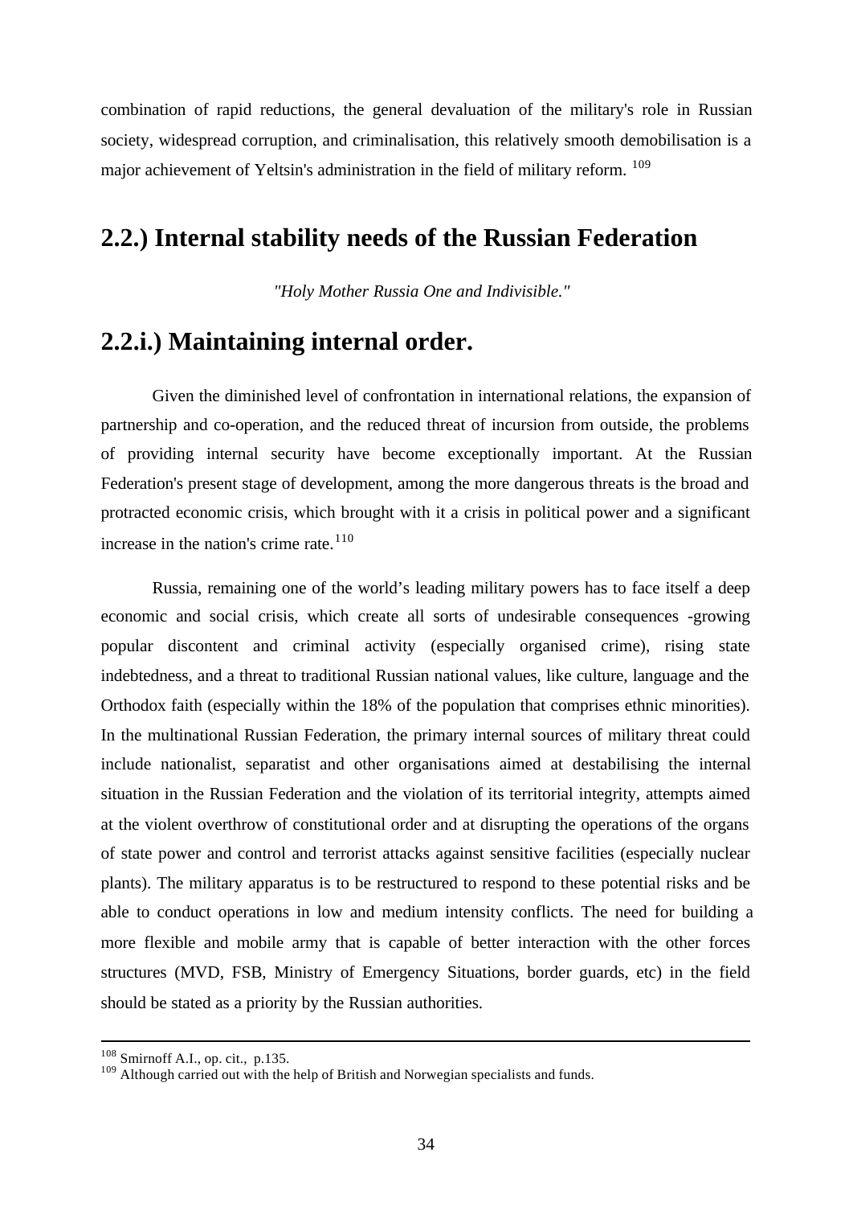combination of rapid reductions, the general devaluation of the military's role in Russian society, widespread corruption, and criminalisation, this relatively smooth demobilisation is a major achievement of Yeltsin's administration in the field of military reform. [109]

## 2.2.) Internal stability needs of the Russian Federation

*"Holy Mother Russia One and Indivisible."*

## 2.2.i.) Maintaining internal order.

Given the diminished level of confrontation in international relations, the expansion of partnership and co-operation, and the reduced threat of incursion from outside, the problems of providing internal security have become exceptionally important. At the Russian Federation's present stage of development, among the more dangerous threats is the broad and protracted economic crisis, which brought with it a crisis in political power and a significant increase in the nation's crime rate. [110]

Russia, remaining one of the world's leading military powers has to face itself a deep economic and social crisis, which create all sorts of undesirable consequences -growing popular discontent and criminal activity (especially organised crime), rising state indebtedness, and a threat to traditional Russian national values, like culture, language and the Orthodox faith (especially within the 18% of the population that comprises ethnic minorities). In the multinational Russian Federation, the primary internal sources of military threat could include nationalist, separatist and other organisations aimed at destabilising the internal situation in the Russian Federation and the violation of its territorial integrity, attempts aimed at the violent overthrow of constitutional order and at disrupting the operations of the organs of state power and control and terrorist attacks against sensitive facilities (especially nuclear plants). The military apparatus is to be restructured to respond to these potential risks and be able to conduct operations in low and medium intensity conflicts. The need for building a more flexible and mobile army that is capable of better interaction with the other forces structures (MVD, FSB, Ministry of Emergency Situations, border guards, etc) in the field should be stated as a priority by the Russian authorities.

---

[108] Smirnoff A.I., op. cit., p.135.

[109] Although carried out with the help of British and Norwegian specialists and funds.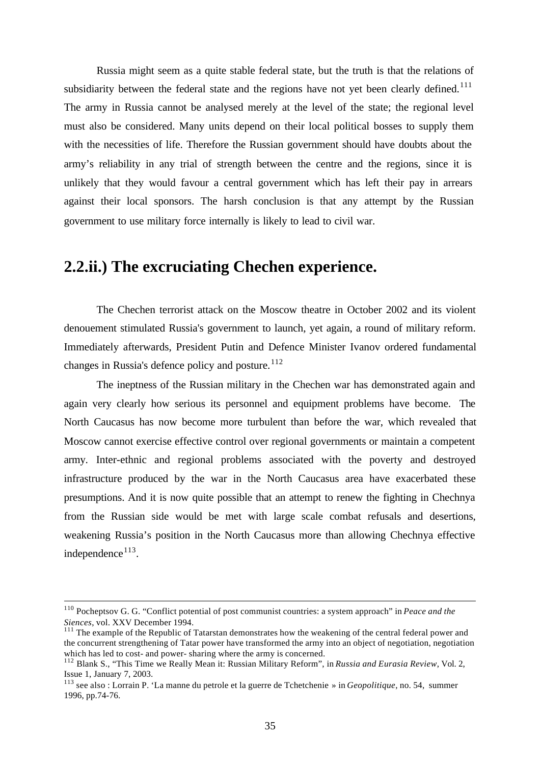Russia might seem as a quite stable federal state, but the truth is that the relations of subsidiarity between the federal state and the regions have not yet been clearly defined.[111] The army in Russia cannot be analysed merely at the level of the state; the regional level must also be considered. Many units depend on their local political bosses to supply them with the necessities of life. Therefore the Russian government should have doubts about the army's reliability in any trial of strength between the centre and the regions, since it is unlikely that they would favour a central government which has left their pay in arrears against their local sponsors. The harsh conclusion is that any attempt by the Russian government to use military force internally is likely to lead to civil war.

## 2.2.ii.) The excruciating Chechen experience.

The Chechen terrorist attack on the Moscow theatre in October 2002 and its violent denouement stimulated Russia's government to launch, yet again, a round of military reform. Immediately afterwards, President Putin and Defence Minister Ivanov ordered fundamental changes in Russia's defence policy and posture.[112]

The ineptness of the Russian military in the Chechen war has demonstrated again and again very clearly how serious its personnel and equipment problems have become. The North Caucasus has now become more turbulent than before the war, which revealed that Moscow cannot exercise effective control over regional governments or maintain a competent army. Inter-ethnic and regional problems associated with the poverty and destroyed infrastructure produced by the war in the North Caucasus area have exacerbated these presumptions. And it is now quite possible that an attempt to renew the fighting in Chechnya from the Russian side would be met with large scale combat refusals and desertions, weakening Russia's position in the North Caucasus more than allowing Chechnya effective independence[113].

---

[110] Pocheptsov G. G. "Conflict potential of post communist countries: a system approach" in *Peace and the Siences*, vol. XXV December 1994.

[111] The example of the Republic of Tatarstan demonstrates how the weakening of the central federal power and the concurrent strengthening of Tatar power have transformed the army into an object of negotiation, negotiation which has led to cost- and power- sharing where the army is concerned.

[112] Blank S., "This Time we Really Mean it: Russian Military Reform", in *Russia and Eurasia Review*, Vol. 2, Issue 1, January 7, 2003.

[113] see also : Lorrain P. 'La manne du petrole et la guerre de Tchetchenie » in *Geopolitique*, no. 54, summer 1996, pp.74-76.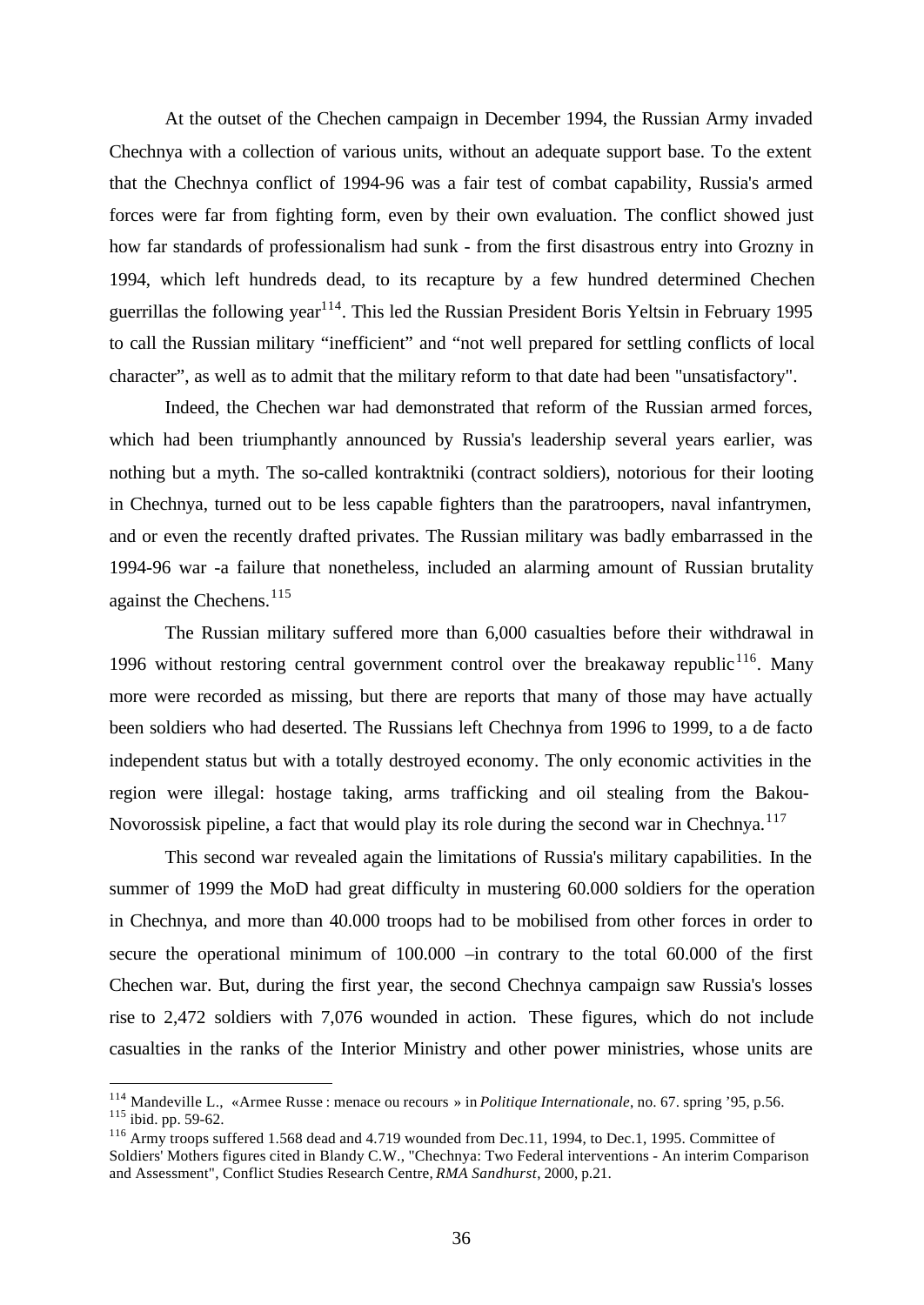At the outset of the Chechen campaign in December 1994, the Russian Army invaded Chechnya with a collection of various units, without an adequate support base. To the extent that the Chechnya conflict of 1994-96 was a fair test of combat capability, Russia's armed forces were far from fighting form, even by their own evaluation. The conflict showed just how far standards of professionalism had sunk - from the first disastrous entry into Grozny in 1994, which left hundreds dead, to its recapture by a few hundred determined Chechen guerrillas the following year[114]. This led the Russian President Boris Yeltsin in February 1995 to call the Russian military "inefficient" and "not well prepared for settling conflicts of local character", as well as to admit that the military reform to that date had been "unsatisfactory".

Indeed, the Chechen war had demonstrated that reform of the Russian armed forces, which had been triumphantly announced by Russia's leadership several years earlier, was nothing but a myth. The so-called kontraktniki (contract soldiers), notorious for their looting in Chechnya, turned out to be less capable fighters than the paratroopers, naval infantrymen, and or even the recently drafted privates. The Russian military was badly embarrassed in the 1994-96 war -a failure that nonetheless, included an alarming amount of Russian brutality against the Chechens.[115]

The Russian military suffered more than 6,000 casualties before their withdrawal in 1996 without restoring central government control over the breakaway republic[116]. Many more were recorded as missing, but there are reports that many of those may have actually been soldiers who had deserted. The Russians left Chechnya from 1996 to 1999, to a de facto independent status but with a totally destroyed economy. The only economic activities in the region were illegal: hostage taking, arms trafficking and oil stealing from the Bakou-Novorossisk pipeline, a fact that would play its role during the second war in Chechnya.[117]

This second war revealed again the limitations of Russia's military capabilities. In the summer of 1999 the MoD had great difficulty in mustering 60.000 soldiers for the operation in Chechnya, and more than 40.000 troops had to be mobilised from other forces in order to secure the operational minimum of 100.000 –in contrary to the total 60.000 of the first Chechen war. But, during the first year, the second Chechnya campaign saw Russia's losses rise to 2,472 soldiers with 7,076 wounded in action. These figures, which do not include casualties in the ranks of the Interior Ministry and other power ministries, whose units are

---

[114] Mandeville L., «Armee Russe : menace ou recours » in *Politique Internationale*, no. 67. spring '95, p.56.

[115] ibid. pp. 59-62.

[116] Army troops suffered 1.568 dead and 4.719 wounded from Dec.11, 1994, to Dec.1, 1995. Committee of Soldiers' Mothers figures cited in Blandy C.W., "Chechnya: Two Federal interventions - An interim Comparison and Assessment", Conflict Studies Research Centre, *RMA Sandhurst*, 2000, p.21.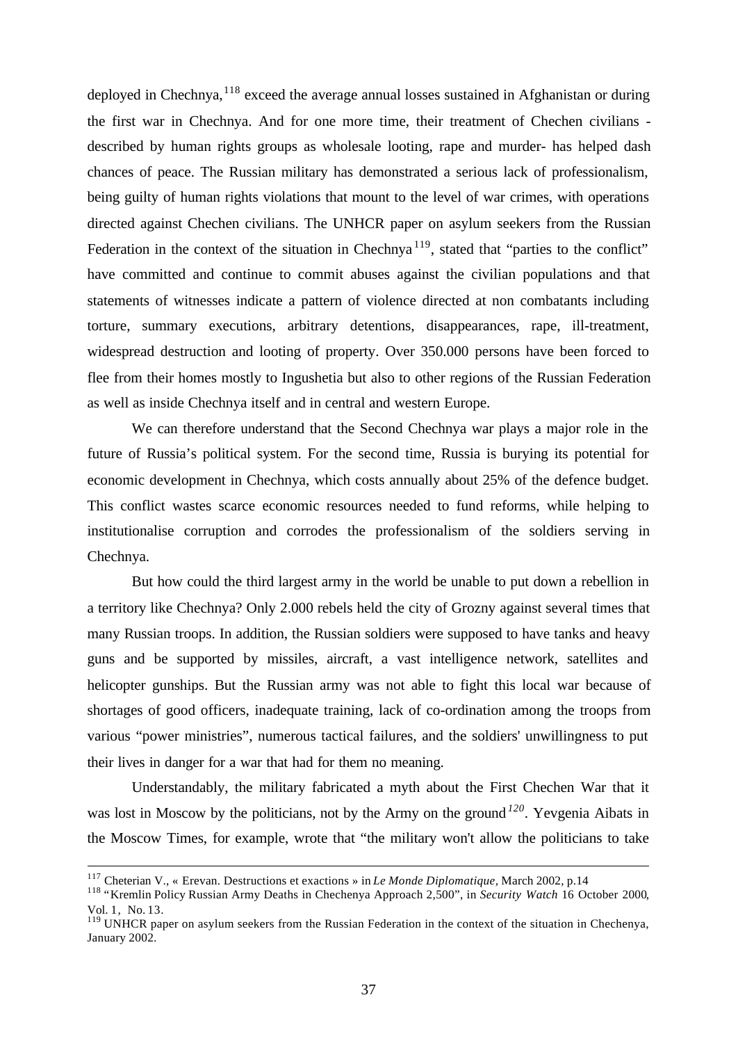deployed in Chechnya,[118] exceed the average annual losses sustained in Afghanistan or during the first war in Chechnya. And for one more time, their treatment of Chechen civilians - described by human rights groups as wholesale looting, rape and murder- has helped dash chances of peace. The Russian military has demonstrated a serious lack of professionalism, being guilty of human rights violations that mount to the level of war crimes, with operations directed against Chechen civilians. The UNHCR paper on asylum seekers from the Russian Federation in the context of the situation in Chechnya[119], stated that "parties to the conflict" have committed and continue to commit abuses against the civilian populations and that statements of witnesses indicate a pattern of violence directed at non combatants including torture, summary executions, arbitrary detentions, disappearances, rape, ill-treatment, widespread destruction and looting of property. Over 350.000 persons have been forced to flee from their homes mostly to Ingushetia but also to other regions of the Russian Federation as well as inside Chechnya itself and in central and western Europe.

We can therefore understand that the Second Chechnya war plays a major role in the future of Russia's political system. For the second time, Russia is burying its potential for economic development in Chechnya, which costs annually about 25% of the defence budget. This conflict wastes scarce economic resources needed to fund reforms, while helping to institutionalise corruption and corrodes the professionalism of the soldiers serving in Chechnya.

But how could the third largest army in the world be unable to put down a rebellion in a territory like Chechnya? Only 2.000 rebels held the city of Grozny against several times that many Russian troops. In addition, the Russian soldiers were supposed to have tanks and heavy guns and be supported by missiles, aircraft, a vast intelligence network, satellites and helicopter gunships. But the Russian army was not able to fight this local war because of shortages of good officers, inadequate training, lack of co-ordination among the troops from various "power ministries", numerous tactical failures, and the soldiers' unwillingness to put their lives in danger for a war that had for them no meaning.

Understandably, the military fabricated a myth about the First Chechen War that it was lost in Moscow by the politicians, not by the Army on the ground[120]. Yevgenia Aibats in the Moscow Times, for example, wrote that "the military won't allow the politicians to take

---

[117] Cheterian V., « Erevan. Destructions et exactions » in *Le Monde Diplomatique*, March 2002, p.14

[118] "Kremlin Policy Russian Army Deaths in Chechenya Approach 2,500", in *Security Watch* 16 October 2000, Vol. 1, No. 13.

[119] UNHCR paper on asylum seekers from the Russian Federation in the context of the situation in Chechenya, January 2002.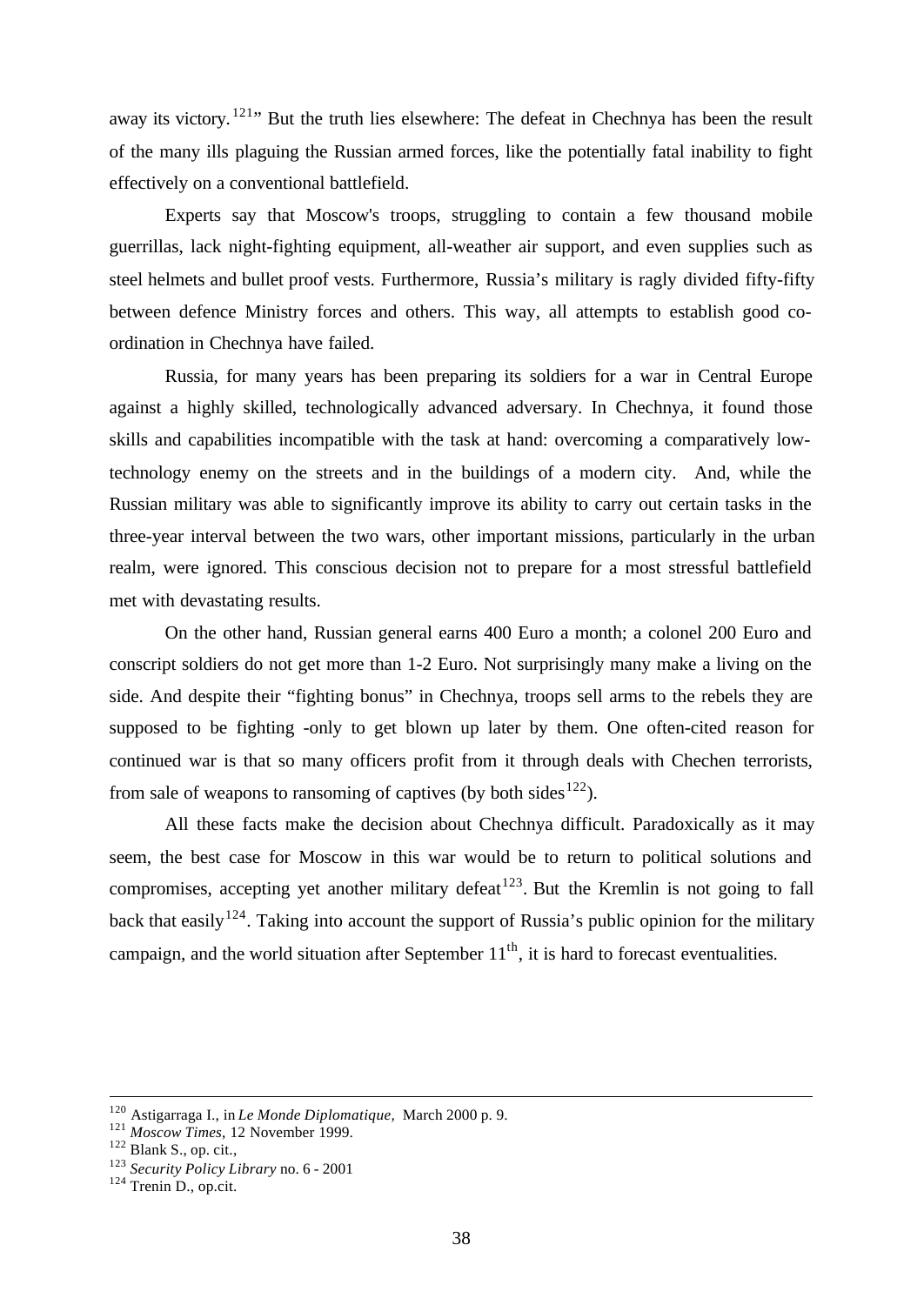away its victory.[121]" But the truth lies elsewhere: The defeat in Chechnya has been the result of the many ills plaguing the Russian armed forces, like the potentially fatal inability to fight effectively on a conventional battlefield.

Experts say that Moscow's troops, struggling to contain a few thousand mobile guerrillas, lack night-fighting equipment, all-weather air support, and even supplies such as steel helmets and bullet proof vests. Furthermore, Russia's military is ragly divided fifty-fifty between defence Ministry forces and others. This way, all attempts to establish good co-ordination in Chechnya have failed.

Russia, for many years has been preparing its soldiers for a war in Central Europe against a highly skilled, technologically advanced adversary. In Chechnya, it found those skills and capabilities incompatible with the task at hand: overcoming a comparatively low-technology enemy on the streets and in the buildings of a modern city. And, while the Russian military was able to significantly improve its ability to carry out certain tasks in the three-year interval between the two wars, other important missions, particularly in the urban realm, were ignored. This conscious decision not to prepare for a most stressful battlefield met with devastating results.

On the other hand, Russian general earns 400 Euro a month; a colonel 200 Euro and conscript soldiers do not get more than 1-2 Euro. Not surprisingly many make a living on the side. And despite their "fighting bonus" in Chechnya, troops sell arms to the rebels they are supposed to be fighting -only to get blown up later by them. One often-cited reason for continued war is that so many officers profit from it through deals with Chechen terrorists, from sale of weapons to ransoming of captives (by both sides[122]).

All these facts make the decision about Chechnya difficult. Paradoxically as it may seem, the best case for Moscow in this war would be to return to political solutions and compromises, accepting yet another military defeat[123]. But the Kremlin is not going to fall back that easily[124]. Taking into account the support of Russia's public opinion for the military campaign, and the world situation after September 11th, it is hard to forecast eventualities.

---

[120] Astigarraga I., in *Le Monde Diplomatique*, March 2000 p. 9.
[121] *Moscow Times*, 12 November 1999.
[122] Blank S., op. cit.,
[123] *Security Policy Library* no. 6 - 2001
[124] Trenin D., op.cit.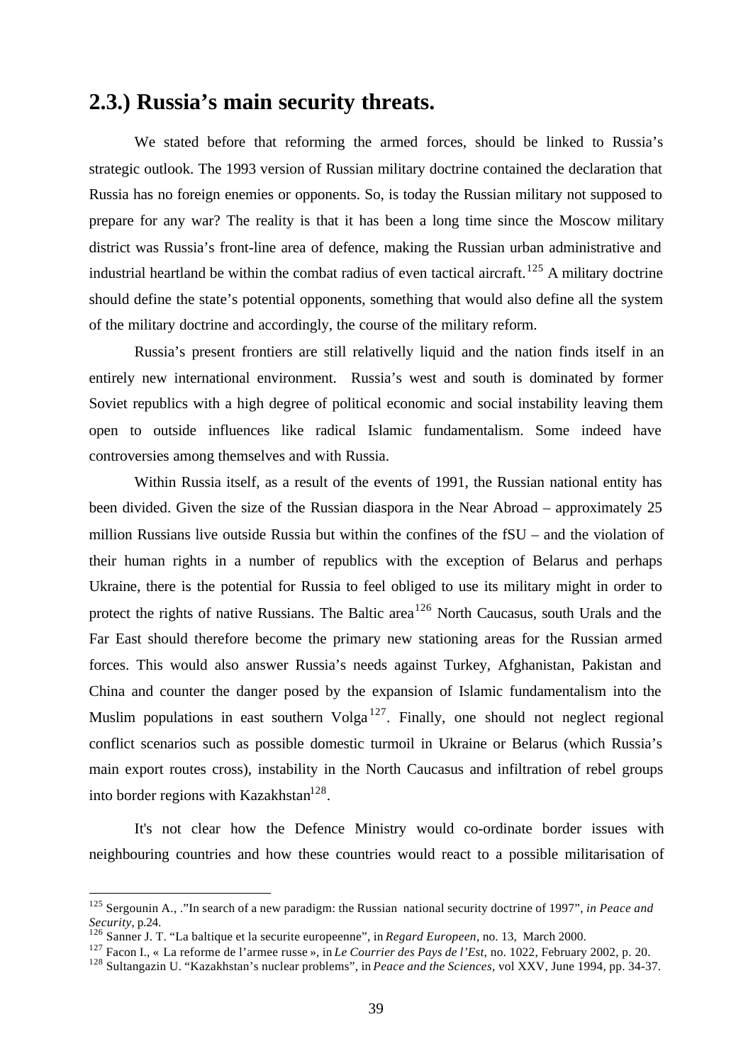## 2.3.) Russia's main security threats.

We stated before that reforming the armed forces, should be linked to Russia's strategic outlook. The 1993 version of Russian military doctrine contained the declaration that Russia has no foreign enemies or opponents. So, is today the Russian military not supposed to prepare for any war? The reality is that it has been a long time since the Moscow military district was Russia's front-line area of defence, making the Russian urban administrative and industrial heartland be within the combat radius of even tactical aircraft.[125] A military doctrine should define the state's potential opponents, something that would also define all the system of the military doctrine and accordingly, the course of the military reform.

Russia's present frontiers are still relativelly liquid and the nation finds itself in an entirely new international environment. Russia's west and south is dominated by former Soviet republics with a high degree of political economic and social instability leaving them open to outside influences like radical Islamic fundamentalism. Some indeed have controversies among themselves and with Russia.

Within Russia itself, as a result of the events of 1991, the Russian national entity has been divided. Given the size of the Russian diaspora in the Near Abroad – approximately 25 million Russians live outside Russia but within the confines of the fSU – and the violation of their human rights in a number of republics with the exception of Belarus and perhaps Ukraine, there is the potential for Russia to feel obliged to use its military might in order to protect the rights of native Russians. The Baltic area[126] North Caucasus, south Urals and the Far East should therefore become the primary new stationing areas for the Russian armed forces. This would also answer Russia's needs against Turkey, Afghanistan, Pakistan and China and counter the danger posed by the expansion of Islamic fundamentalism into the Muslim populations in east southern Volga[127]. Finally, one should not neglect regional conflict scenarios such as possible domestic turmoil in Ukraine or Belarus (which Russia's main export routes cross), instability in the North Caucasus and infiltration of rebel groups into border regions with Kazakhstan[128].

It's not clear how the Defence Ministry would co-ordinate border issues with neighbouring countries and how these countries would react to a possible militarisation of

---

[125] Sergounin A., ."In search of a new paradigm: the Russian national security doctrine of 1997", *in Peace and Security*, p.24.

[126] Sanner J. T. "La baltique et la securite europeenne", in *Regard Europeen*, no. 13, March 2000.

[127] Facon I., « La reforme de l'armee russe », in *Le Courrier des Pays de l'Est*, no. 1022, February 2002, p. 20.

[128] Sultangazin U. "Kazakhstan's nuclear problems", in *Peace and the Sciences*, vol XXV, June 1994, pp. 34-37.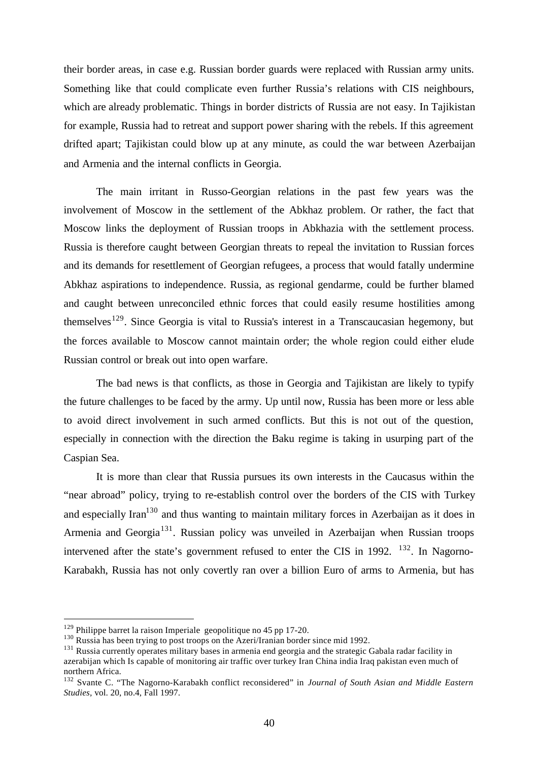their border areas, in case e.g. Russian border guards were replaced with Russian army units. Something like that could complicate even further Russia's relations with CIS neighbours, which are already problematic. Things in border districts of Russia are not easy. In Tajikistan for example, Russia had to retreat and support power sharing with the rebels. If this agreement drifted apart; Tajikistan could blow up at any minute, as could the war between Azerbaijan and Armenia and the internal conflicts in Georgia.

The main irritant in Russo-Georgian relations in the past few years was the involvement of Moscow in the settlement of the Abkhaz problem. Or rather, the fact that Moscow links the deployment of Russian troops in Abkhazia with the settlement process. Russia is therefore caught between Georgian threats to repeal the invitation to Russian forces and its demands for resettlement of Georgian refugees, a process that would fatally undermine Abkhaz aspirations to independence. Russia, as regional gendarme, could be further blamed and caught between unreconciled ethnic forces that could easily resume hostilities among themselves[129]. Since Georgia is vital to Russia's interest in a Transcaucasian hegemony, but the forces available to Moscow cannot maintain order; the whole region could either elude Russian control or break out into open warfare.

The bad news is that conflicts, as those in Georgia and Tajikistan are likely to typify the future challenges to be faced by the army. Up until now, Russia has been more or less able to avoid direct involvement in such armed conflicts. But this is not out of the question, especially in connection with the direction the Baku regime is taking in usurping part of the Caspian Sea.

It is more than clear that Russia pursues its own interests in the Caucasus within the "near abroad" policy, trying to re-establish control over the borders of the CIS with Turkey and especially Iran[130] and thus wanting to maintain military forces in Azerbaijan as it does in Armenia and Georgia[131]. Russian policy was unveiled in Azerbaijan when Russian troops intervened after the state's government refused to enter the CIS in 1992. [132]. In Nagorno-Karabakh, Russia has not only covertly ran over a billion Euro of arms to Armenia, but has

---

[129] Philippe barret la raison Imperiale geopolitique no 45 pp 17-20.

[130] Russia has been trying to post troops on the Azeri/Iranian border since mid 1992.

[131] Russia currently operates military bases in armenia end georgia and the strategic Gabala radar facility in azerabijan which Is capable of monitoring air traffic over turkey Iran China india Iraq pakistan even much of northern Africa.

[132] Svante C. "The Nagorno-Karabakh conflict reconsidered" in *Journal of South Asian and Middle Eastern Studies*, vol. 20, no.4, Fall 1997.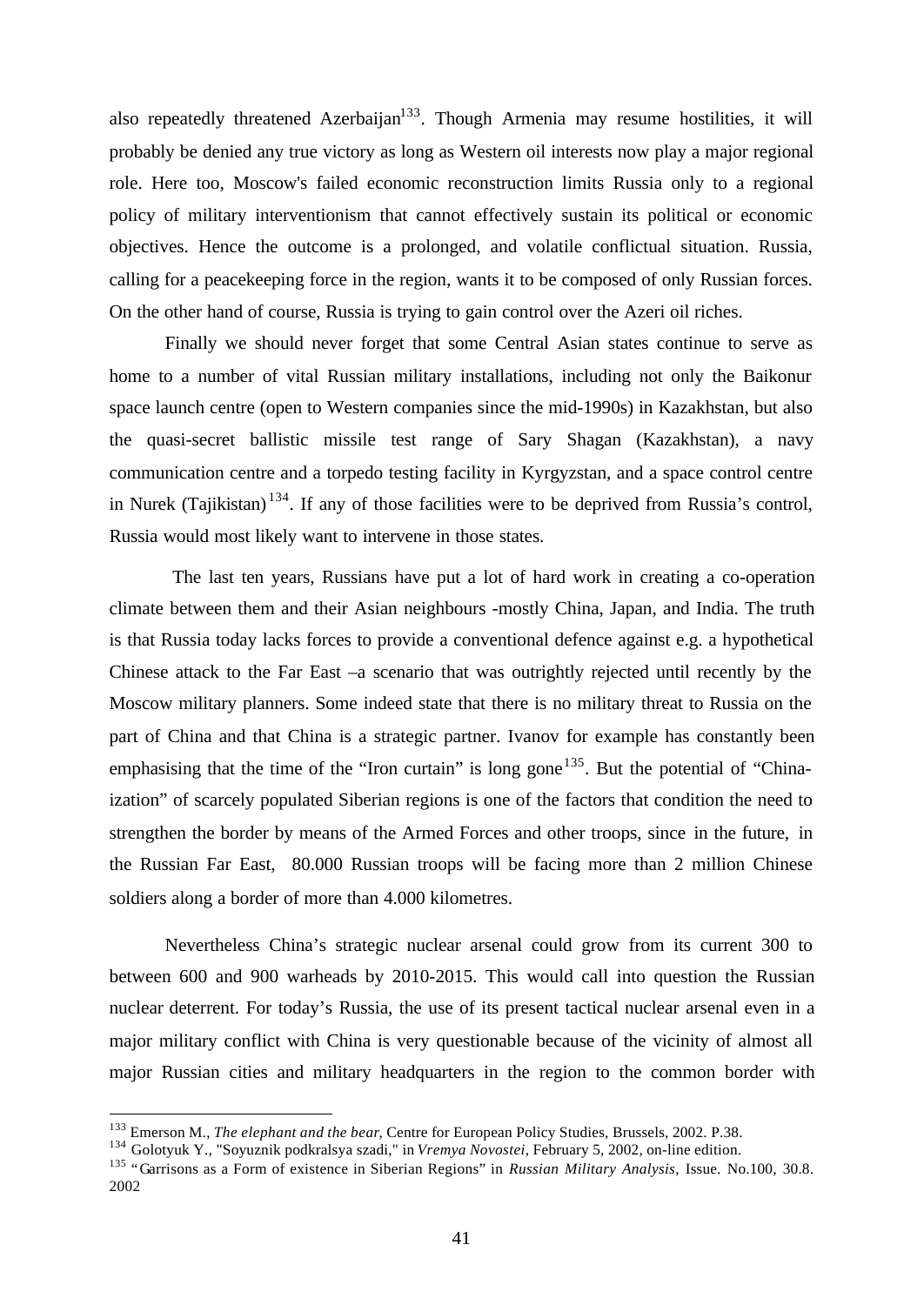also repeatedly threatened Azerbaijan[133]. Though Armenia may resume hostilities, it will probably be denied any true victory as long as Western oil interests now play a major regional role. Here too, Moscow's failed economic reconstruction limits Russia only to a regional policy of military interventionism that cannot effectively sustain its political or economic objectives. Hence the outcome is a prolonged, and volatile conflictual situation. Russia, calling for a peacekeeping force in the region, wants it to be composed of only Russian forces. On the other hand of course, Russia is trying to gain control over the Azeri oil riches.

Finally we should never forget that some Central Asian states continue to serve as home to a number of vital Russian military installations, including not only the Baikonur space launch centre (open to Western companies since the mid-1990s) in Kazakhstan, but also the quasi-secret ballistic missile test range of Sary Shagan (Kazakhstan), a navy communication centre and a torpedo testing facility in Kyrgyzstan, and a space control centre in Nurek (Tajikistan)[134]. If any of those facilities were to be deprived from Russia's control, Russia would most likely want to intervene in those states.

The last ten years, Russians have put a lot of hard work in creating a co-operation climate between them and their Asian neighbours -mostly China, Japan, and India. The truth is that Russia today lacks forces to provide a conventional defence against e.g. a hypothetical Chinese attack to the Far East –a scenario that was outrightly rejected until recently by the Moscow military planners. Some indeed state that there is no military threat to Russia on the part of China and that China is a strategic partner. Ivanov for example has constantly been emphasising that the time of the "Iron curtain" is long gone[135]. But the potential of "China-ization" of scarcely populated Siberian regions is one of the factors that condition the need to strengthen the border by means of the Armed Forces and other troops, since in the future, in the Russian Far East, 80.000 Russian troops will be facing more than 2 million Chinese soldiers along a border of more than 4.000 kilometres.

Nevertheless China's strategic nuclear arsenal could grow from its current 300 to between 600 and 900 warheads by 2010-2015. This would call into question the Russian nuclear deterrent. For today's Russia, the use of its present tactical nuclear arsenal even in a major military conflict with China is very questionable because of the vicinity of almost all major Russian cities and military headquarters in the region to the common border with

---

[133] Emerson M., *The elephant and the bear*, Centre for European Policy Studies, Brussels, 2002. P.38.

[134] Golotyuk Y., "Soyuznik podkralsya szadi," in *Vremya Novostei*, February 5, 2002, on-line edition.

[135] "Garrisons as a Form of existence in Siberian Regions" in *Russian Military Analysis*, Issue. No.100, 30.8. 2002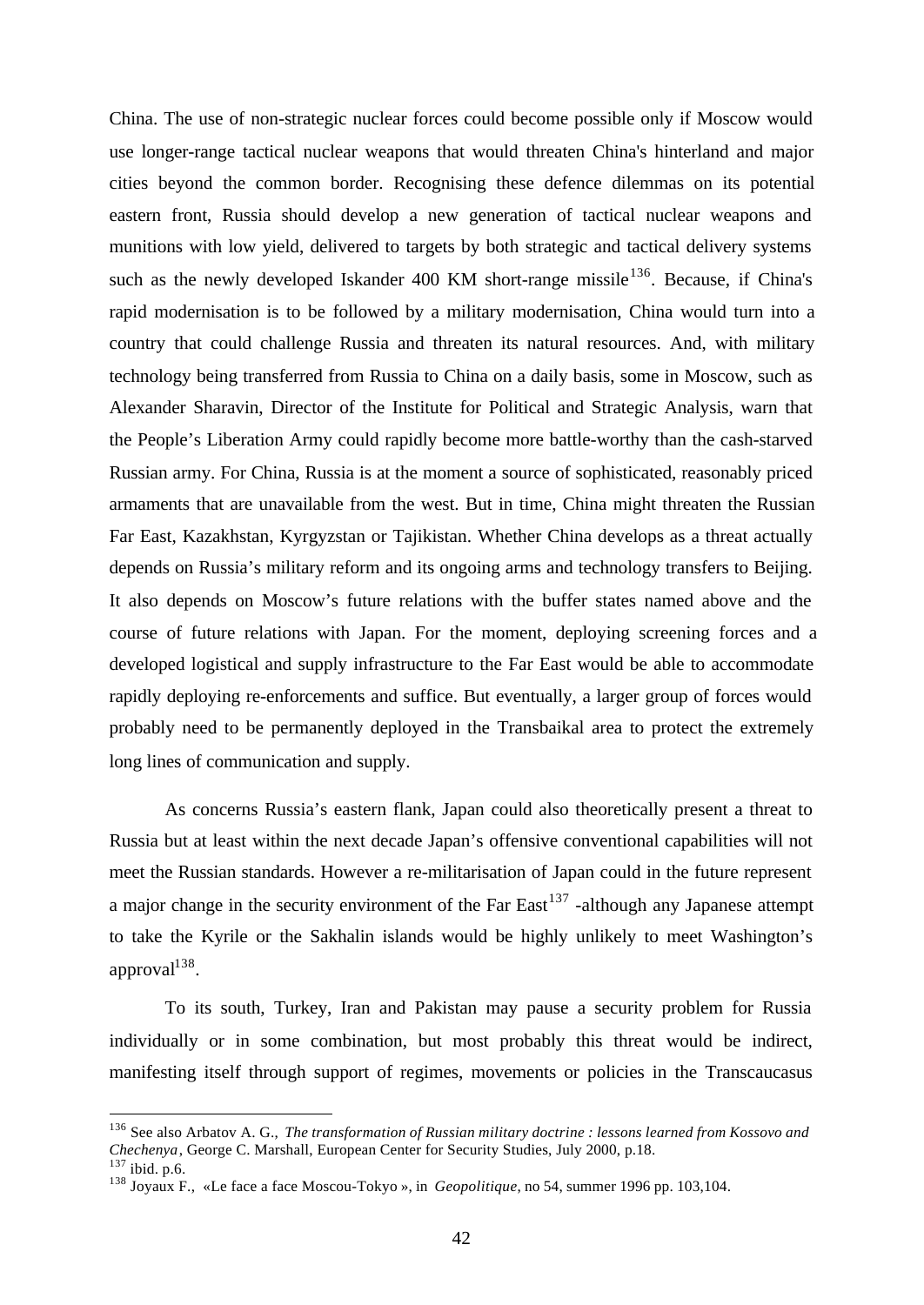China. The use of non-strategic nuclear forces could become possible only if Moscow would use longer-range tactical nuclear weapons that would threaten China's hinterland and major cities beyond the common border. Recognising these defence dilemmas on its potential eastern front, Russia should develop a new generation of tactical nuclear weapons and munitions with low yield, delivered to targets by both strategic and tactical delivery systems such as the newly developed Iskander 400 KM short-range missile[136]. Because, if China's rapid modernisation is to be followed by a military modernisation, China would turn into a country that could challenge Russia and threaten its natural resources. And, with military technology being transferred from Russia to China on a daily basis, some in Moscow, such as Alexander Sharavin, Director of the Institute for Political and Strategic Analysis, warn that the People's Liberation Army could rapidly become more battle-worthy than the cash-starved Russian army. For China, Russia is at the moment a source of sophisticated, reasonably priced armaments that are unavailable from the west. But in time, China might threaten the Russian Far East, Kazakhstan, Kyrgyzstan or Tajikistan. Whether China develops as a threat actually depends on Russia's military reform and its ongoing arms and technology transfers to Beijing. It also depends on Moscow's future relations with the buffer states named above and the course of future relations with Japan. For the moment, deploying screening forces and a developed logistical and supply infrastructure to the Far East would be able to accommodate rapidly deploying re-enforcements and suffice. But eventually, a larger group of forces would probably need to be permanently deployed in the Transbaikal area to protect the extremely long lines of communication and supply.

As concerns Russia's eastern flank, Japan could also theoretically present a threat to Russia but at least within the next decade Japan's offensive conventional capabilities will not meet the Russian standards. However a re-militarisation of Japan could in the future represent a major change in the security environment of the Far East[137] -although any Japanese attempt to take the Kyrile or the Sakhalin islands would be highly unlikely to meet Washington's approval[138].

To its south, Turkey, Iran and Pakistan may pause a security problem for Russia individually or in some combination, but most probably this threat would be indirect, manifesting itself through support of regimes, movements or policies in the Transcaucasus

---

[136] See also Arbatov A. G., *The transformation of Russian military doctrine : lessons learned from Kossovo and Chechenya*, George C. Marshall, European Center for Security Studies, July 2000, p.18.

[137] ibid. p.6.

[138] Joyaux F., «Le face a face Moscou-Tokyo », in *Geopolitique*, no 54, summer 1996 pp. 103,104.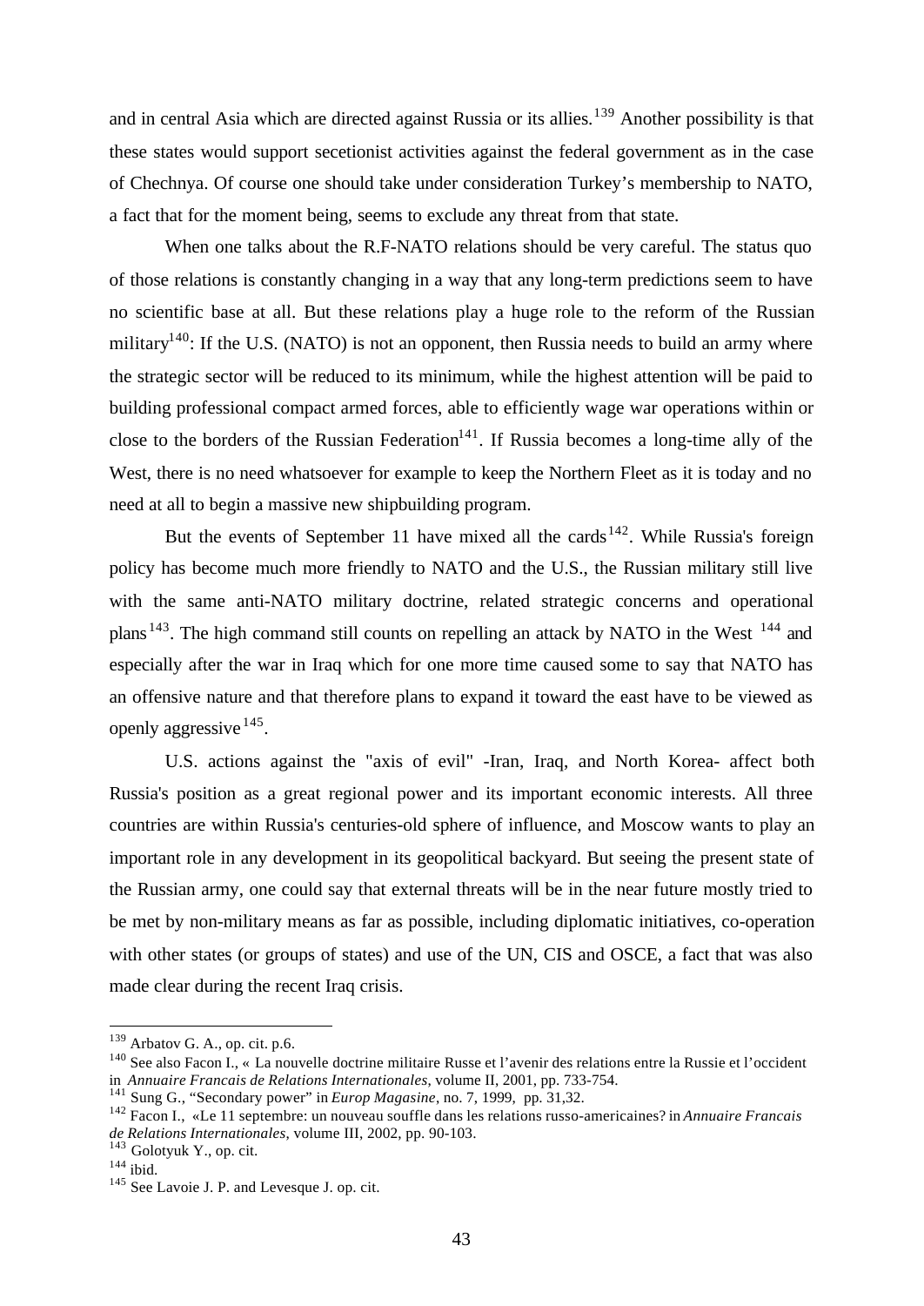and in central Asia which are directed against Russia or its allies.[139] Another possibility is that these states would support secetionist activities against the federal government as in the case of Chechnya. Of course one should take under consideration Turkey's membership to NATO, a fact that for the moment being, seems to exclude any threat from that state.

When one talks about the R.F-NATO relations should be very careful. The status quo of those relations is constantly changing in a way that any long-term predictions seem to have no scientific base at all. But these relations play a huge role to the reform of the Russian military[140]: If the U.S. (NATO) is not an opponent, then Russia needs to build an army where the strategic sector will be reduced to its minimum, while the highest attention will be paid to building professional compact armed forces, able to efficiently wage war operations within or close to the borders of the Russian Federation[141]. If Russia becomes a long-time ally of the West, there is no need whatsoever for example to keep the Northern Fleet as it is today and no need at all to begin a massive new shipbuilding program.

But the events of September 11 have mixed all the cards[142]. While Russia's foreign policy has become much more friendly to NATO and the U.S., the Russian military still live with the same anti-NATO military doctrine, related strategic concerns and operational plans[143]. The high command still counts on repelling an attack by NATO in the West [144] and especially after the war in Iraq which for one more time caused some to say that NATO has an offensive nature and that therefore plans to expand it toward the east have to be viewed as openly aggressive[145].

U.S. actions against the "axis of evil" -Iran, Iraq, and North Korea- affect both Russia's position as a great regional power and its important economic interests. All three countries are within Russia's centuries-old sphere of influence, and Moscow wants to play an important role in any development in its geopolitical backyard. But seeing the present state of the Russian army, one could say that external threats will be in the near future mostly tried to be met by non-military means as far as possible, including diplomatic initiatives, co-operation with other states (or groups of states) and use of the UN, CIS and OSCE, a fact that was also made clear during the recent Iraq crisis.

---

[139] Arbatov G. A., op. cit. p.6.

[140] See also Facon I., « La nouvelle doctrine militaire Russe et l'avenir des relations entre la Russie et l'occident in *Annuaire Francais de Relations Internationales*, volume II, 2001, pp. 733-754.

[141] Sung G., "Secondary power" in *Europ Magasine*, no. 7, 1999, pp. 31,32.

[142] Facon I., «Le 11 septembre: un nouveau souffle dans les relations russo-americaines? in *Annuaire Francais de Relations Internationales*, volume III, 2002, pp. 90-103.

[143] Golotyuk Y., op. cit.

[144] ibid.

[145] See Lavoie J. P. and Levesque J. op. cit.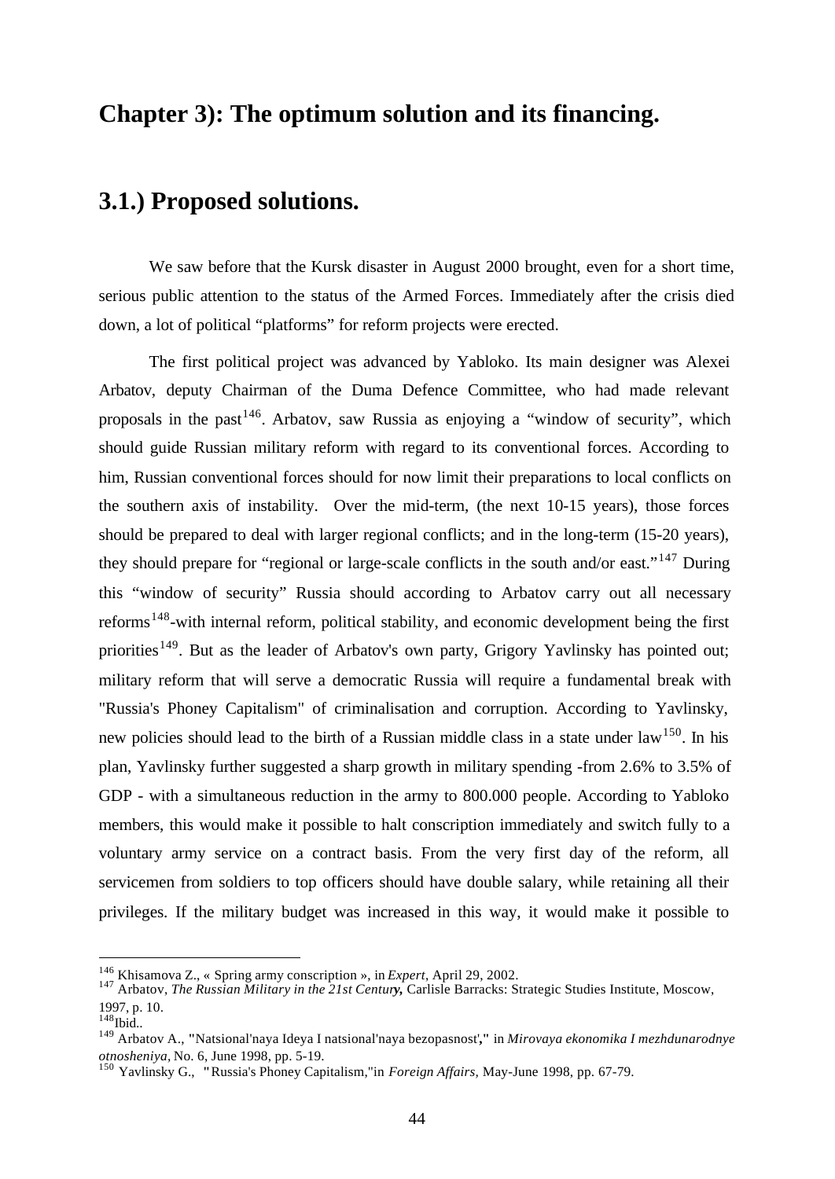# Chapter 3): The optimum solution and its financing.

## 3.1.) Proposed solutions.

We saw before that the Kursk disaster in August 2000 brought, even for a short time, serious public attention to the status of the Armed Forces. Immediately after the crisis died down, a lot of political "platforms" for reform projects were erected.

The first political project was advanced by Yabloko. Its main designer was Alexei Arbatov, deputy Chairman of the Duma Defence Committee, who had made relevant proposals in the past[146]. Arbatov, saw Russia as enjoying a "window of security", which should guide Russian military reform with regard to its conventional forces. According to him, Russian conventional forces should for now limit their preparations to local conflicts on the southern axis of instability. Over the mid-term, (the next 10-15 years), those forces should be prepared to deal with larger regional conflicts; and in the long-term (15-20 years), they should prepare for "regional or large-scale conflicts in the south and/or east."[147] During this "window of security" Russia should according to Arbatov carry out all necessary reforms[148]-with internal reform, political stability, and economic development being the first priorities[149]. But as the leader of Arbatov's own party, Grigory Yavlinsky has pointed out; military reform that will serve a democratic Russia will require a fundamental break with "Russia's Phoney Capitalism" of criminalisation and corruption. According to Yavlinsky, new policies should lead to the birth of a Russian middle class in a state under law[150]. In his plan, Yavlinsky further suggested a sharp growth in military spending -from 2.6% to 3.5% of GDP - with a simultaneous reduction in the army to 800.000 people. According to Yabloko members, this would make it possible to halt conscription immediately and switch fully to a voluntary army service on a contract basis. From the very first day of the reform, all servicemen from soldiers to top officers should have double salary, while retaining all their privileges. If the military budget was increased in this way, it would make it possible to

---

[146] Khisamova Z., « Spring army conscription », in *Expert*, April 29, 2002.

[147] Arbatov, *The Russian Military in the 21st Century,* Carlisle Barracks: Strategic Studies Institute, Moscow, 1997, p. 10.

[148] Ibid..

[149] Arbatov A., "Natsional'naya Ideya I natsional'naya bezopasnost'," in *Mirovaya ekonomika I mezhdunarodnye otnosheniya,* No. 6, June 1998, pp. 5-19.

[150] Yavlinsky G., "Russia's Phoney Capitalism,"in *Foreign Affairs,* May-June 1998, pp. 67-79.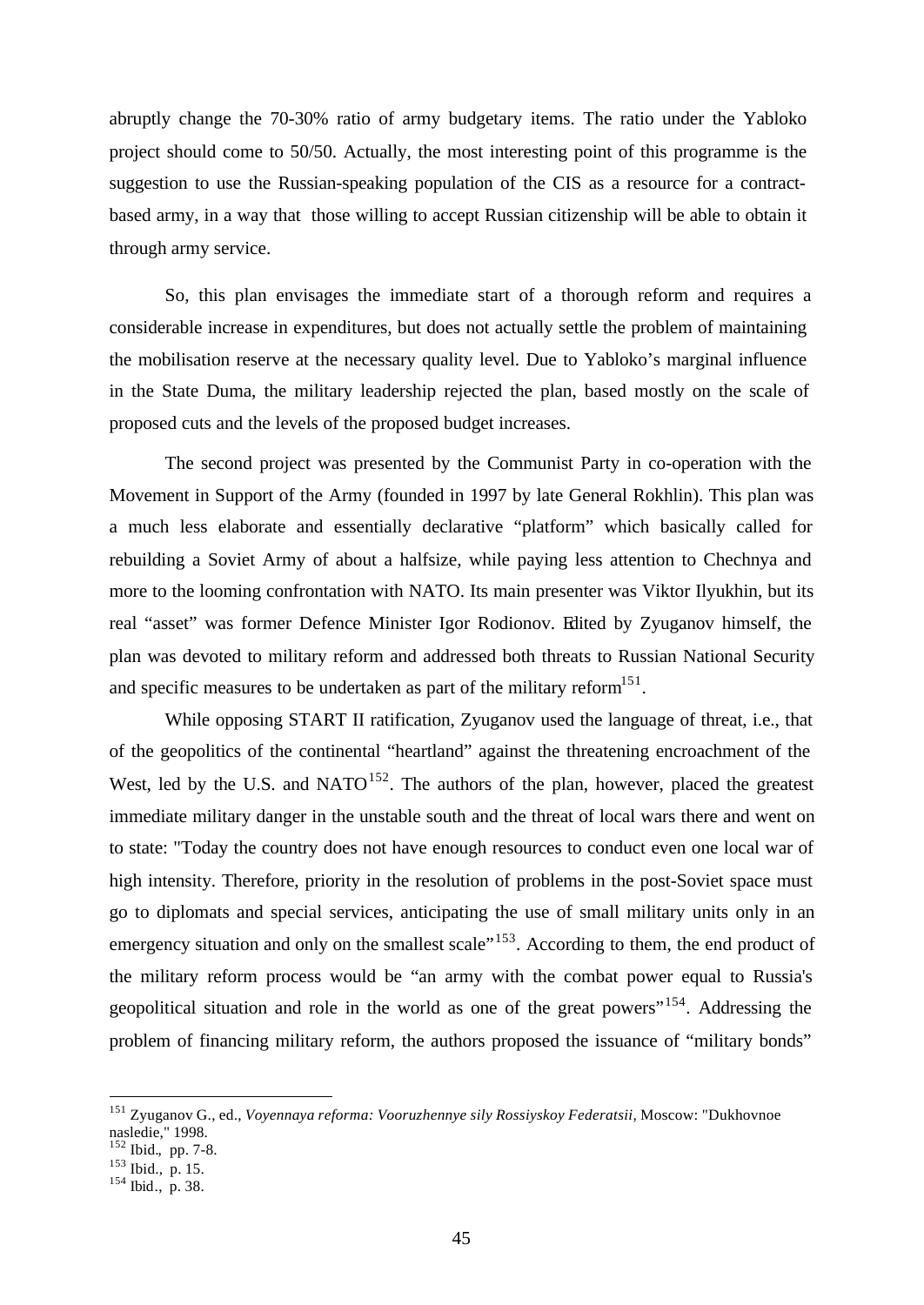abruptly change the 70-30% ratio of army budgetary items. The ratio under the Yabloko project should come to 50/50. Actually, the most interesting point of this programme is the suggestion to use the Russian-speaking population of the CIS as a resource for a contract-based army, in a way that those willing to accept Russian citizenship will be able to obtain it through army service.

So, this plan envisages the immediate start of a thorough reform and requires a considerable increase in expenditures, but does not actually settle the problem of maintaining the mobilisation reserve at the necessary quality level. Due to Yabloko's marginal influence in the State Duma, the military leadership rejected the plan, based mostly on the scale of proposed cuts and the levels of the proposed budget increases.

The second project was presented by the Communist Party in co-operation with the Movement in Support of the Army (founded in 1997 by late General Rokhlin). This plan was a much less elaborate and essentially declarative "platform" which basically called for rebuilding a Soviet Army of about a halfsize, while paying less attention to Chechnya and more to the looming confrontation with NATO. Its main presenter was Viktor Ilyukhin, but its real "asset" was former Defence Minister Igor Rodionov. Edited by Zyuganov himself, the plan was devoted to military reform and addressed both threats to Russian National Security and specific measures to be undertaken as part of the military reform[151].

While opposing START II ratification, Zyuganov used the language of threat, i.e., that of the geopolitics of the continental "heartland" against the threatening encroachment of the West, led by the U.S. and NATO[152]. The authors of the plan, however, placed the greatest immediate military danger in the unstable south and the threat of local wars there and went on to state: "Today the country does not have enough resources to conduct even one local war of high intensity. Therefore, priority in the resolution of problems in the post-Soviet space must go to diplomats and special services, anticipating the use of small military units only in an emergency situation and only on the smallest scale"[153]. According to them, the end product of the military reform process would be "an army with the combat power equal to Russia's geopolitical situation and role in the world as one of the great powers"[154]. Addressing the problem of financing military reform, the authors proposed the issuance of "military bonds"

[151] Zyuganov G., ed., *Voyennaya reforma: Vooruzhennye sily Rossiyskoy Federatsii*, Moscow: "Dukhovnoe nasledie," 1998.
[152] Ibid., pp. 7-8.
[153] Ibid., p. 15.
[154] Ibid., p. 38.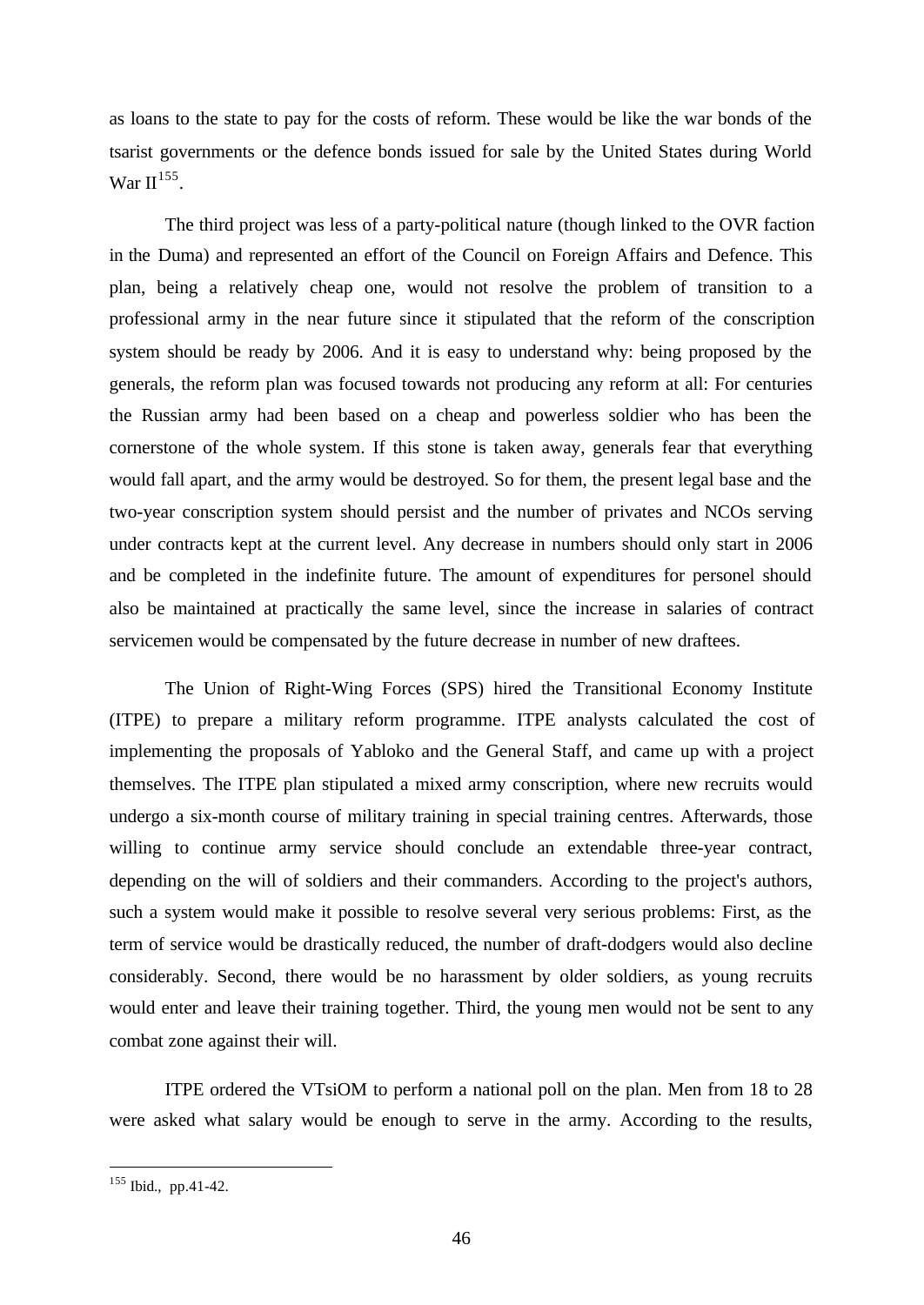as loans to the state to pay for the costs of reform. These would be like the war bonds of the tsarist governments or the defence bonds issued for sale by the United States during World War II[155].

The third project was less of a party-political nature (though linked to the OVR faction in the Duma) and represented an effort of the Council on Foreign Affairs and Defence. This plan, being a relatively cheap one, would not resolve the problem of transition to a professional army in the near future since it stipulated that the reform of the conscription system should be ready by 2006. And it is easy to understand why: being proposed by the generals, the reform plan was focused towards not producing any reform at all: For centuries the Russian army had been based on a cheap and powerless soldier who has been the cornerstone of the whole system. If this stone is taken away, generals fear that everything would fall apart, and the army would be destroyed. So for them, the present legal base and the two-year conscription system should persist and the number of privates and NCOs serving under contracts kept at the current level. Any decrease in numbers should only start in 2006 and be completed in the indefinite future. The amount of expenditures for personel should also be maintained at practically the same level, since the increase in salaries of contract servicemen would be compensated by the future decrease in number of new draftees.

The Union of Right-Wing Forces (SPS) hired the Transitional Economy Institute (ITPE) to prepare a military reform programme. ITPE analysts calculated the cost of implementing the proposals of Yabloko and the General Staff, and came up with a project themselves. The ITPE plan stipulated a mixed army conscription, where new recruits would undergo a six-month course of military training in special training centres. Afterwards, those willing to continue army service should conclude an extendable three-year contract, depending on the will of soldiers and their commanders. According to the project's authors, such a system would make it possible to resolve several very serious problems: First, as the term of service would be drastically reduced, the number of draft-dodgers would also decline considerably. Second, there would be no harassment by older soldiers, as young recruits would enter and leave their training together. Third, the young men would not be sent to any combat zone against their will.

ITPE ordered the VTsiOM to perform a national poll on the plan. Men from 18 to 28 were asked what salary would be enough to serve in the army. According to the results,

---

[155] Ibid., pp.41-42.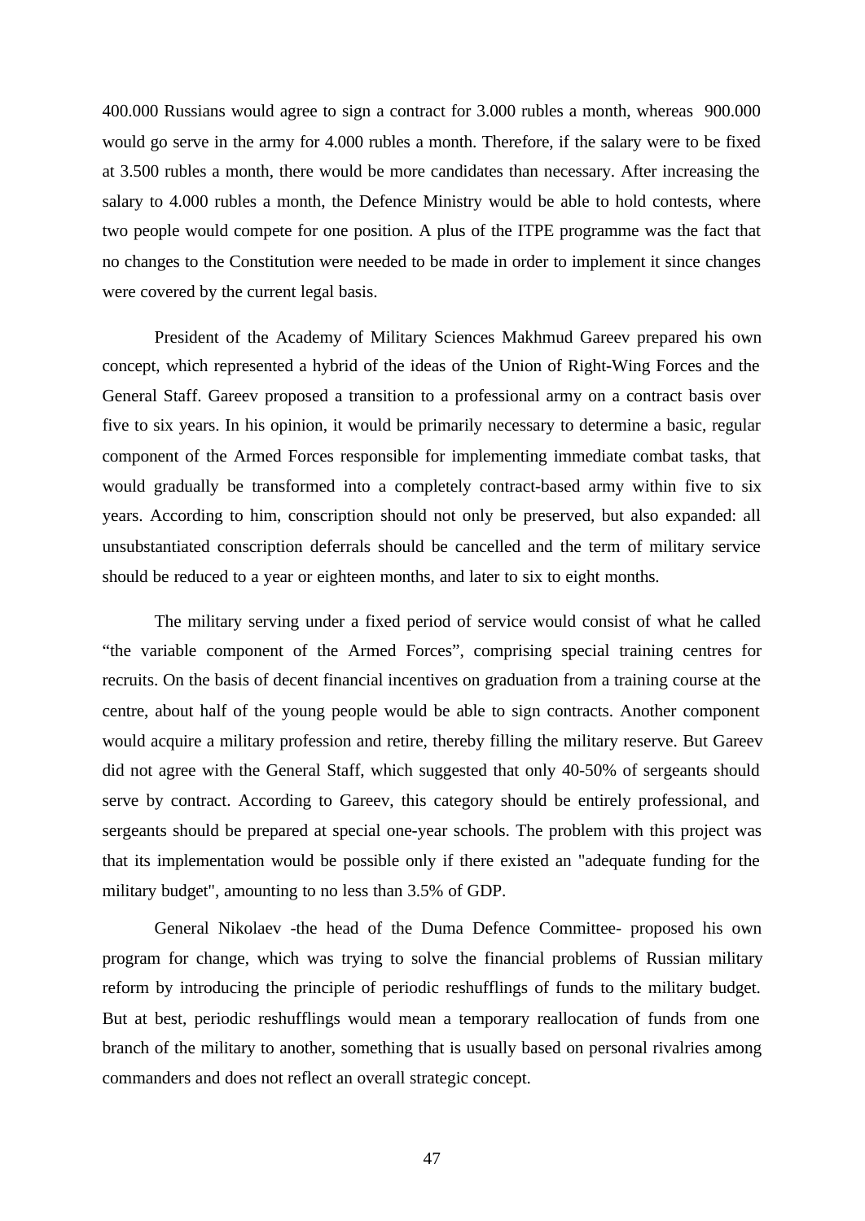400.000 Russians would agree to sign a contract for 3.000 rubles a month, whereas 900.000 would go serve in the army for 4.000 rubles a month. Therefore, if the salary were to be fixed at 3.500 rubles a month, there would be more candidates than necessary. After increasing the salary to 4.000 rubles a month, the Defence Ministry would be able to hold contests, where two people would compete for one position. A plus of the ITPE programme was the fact that no changes to the Constitution were needed to be made in order to implement it since changes were covered by the current legal basis.

President of the Academy of Military Sciences Makhmud Gareev prepared his own concept, which represented a hybrid of the ideas of the Union of Right-Wing Forces and the General Staff. Gareev proposed a transition to a professional army on a contract basis over five to six years. In his opinion, it would be primarily necessary to determine a basic, regular component of the Armed Forces responsible for implementing immediate combat tasks, that would gradually be transformed into a completely contract-based army within five to six years. According to him, conscription should not only be preserved, but also expanded: all unsubstantiated conscription deferrals should be cancelled and the term of military service should be reduced to a year or eighteen months, and later to six to eight months.

The military serving under a fixed period of service would consist of what he called "the variable component of the Armed Forces", comprising special training centres for recruits. On the basis of decent financial incentives on graduation from a training course at the centre, about half of the young people would be able to sign contracts. Another component would acquire a military profession and retire, thereby filling the military reserve. But Gareev did not agree with the General Staff, which suggested that only 40-50% of sergeants should serve by contract. According to Gareev, this category should be entirely professional, and sergeants should be prepared at special one-year schools. The problem with this project was that its implementation would be possible only if there existed an "adequate funding for the military budget", amounting to no less than 3.5% of GDP.

General Nikolaev -the head of the Duma Defence Committee- proposed his own program for change, which was trying to solve the financial problems of Russian military reform by introducing the principle of periodic reshufflings of funds to the military budget. But at best, periodic reshufflings would mean a temporary reallocation of funds from one branch of the military to another, something that is usually based on personal rivalries among commanders and does not reflect an overall strategic concept.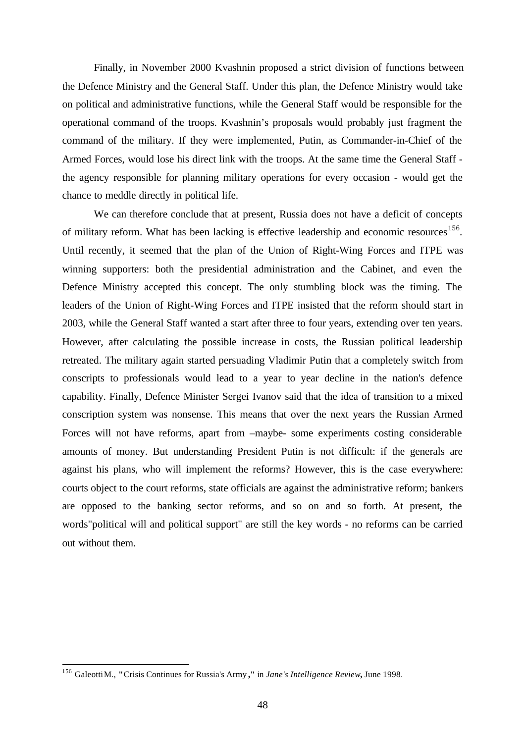Finally, in November 2000 Kvashnin proposed a strict division of functions between the Defence Ministry and the General Staff. Under this plan, the Defence Ministry would take on political and administrative functions, while the General Staff would be responsible for the operational command of the troops. Kvashnin's proposals would probably just fragment the command of the military. If they were implemented, Putin, as Commander-in-Chief of the Armed Forces, would lose his direct link with the troops. At the same time the General Staff - the agency responsible for planning military operations for every occasion - would get the chance to meddle directly in political life.

We can therefore conclude that at present, Russia does not have a deficit of concepts of military reform. What has been lacking is effective leadership and economic resources[156]. Until recently, it seemed that the plan of the Union of Right-Wing Forces and ITPE was winning supporters: both the presidential administration and the Cabinet, and even the Defence Ministry accepted this concept. The only stumbling block was the timing. The leaders of the Union of Right-Wing Forces and ITPE insisted that the reform should start in 2003, while the General Staff wanted a start after three to four years, extending over ten years. However, after calculating the possible increase in costs, the Russian political leadership retreated. The military again started persuading Vladimir Putin that a completely switch from conscripts to professionals would lead to a year to year decline in the nation's defence capability. Finally, Defence Minister Sergei Ivanov said that the idea of transition to a mixed conscription system was nonsense. This means that over the next years the Russian Armed Forces will not have reforms, apart from –maybe- some experiments costing considerable amounts of money. But understanding President Putin is not difficult: if the generals are against his plans, who will implement the reforms? However, this is the case everywhere: courts object to the court reforms, state officials are against the administrative reform; bankers are opposed to the banking sector reforms, and so on and so forth. At present, the words"political will and political support" are still the key words - no reforms can be carried out without them.

---

[156] Galeotti M., "Crisis Continues for Russia's Army," in *Jane's Intelligence Review*, June 1998.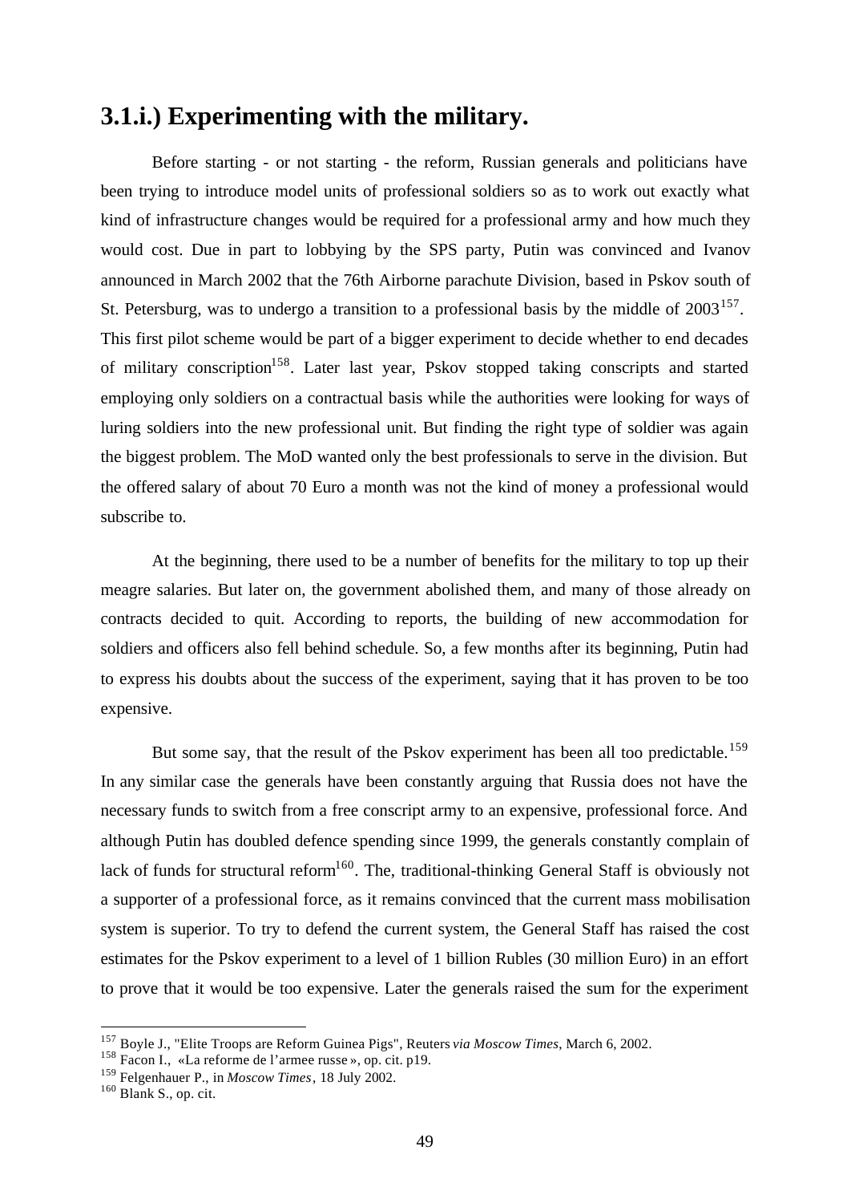## 3.1.i.) Experimenting with the military.

Before starting - or not starting - the reform, Russian generals and politicians have been trying to introduce model units of professional soldiers so as to work out exactly what kind of infrastructure changes would be required for a professional army and how much they would cost. Due in part to lobbying by the SPS party, Putin was convinced and Ivanov announced in March 2002 that the 76th Airborne parachute Division, based in Pskov south of St. Petersburg, was to undergo a transition to a professional basis by the middle of 2003[157]. This first pilot scheme would be part of a bigger experiment to decide whether to end decades of military conscription[158]. Later last year, Pskov stopped taking conscripts and started employing only soldiers on a contractual basis while the authorities were looking for ways of luring soldiers into the new professional unit. But finding the right type of soldier was again the biggest problem. The MoD wanted only the best professionals to serve in the division. But the offered salary of about 70 Euro a month was not the kind of money a professional would subscribe to.

At the beginning, there used to be a number of benefits for the military to top up their meagre salaries. But later on, the government abolished them, and many of those already on contracts decided to quit. According to reports, the building of new accommodation for soldiers and officers also fell behind schedule. So, a few months after its beginning, Putin had to express his doubts about the success of the experiment, saying that it has proven to be too expensive.

But some say, that the result of the Pskov experiment has been all too predictable.[159] In any similar case the generals have been constantly arguing that Russia does not have the necessary funds to switch from a free conscript army to an expensive, professional force. And although Putin has doubled defence spending since 1999, the generals constantly complain of lack of funds for structural reform[160]. The, traditional-thinking General Staff is obviously not a supporter of a professional force, as it remains convinced that the current mass mobilisation system is superior. To try to defend the current system, the General Staff has raised the cost estimates for the Pskov experiment to a level of 1 billion Rubles (30 million Euro) in an effort to prove that it would be too expensive. Later the generals raised the sum for the experiment

---

[157] Boyle J., "Elite Troops are Reform Guinea Pigs", Reuters *via Moscow Times*, March 6, 2002.

[158] Facon I., «La reforme de l'armee russe», op. cit. p19.

[159] Felgenhauer P., in *Moscow Times*, 18 July 2002.

[160] Blank S., op. cit.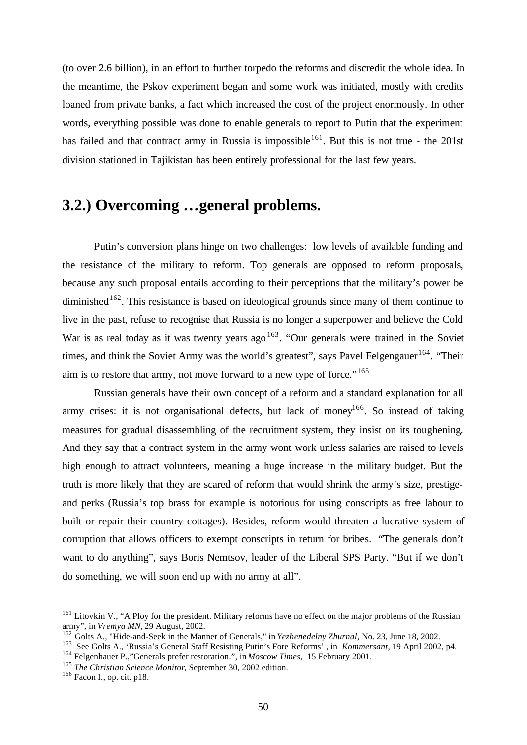(to over 2.6 billion), in an effort to further torpedo the reforms and discredit the whole idea. In the meantime, the Pskov experiment began and some work was initiated, mostly with credits loaned from private banks, a fact which increased the cost of the project enormously. In other words, everything possible was done to enable generals to report to Putin that the experiment has failed and that contract army in Russia is impossible[161]. But this is not true - the 201st division stationed in Tajikistan has been entirely professional for the last few years.

## 3.2.) Overcoming …general problems.

Putin's conversion plans hinge on two challenges: low levels of available funding and the resistance of the military to reform. Top generals are opposed to reform proposals, because any such proposal entails according to their perceptions that the military's power be diminished[162]. This resistance is based on ideological grounds since many of them continue to live in the past, refuse to recognise that Russia is no longer a superpower and believe the Cold War is as real today as it was twenty years ago[163]. "Our generals were trained in the Soviet times, and think the Soviet Army was the world's greatest", says Pavel Felgengauer[164]. "Their aim is to restore that army, not move forward to a new type of force."[165]

Russian generals have their own concept of a reform and a standard explanation for all army crises: it is not organisational defects, but lack of money[166]. So instead of taking measures for gradual disassembling of the recruitment system, they insist on its toughening. And they say that a contract system in the army wont work unless salaries are raised to levels high enough to attract volunteers, meaning a huge increase in the military budget. But the truth is more likely that they are scared of reform that would shrink the army's size, prestige- and perks (Russia's top brass for example is notorious for using conscripts as free labour to built or repair their country cottages). Besides, reform would threaten a lucrative system of corruption that allows officers to exempt conscripts in return for bribes. "The generals don't want to do anything", says Boris Nemtsov, leader of the Liberal SPS Party. "But if we don't do something, we will soon end up with no army at all".

---

[161] Litovkin V., "A Ploy for the president. Military reforms have no effect on the major problems of the Russian army", in *Vremya MN*, 29 August, 2002.

[162] Golts A., "Hide-and-Seek in the Manner of Generals," in *Yezhenedelny Zhurnal*, No. 23, June 18, 2002.

[163] See Golts A., 'Russia's General Staff Resisting Putin's Fore Reforms' , in *Kommersant*, 19 April 2002, p4.

[164] Felgenhauer P.,"Generals prefer restoration.", in *Moscow Times*, 15 February 2001.

[165] *The Christian Science Monitor*, September 30, 2002 edition.

[166] Facon I., op. cit. p18.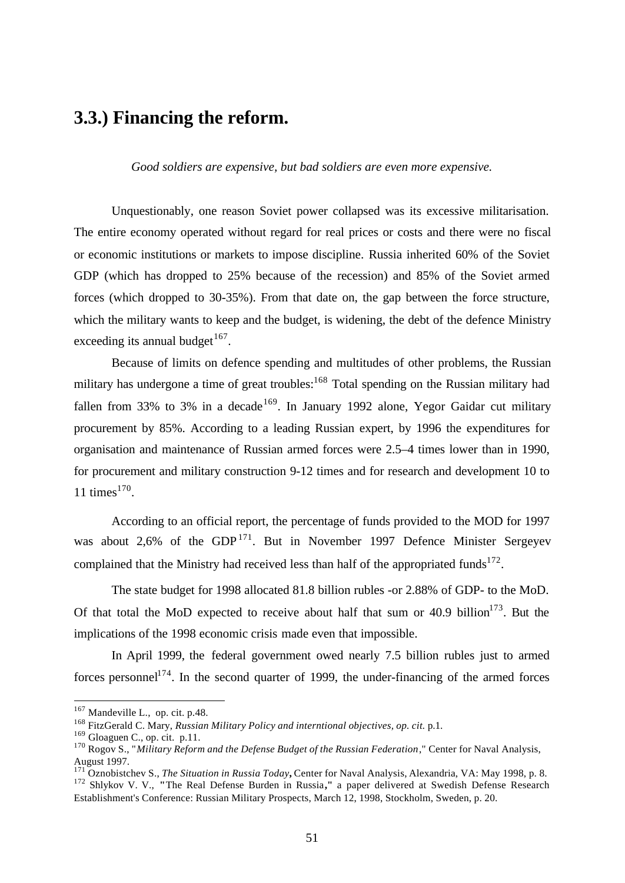## 3.3.) Financing the reform.

*Good soldiers are expensive, but bad soldiers are even more expensive.*

Unquestionably, one reason Soviet power collapsed was its excessive militarisation. The entire economy operated without regard for real prices or costs and there were no fiscal or economic institutions or markets to impose discipline. Russia inherited 60% of the Soviet GDP (which has dropped to 25% because of the recession) and 85% of the Soviet armed forces (which dropped to 30-35%). From that date on, the gap between the force structure, which the military wants to keep and the budget, is widening, the debt of the defence Ministry exceeding its annual budget[167].

Because of limits on defence spending and multitudes of other problems, the Russian military has undergone a time of great troubles:[168] Total spending on the Russian military had fallen from 33% to 3% in a decade[169]. In January 1992 alone, Yegor Gaidar cut military procurement by 85%. According to a leading Russian expert, by 1996 the expenditures for organisation and maintenance of Russian armed forces were 2.5–4 times lower than in 1990, for procurement and military construction 9-12 times and for research and development 10 to 11 times[170].

According to an official report, the percentage of funds provided to the MOD for 1997 was about 2,6% of the GDP[171]. But in November 1997 Defence Minister Sergeyev complained that the Ministry had received less than half of the appropriated funds[172].

The state budget for 1998 allocated 81.8 billion rubles -or 2.88% of GDP- to the MoD. Of that total the MoD expected to receive about half that sum or 40.9 billion[173]. But the implications of the 1998 economic crisis made even that impossible.

In April 1999, the federal government owed nearly 7.5 billion rubles just to armed forces personnel[174]. In the second quarter of 1999, the under-financing of the armed forces

---

[167] Mandeville L., op. cit. p.48.

[168] FitzGerald C. Mary, *Russian Military Policy and interntional objectives, op. cit.* p.1.

[169] Gloaguen C., op. cit. p.11.

[170] Rogov S., "*Military Reform and the Defense Budget of the Russian Federation*," Center for Naval Analysis, August 1997.

[171] Oznobistchev S., *The Situation in Russia Today***,** Center for Naval Analysis, Alexandria, VA: May 1998, p. 8.

[172] Shlykov V. V., **"**The Real Defense Burden in Russia**,"** a paper delivered at Swedish Defense Research Establishment's Conference: Russian Military Prospects, March 12, 1998, Stockholm, Sweden, p. 20.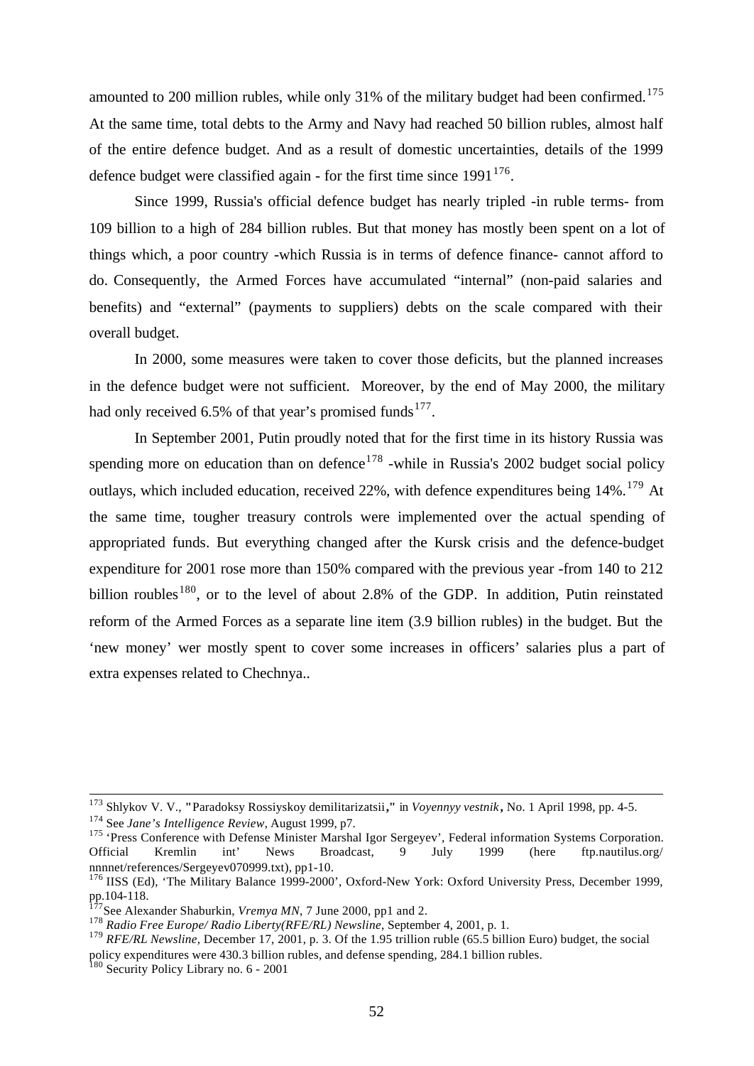amounted to 200 million rubles, while only 31% of the military budget had been confirmed.[175] At the same time, total debts to the Army and Navy had reached 50 billion rubles, almost half of the entire defence budget. And as a result of domestic uncertainties, details of the 1999 defence budget were classified again - for the first time since 1991[176].

Since 1999, Russia's official defence budget has nearly tripled -in ruble terms- from 109 billion to a high of 284 billion rubles. But that money has mostly been spent on a lot of things which, a poor country -which Russia is in terms of defence finance- cannot afford to do. Consequently, the Armed Forces have accumulated "internal" (non-paid salaries and benefits) and "external" (payments to suppliers) debts on the scale compared with their overall budget.

In 2000, some measures were taken to cover those deficits, but the planned increases in the defence budget were not sufficient. Moreover, by the end of May 2000, the military had only received 6.5% of that year's promised funds[177].

In September 2001, Putin proudly noted that for the first time in its history Russia was spending more on education than on defence[178] -while in Russia's 2002 budget social policy outlays, which included education, received 22%, with defence expenditures being 14%.[179] At the same time, tougher treasury controls were implemented over the actual spending of appropriated funds. But everything changed after the Kursk crisis and the defence-budget expenditure for 2001 rose more than 150% compared with the previous year -from 140 to 212 billion roubles[180], or to the level of about 2.8% of the GDP. In addition, Putin reinstated reform of the Armed Forces as a separate line item (3.9 billion rubles) in the budget. But the 'new money' wer mostly spent to cover some increases in officers' salaries plus a part of extra expenses related to Chechnya..

---

[173] Shlykov V. V., "Paradoksy Rossiyskoy demilitarizatsii," in *Voyennyy vestnik*, No. 1 April 1998, pp. 4-5.

[174] See *Jane's Intelligence Review*, August 1999, p7.

[175] 'Press Conference with Defense Minister Marshal Igor Sergeyev', Federal information Systems Corporation. Official Kremlin int' News Broadcast, 9 July 1999 (here ftp.nautilus.org/ nnnnet/references/Sergeyev070999.txt), pp1-10.

[176] IISS (Ed), 'The Military Balance 1999-2000', Oxford-New York: Oxford University Press, December 1999, pp.104-118.

[177] See Alexander Shaburkin, *Vremya MN*, 7 June 2000, pp1 and 2.

[178] *Radio Free Europe/ Radio Liberty(RFE/RL) Newsline*, September 4, 2001, p. 1.

[179] *RFE/RL Newsline*, December 17, 2001, p. 3. Of the 1.95 trillion ruble (65.5 billion Euro) budget, the social policy expenditures were 430.3 billion rubles, and defense spending, 284.1 billion rubles.

[180] Security Policy Library no. 6 - 2001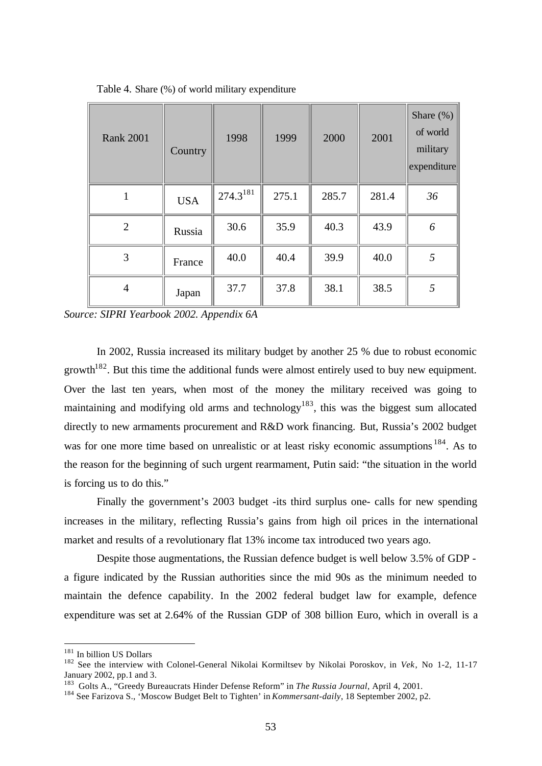Table 4. Share (%) of world military expenditure

| Rank 2001 | Country | 1998 | 1999 | 2000 | 2001 | Share (%) of world military expenditure |
|---|---|---|---|---|---|---|
| 1 | USA | 274.3[181] | 275.1 | 285.7 | 281.4 | *36* |
| 2 | Russia | 30.6 | 35.9 | 40.3 | 43.9 | *6* |
| 3 | France | 40.0 | 40.4 | 39.9 | 40.0 | *5* |
| 4 | Japan | 37.7 | 37.8 | 38.1 | 38.5 | *5* |

*Source: SIPRI Yearbook 2002. Appendix 6A*

In 2002, Russia increased its military budget by another 25 % due to robust economic growth[182]. But this time the additional funds were almost entirely used to buy new equipment. Over the last ten years, when most of the money the military received was going to maintaining and modifying old arms and technology[183], this was the biggest sum allocated directly to new armaments procurement and R&D work financing. But, Russia's 2002 budget was for one more time based on unrealistic or at least risky economic assumptions[184]. As to the reason for the beginning of such urgent rearmament, Putin said: "the situation in the world is forcing us to do this."

Finally the government's 2003 budget -its third surplus one- calls for new spending increases in the military, reflecting Russia's gains from high oil prices in the international market and results of a revolutionary flat 13% income tax introduced two years ago.

Despite those augmentations, the Russian defence budget is well below 3.5% of GDP - a figure indicated by the Russian authorities since the mid 90s as the minimum needed to maintain the defence capability. In the 2002 federal budget law for example, defence expenditure was set at 2.64% of the Russian GDP of 308 billion Euro, which in overall is a

---

[181] In billion US Dollars

[182] See the interview with Colonel-General Nikolai Kormiltsev by Nikolai Poroskov, in *Vek*, No 1-2, 11-17 January 2002, pp.1 and 3.

[183] Golts A., "Greedy Bureaucrats Hinder Defense Reform" in *The Russia Journal*, April 4, 2001.

[184] See Farizova S., 'Moscow Budget Belt to Tighten' in *Kommersant-daily*, 18 September 2002, p2.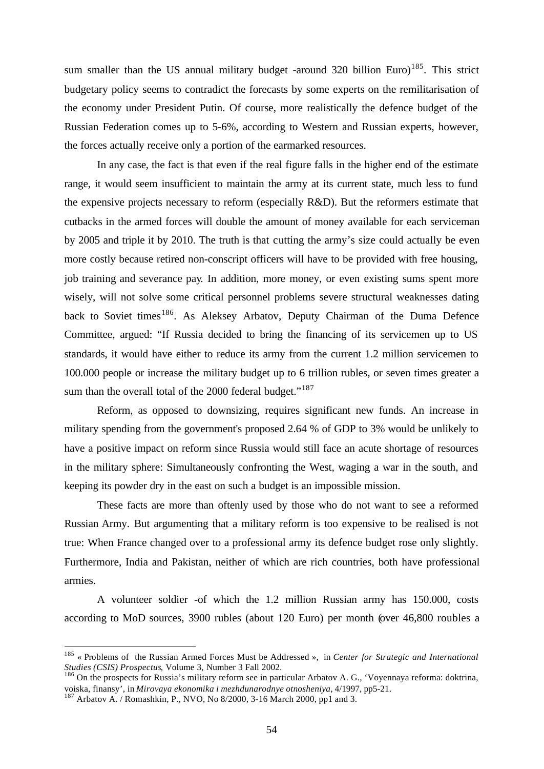sum smaller than the US annual military budget -around 320 billion Euro)[185]. This strict budgetary policy seems to contradict the forecasts by some experts on the remilitarisation of the economy under President Putin. Of course, more realistically the defence budget of the Russian Federation comes up to 5-6%, according to Western and Russian experts, however, the forces actually receive only a portion of the earmarked resources.

In any case, the fact is that even if the real figure falls in the higher end of the estimate range, it would seem insufficient to maintain the army at its current state, much less to fund the expensive projects necessary to reform (especially R&D). But the reformers estimate that cutbacks in the armed forces will double the amount of money available for each serviceman by 2005 and triple it by 2010. The truth is that cutting the army's size could actually be even more costly because retired non-conscript officers will have to be provided with free housing, job training and severance pay. In addition, more money, or even existing sums spent more wisely, will not solve some critical personnel problems severe structural weaknesses dating back to Soviet times[186]. As Aleksey Arbatov, Deputy Chairman of the Duma Defence Committee, argued: "If Russia decided to bring the financing of its servicemen up to US standards, it would have either to reduce its army from the current 1.2 million servicemen to 100.000 people or increase the military budget up to 6 trillion rubles, or seven times greater a sum than the overall total of the 2000 federal budget."[187]

Reform, as opposed to downsizing, requires significant new funds. An increase in military spending from the government's proposed 2.64 % of GDP to 3% would be unlikely to have a positive impact on reform since Russia would still face an acute shortage of resources in the military sphere: Simultaneously confronting the West, waging a war in the south, and keeping its powder dry in the east on such a budget is an impossible mission.

These facts are more than oftenly used by those who do not want to see a reformed Russian Army. But argumenting that a military reform is too expensive to be realised is not true: When France changed over to a professional army its defence budget rose only slightly. Furthermore, India and Pakistan, neither of which are rich countries, both have professional armies.

A volunteer soldier -of which the 1.2 million Russian army has 150.000, costs according to MoD sources, 3900 rubles (about 120 Euro) per month (over 46,800 roubles a

---

[185] « Problems of the Russian Armed Forces Must be Addressed », in *Center for Strategic and International Studies (CSIS) Prospectus*, Volume 3, Number 3 Fall 2002.

[186] On the prospects for Russia's military reform see in particular Arbatov A. G., 'Voyennaya reforma: doktrina, voiska, finansy', in *Mirovaya ekonomika i mezhdunarodnye otnosheniya*, 4/1997, pp5-21.

[187] Arbatov A. / Romashkin, P., NVO, No 8/2000, 3-16 March 2000, pp1 and 3.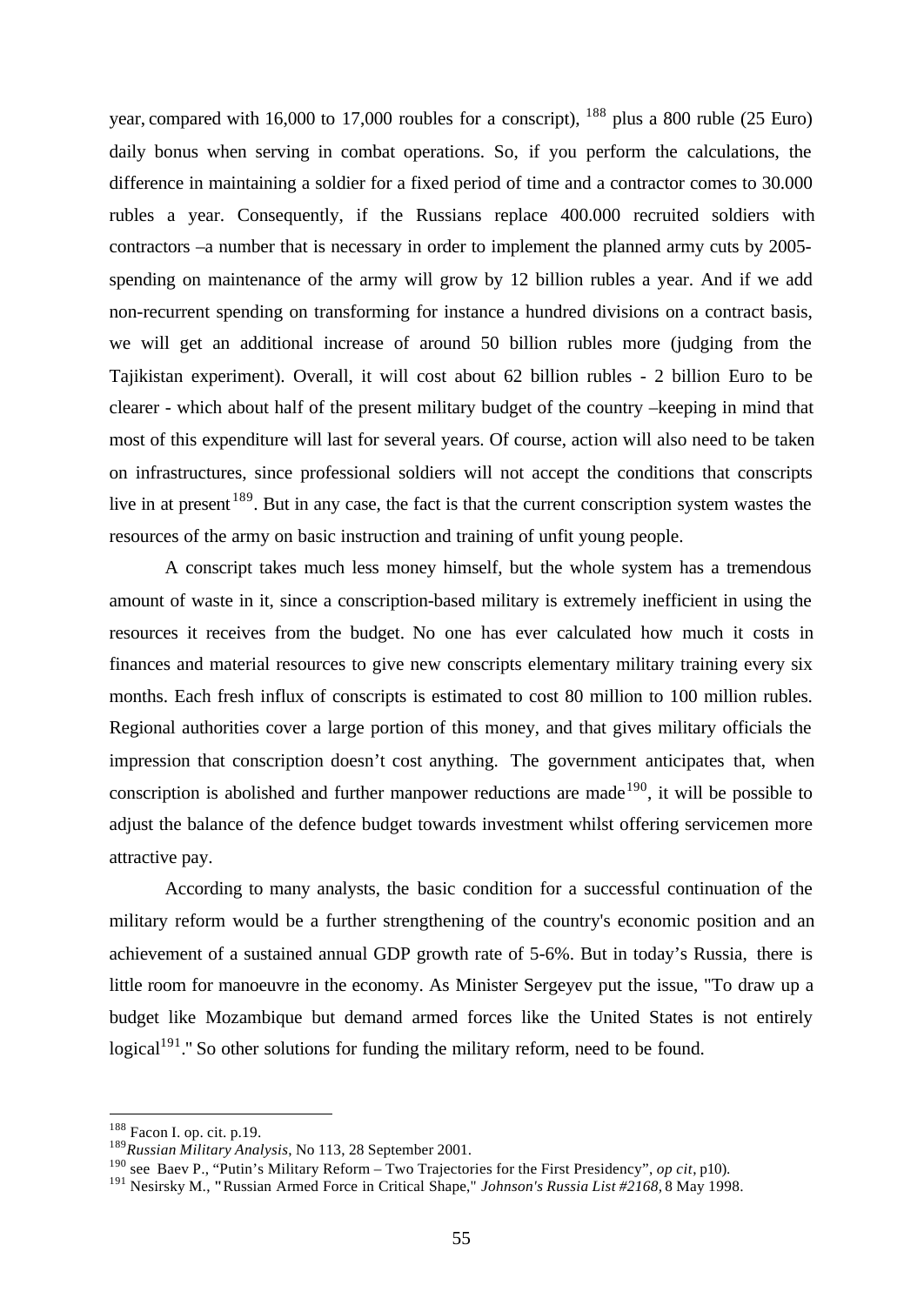year, compared with 16,000 to 17,000 roubles for a conscript), [188] plus a 800 ruble (25 Euro) daily bonus when serving in combat operations. So, if you perform the calculations, the difference in maintaining a soldier for a fixed period of time and a contractor comes to 30.000 rubles a year. Consequently, if the Russians replace 400.000 recruited soldiers with contractors –a number that is necessary in order to implement the planned army cuts by 2005- spending on maintenance of the army will grow by 12 billion rubles a year. And if we add non-recurrent spending on transforming for instance a hundred divisions on a contract basis, we will get an additional increase of around 50 billion rubles more (judging from the Tajikistan experiment). Overall, it will cost about 62 billion rubles - 2 billion Euro to be clearer - which about half of the present military budget of the country –keeping in mind that most of this expenditure will last for several years. Of course, action will also need to be taken on infrastructures, since professional soldiers will not accept the conditions that conscripts live in at present[189]. But in any case, the fact is that the current conscription system wastes the resources of the army on basic instruction and training of unfit young people.

A conscript takes much less money himself, but the whole system has a tremendous amount of waste in it, since a conscription-based military is extremely inefficient in using the resources it receives from the budget. No one has ever calculated how much it costs in finances and material resources to give new conscripts elementary military training every six months. Each fresh influx of conscripts is estimated to cost 80 million to 100 million rubles. Regional authorities cover a large portion of this money, and that gives military officials the impression that conscription doesn't cost anything. The government anticipates that, when conscription is abolished and further manpower reductions are made[190], it will be possible to adjust the balance of the defence budget towards investment whilst offering servicemen more attractive pay.

According to many analysts, the basic condition for a successful continuation of the military reform would be a further strengthening of the country's economic position and an achievement of a sustained annual GDP growth rate of 5-6%. But in today's Russia, there is little room for manoeuvre in the economy. As Minister Sergeyev put the issue, "To draw up a budget like Mozambique but demand armed forces like the United States is not entirely logical[191]." So other solutions for funding the military reform, need to be found.

---

[188] Facon I. op. cit. p.19.

[189] *Russian Military Analysis*, No 113, 28 September 2001.

[190] see Baev P., "Putin's Military Reform – Two Trajectories for the First Presidency", *op cit*, p10).

[191] Nesirsky M., "Russian Armed Force in Critical Shape," *Johnson's Russia List #2168*, 8 May 1998.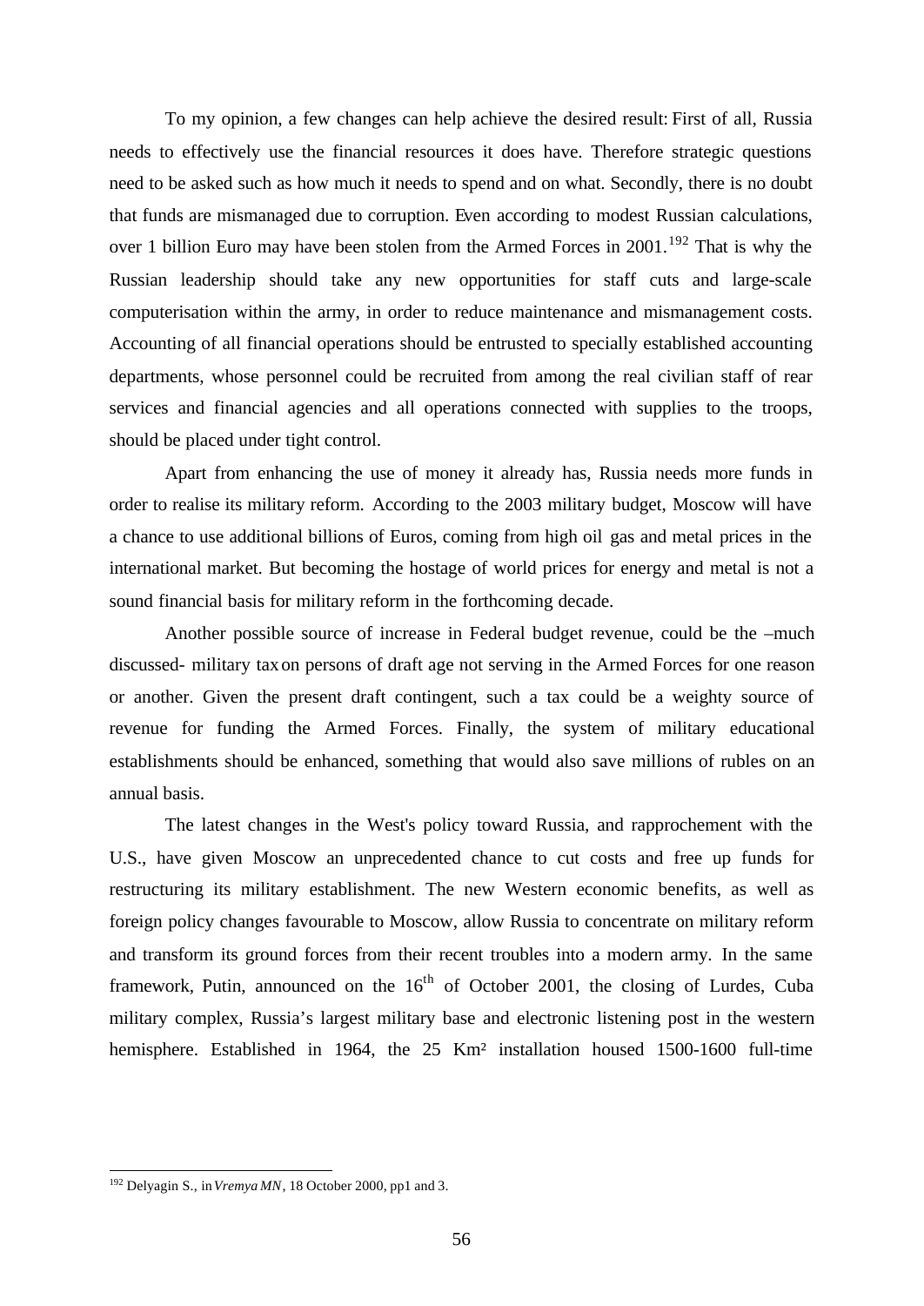To my opinion, a few changes can help achieve the desired result: First of all, Russia needs to effectively use the financial resources it does have. Therefore strategic questions need to be asked such as how much it needs to spend and on what. Secondly, there is no doubt that funds are mismanaged due to corruption. Even according to modest Russian calculations, over 1 billion Euro may have been stolen from the Armed Forces in 2001.[192] That is why the Russian leadership should take any new opportunities for staff cuts and large-scale computerisation within the army, in order to reduce maintenance and mismanagement costs. Accounting of all financial operations should be entrusted to specially established accounting departments, whose personnel could be recruited from among the real civilian staff of rear services and financial agencies and all operations connected with supplies to the troops, should be placed under tight control.

Apart from enhancing the use of money it already has, Russia needs more funds in order to realise its military reform. According to the 2003 military budget, Moscow will have a chance to use additional billions of Euros, coming from high oil gas and metal prices in the international market. But becoming the hostage of world prices for energy and metal is not a sound financial basis for military reform in the forthcoming decade.

Another possible source of increase in Federal budget revenue, could be the –much discussed- military tax on persons of draft age not serving in the Armed Forces for one reason or another. Given the present draft contingent, such a tax could be a weighty source of revenue for funding the Armed Forces. Finally, the system of military educational establishments should be enhanced, something that would also save millions of rubles on an annual basis.

The latest changes in the West's policy toward Russia, and rapprochement with the U.S., have given Moscow an unprecedented chance to cut costs and free up funds for restructuring its military establishment. The new Western economic benefits, as well as foreign policy changes favourable to Moscow, allow Russia to concentrate on military reform and transform its ground forces from their recent troubles into a modern army. In the same framework, Putin, announced on the 16th of October 2001, the closing of Lurdes, Cuba military complex, Russia's largest military base and electronic listening post in the western hemisphere. Established in 1964, the 25 Km² installation housed 1500-1600 full-time

---

[192] Delyagin S., in *Vremya MN*, 18 October 2000, pp1 and 3.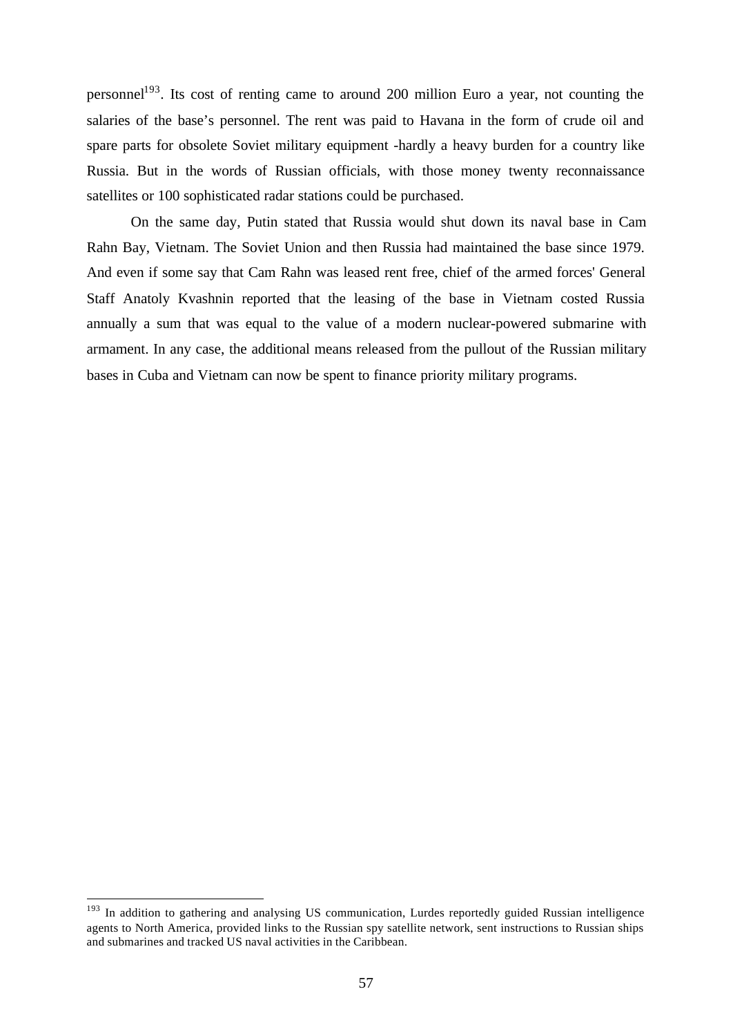personnel[193]. Its cost of renting came to around 200 million Euro a year, not counting the salaries of the base's personnel. The rent was paid to Havana in the form of crude oil and spare parts for obsolete Soviet military equipment -hardly a heavy burden for a country like Russia. But in the words of Russian officials, with those money twenty reconnaissance satellites or 100 sophisticated radar stations could be purchased.

On the same day, Putin stated that Russia would shut down its naval base in Cam Rahn Bay, Vietnam. The Soviet Union and then Russia had maintained the base since 1979. And even if some say that Cam Rahn was leased rent free, chief of the armed forces' General Staff Anatoly Kvashnin reported that the leasing of the base in Vietnam costed Russia annually a sum that was equal to the value of a modern nuclear-powered submarine with armament. In any case, the additional means released from the pullout of the Russian military bases in Cuba and Vietnam can now be spent to finance priority military programs.

---

[193] In addition to gathering and analysing US communication, Lurdes reportedly guided Russian intelligence agents to North America, provided links to the Russian spy satellite network, sent instructions to Russian ships and submarines and tracked US naval activities in the Caribbean.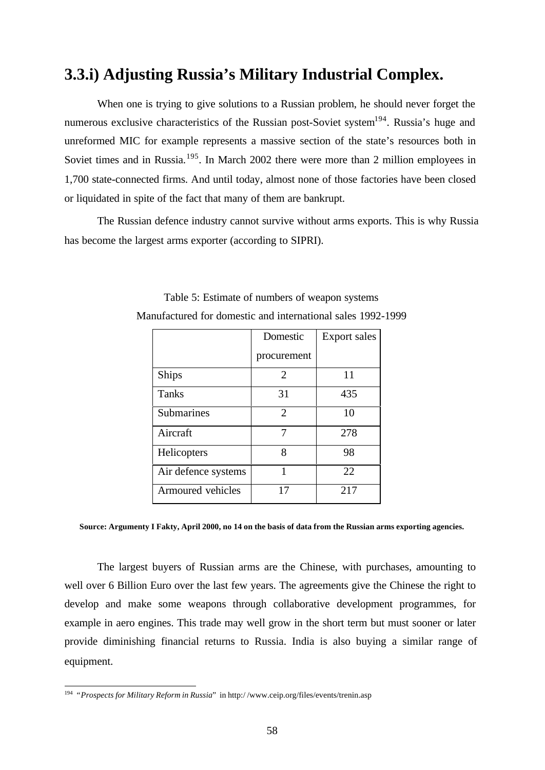## 3.3.i) Adjusting Russia's Military Industrial Complex.

When one is trying to give solutions to a Russian problem, he should never forget the numerous exclusive characteristics of the Russian post-Soviet system[194]. Russia's huge and unreformed MIC for example represents a massive section of the state's resources both in Soviet times and in Russia.[195]. In March 2002 there were more than 2 million employees in 1,700 state-connected firms. And until today, almost none of those factories have been closed or liquidated in spite of the fact that many of them are bankrupt.

The Russian defence industry cannot survive without arms exports. This is why Russia has become the largest arms exporter (according to SIPRI).

Table 5: Estimate of numbers of weapon systems
Manufactured for domestic and international sales 1992-1999

| | Domestic procurement | Export sales |
|---|---|---|
| Ships | 2 | 11 |
| Tanks | 31 | 435 |
| Submarines | 2 | 10 |
| Aircraft | 7 | 278 |
| Helicopters | 8 | 98 |
| Air defence systems | 1 | 22 |
| Armoured vehicles | 17 | 217 |

**Source: Argumenty I Fakty, April 2000, no 14 on the basis of data from the Russian arms exporting agencies.**

The largest buyers of Russian arms are the Chinese, with purchases, amounting to well over 6 Billion Euro over the last few years. The agreements give the Chinese the right to develop and make some weapons through collaborative development programmes, for example in aero engines. This trade may well grow in the short term but must sooner or later provide diminishing financial returns to Russia. India is also buying a similar range of equipment.

---

[194] "*Prospects for Military Reform in Russia*" in http://www.ceip.org/files/events/trenin.asp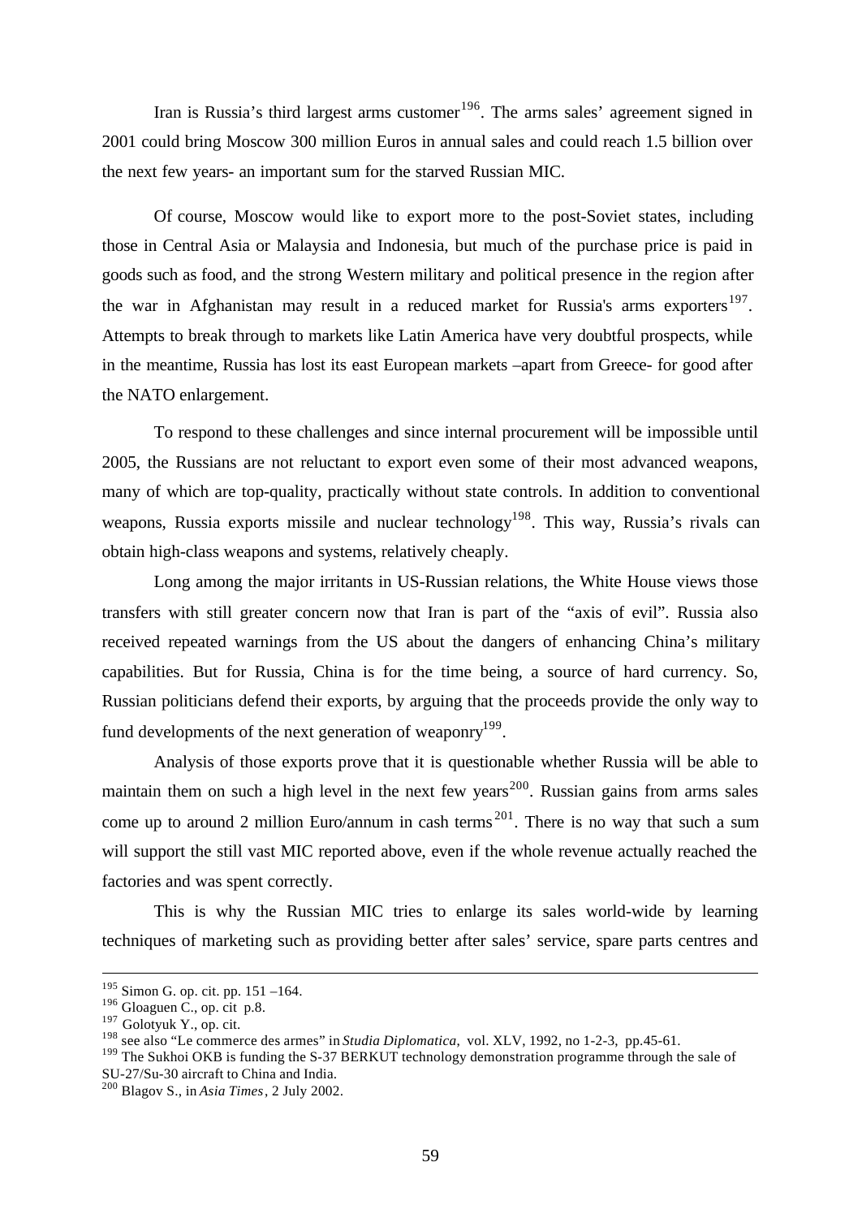Iran is Russia's third largest arms customer[196]. The arms sales' agreement signed in 2001 could bring Moscow 300 million Euros in annual sales and could reach 1.5 billion over the next few years- an important sum for the starved Russian MIC.

Of course, Moscow would like to export more to the post-Soviet states, including those in Central Asia or Malaysia and Indonesia, but much of the purchase price is paid in goods such as food, and the strong Western military and political presence in the region after the war in Afghanistan may result in a reduced market for Russia's arms exporters[197]. Attempts to break through to markets like Latin America have very doubtful prospects, while in the meantime, Russia has lost its east European markets –apart from Greece- for good after the NATO enlargement.

To respond to these challenges and since internal procurement will be impossible until 2005, the Russians are not reluctant to export even some of their most advanced weapons, many of which are top-quality, practically without state controls. In addition to conventional weapons, Russia exports missile and nuclear technology[198]. This way, Russia's rivals can obtain high-class weapons and systems, relatively cheaply.

Long among the major irritants in US-Russian relations, the White House views those transfers with still greater concern now that Iran is part of the "axis of evil". Russia also received repeated warnings from the US about the dangers of enhancing China's military capabilities. But for Russia, China is for the time being, a source of hard currency. So, Russian politicians defend their exports, by arguing that the proceeds provide the only way to fund developments of the next generation of weaponry[199].

Analysis of those exports prove that it is questionable whether Russia will be able to maintain them on such a high level in the next few years[200]. Russian gains from arms sales come up to around 2 million Euro/annum in cash terms[201]. There is no way that such a sum will support the still vast MIC reported above, even if the whole revenue actually reached the factories and was spent correctly.

This is why the Russian MIC tries to enlarge its sales world-wide by learning techniques of marketing such as providing better after sales' service, spare parts centres and

---

[195] Simon G. op. cit. pp. 151 –164.
[196] Gloaguen C., op. cit p.8.
[197] Golotyuk Y., op. cit.
[198] see also "Le commerce des armes" in *Studia Diplomatica*, vol. XLV, 1992, no 1-2-3, pp.45-61.
[199] The Sukhoi OKB is funding the S-37 BERKUT technology demonstration programme through the sale of SU-27/Su-30 aircraft to China and India.
[200] Blagov S., in *Asia Times*, 2 July 2002.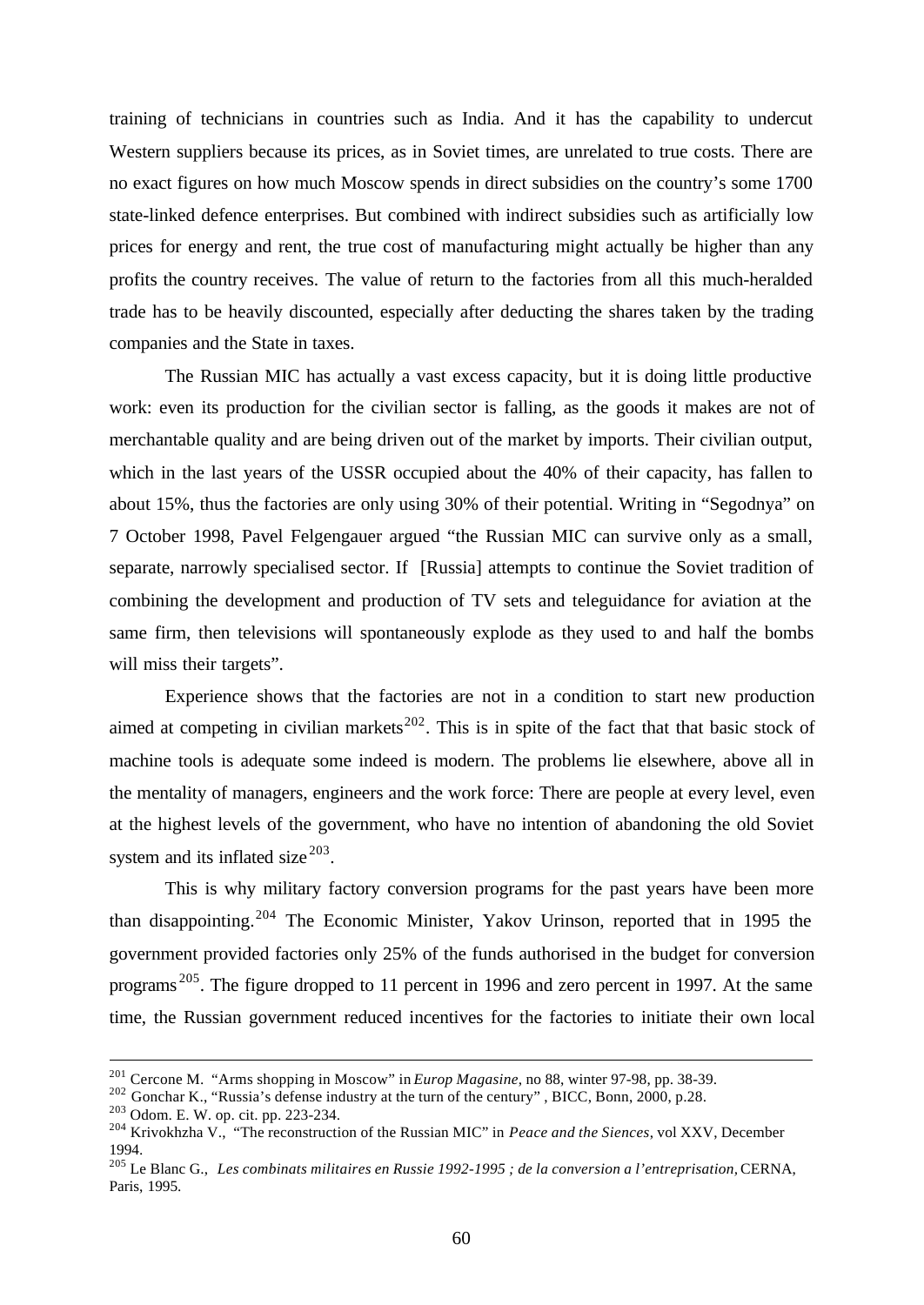training of technicians in countries such as India. And it has the capability to undercut Western suppliers because its prices, as in Soviet times, are unrelated to true costs. There are no exact figures on how much Moscow spends in direct subsidies on the country's some 1700 state-linked defence enterprises. But combined with indirect subsidies such as artificially low prices for energy and rent, the true cost of manufacturing might actually be higher than any profits the country receives. The value of return to the factories from all this much-heralded trade has to be heavily discounted, especially after deducting the shares taken by the trading companies and the State in taxes.

The Russian MIC has actually a vast excess capacity, but it is doing little productive work: even its production for the civilian sector is falling, as the goods it makes are not of merchantable quality and are being driven out of the market by imports. Their civilian output, which in the last years of the USSR occupied about the 40% of their capacity, has fallen to about 15%, thus the factories are only using 30% of their potential. Writing in "Segodnya" on 7 October 1998, Pavel Felgengauer argued "the Russian MIC can survive only as a small, separate, narrowly specialised sector. If [Russia] attempts to continue the Soviet tradition of combining the development and production of TV sets and teleguidance for aviation at the same firm, then televisions will spontaneously explode as they used to and half the bombs will miss their targets".

Experience shows that the factories are not in a condition to start new production aimed at competing in civilian markets[202]. This is in spite of the fact that that basic stock of machine tools is adequate some indeed is modern. The problems lie elsewhere, above all in the mentality of managers, engineers and the work force: There are people at every level, even at the highest levels of the government, who have no intention of abandoning the old Soviet system and its inflated size[203].

This is why military factory conversion programs for the past years have been more than disappointing.[204] The Economic Minister, Yakov Urinson, reported that in 1995 the government provided factories only 25% of the funds authorised in the budget for conversion programs[205]. The figure dropped to 11 percent in 1996 and zero percent in 1997. At the same time, the Russian government reduced incentives for the factories to initiate their own local

---

[201] Cercone M. "Arms shopping in Moscow" in *Europ Magasine*, no 88, winter 97-98, pp. 38-39.
[202] Gonchar K., "Russia's defense industry at the turn of the century" , BICC, Bonn, 2000, p.28.
[203] Odom. E. W. op. cit. pp. 223-234.
[204] Krivokhzha V., "The reconstruction of the Russian MIC" in *Peace and the Siences*, vol XXV, December 1994.
[205] Le Blanc G., *Les combinats militaires en Russie 1992-1995 ; de la conversion a l'entreprisation,* CERNA, Paris, 1995.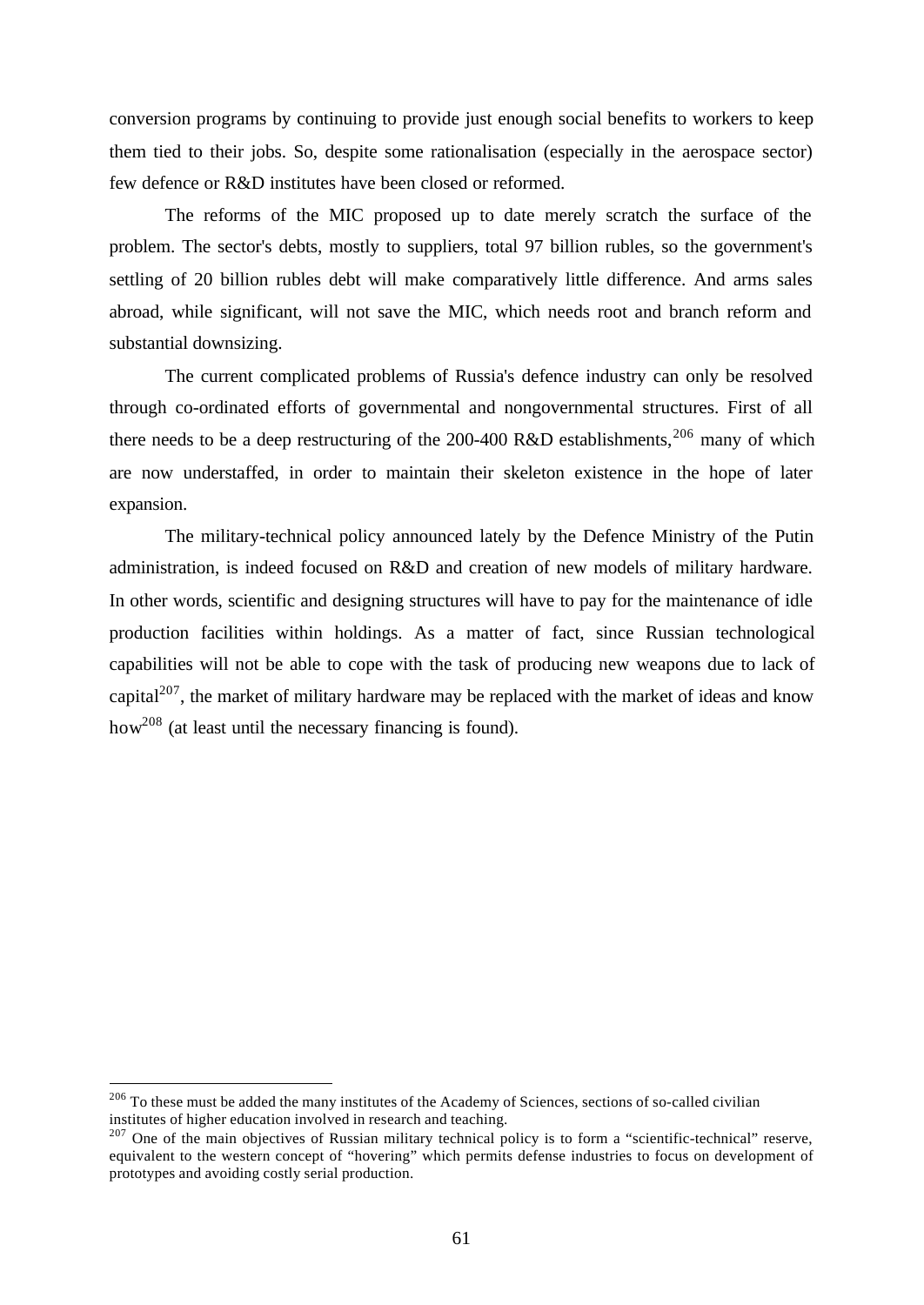conversion programs by continuing to provide just enough social benefits to workers to keep them tied to their jobs. So, despite some rationalisation (especially in the aerospace sector) few defence or R&D institutes have been closed or reformed.

The reforms of the MIC proposed up to date merely scratch the surface of the problem. The sector's debts, mostly to suppliers, total 97 billion rubles, so the government's settling of 20 billion rubles debt will make comparatively little difference. And arms sales abroad, while significant, will not save the MIC, which needs root and branch reform and substantial downsizing.

The current complicated problems of Russia's defence industry can only be resolved through co-ordinated efforts of governmental and nongovernmental structures. First of all there needs to be a deep restructuring of the 200-400 R&D establishments,[206] many of which are now understaffed, in order to maintain their skeleton existence in the hope of later expansion.

The military-technical policy announced lately by the Defence Ministry of the Putin administration, is indeed focused on R&D and creation of new models of military hardware. In other words, scientific and designing structures will have to pay for the maintenance of idle production facilities within holdings. As a matter of fact, since Russian technological capabilities will not be able to cope with the task of producing new weapons due to lack of capital[207], the market of military hardware may be replaced with the market of ideas and know how[208] (at least until the necessary financing is found).

---

[206] To these must be added the many institutes of the Academy of Sciences, sections of so-called civilian institutes of higher education involved in research and teaching.

[207] One of the main objectives of Russian military technical policy is to form a “scientific-technical” reserve, equivalent to the western concept of “hovering” which permits defense industries to focus on development of prototypes and avoiding costly serial production.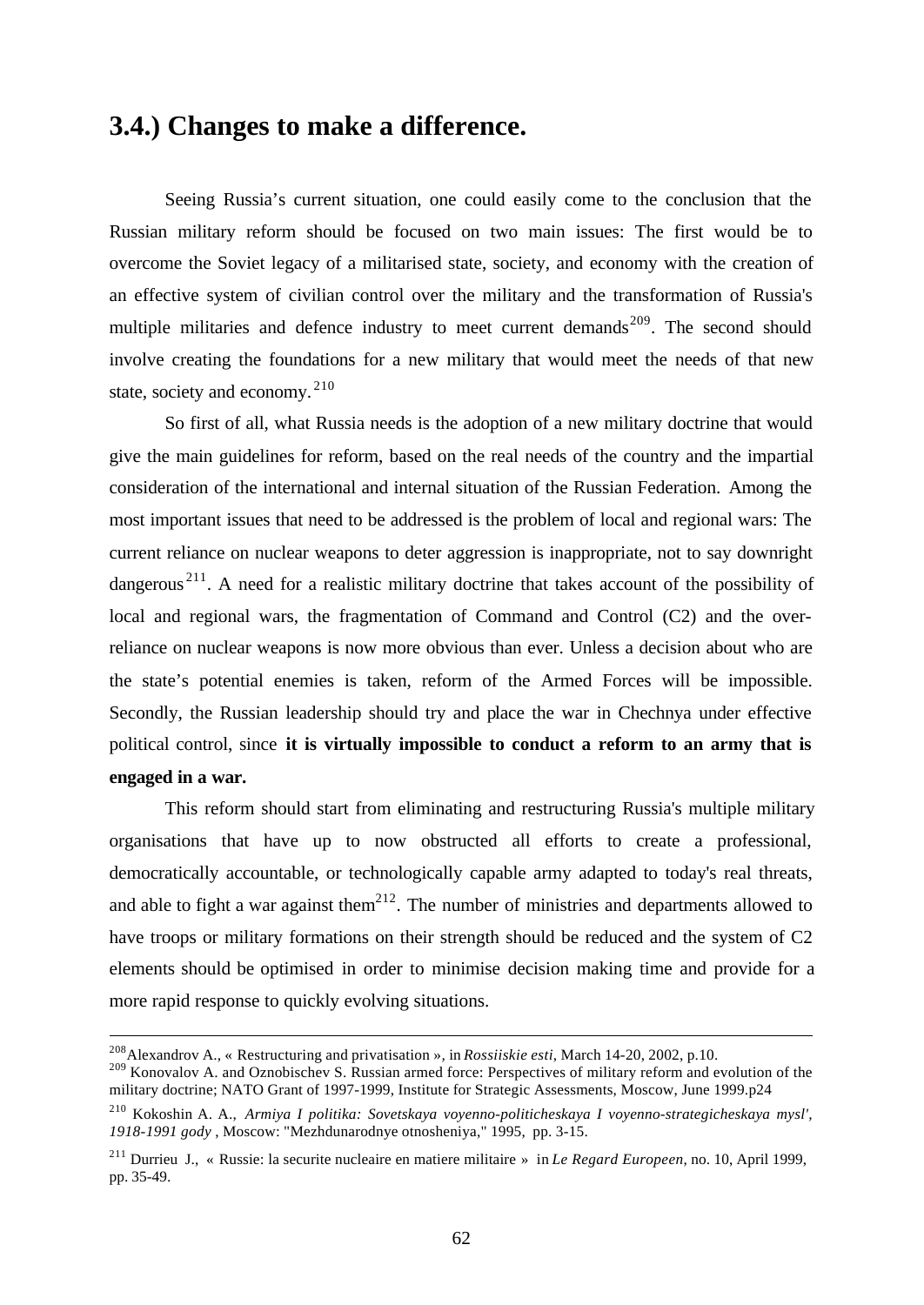## 3.4.) Changes to make a difference.

Seeing Russia's current situation, one could easily come to the conclusion that the Russian military reform should be focused on two main issues: The first would be to overcome the Soviet legacy of a militarised state, society, and economy with the creation of an effective system of civilian control over the military and the transformation of Russia's multiple militaries and defence industry to meet current demands[209]. The second should involve creating the foundations for a new military that would meet the needs of that new state, society and economy.[210]

So first of all, what Russia needs is the adoption of a new military doctrine that would give the main guidelines for reform, based on the real needs of the country and the impartial consideration of the international and internal situation of the Russian Federation. Among the most important issues that need to be addressed is the problem of local and regional wars: The current reliance on nuclear weapons to deter aggression is inappropriate, not to say downright dangerous[211]. A need for a realistic military doctrine that takes account of the possibility of local and regional wars, the fragmentation of Command and Control (C2) and the over-reliance on nuclear weapons is now more obvious than ever. Unless a decision about who are the state's potential enemies is taken, reform of the Armed Forces will be impossible. Secondly, the Russian leadership should try and place the war in Chechnya under effective political control, since **it is virtually impossible to conduct a reform to an army that is engaged in a war.**

This reform should start from eliminating and restructuring Russia's multiple military organisations that have up to now obstructed all efforts to create a professional, democratically accountable, or technologically capable army adapted to today's real threats, and able to fight a war against them[212]. The number of ministries and departments allowed to have troops or military formations on their strength should be reduced and the system of C2 elements should be optimised in order to minimise decision making time and provide for a more rapid response to quickly evolving situations.

---

[208] Alexandrov A., « Restructuring and privatisation », in *Rossiiskie esti*, March 14-20, 2002, p.10.

[209] Konovalov A. and Oznobischev S. Russian armed force: Perspectives of military reform and evolution of the military doctrine; NATO Grant of 1997-1999, Institute for Strategic Assessments, Moscow, June 1999.p24

[210] Kokoshin A. A., *Armiya I politika: Sovetskaya voyenno-politicheskaya I voyenno-strategicheskaya mysl', 1918-1991 gody*, Moscow: "Mezhdunarodnye otnosheniya," 1995, pp. 3-15.

[211] Durrieu J., « Russie: la securite nucleaire en matiere militaire » in *Le Regard Europeen*, no. 10, April 1999, pp. 35-49.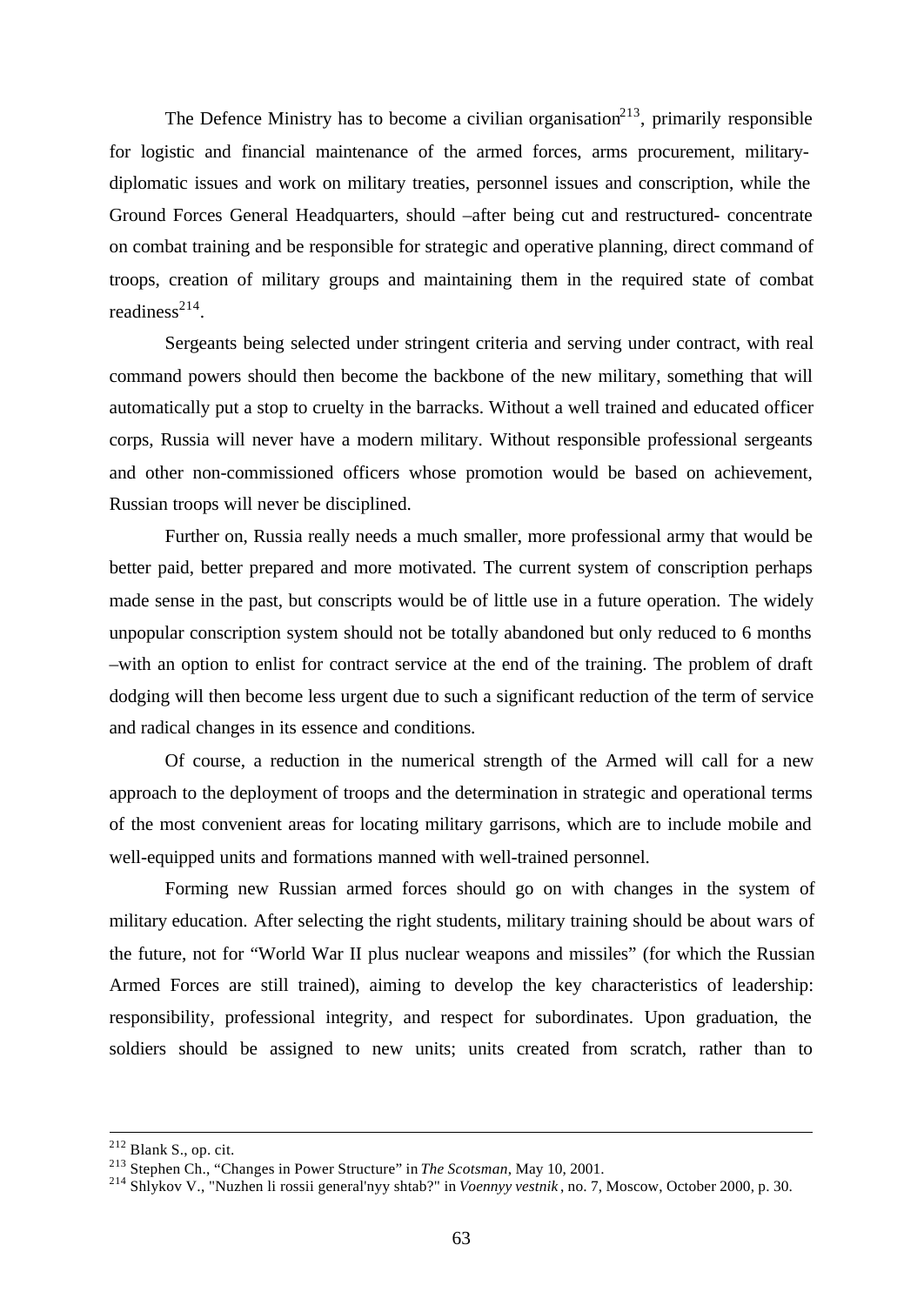The Defence Ministry has to become a civilian organisation[213], primarily responsible for logistic and financial maintenance of the armed forces, arms procurement, military-diplomatic issues and work on military treaties, personnel issues and conscription, while the Ground Forces General Headquarters, should –after being cut and restructured- concentrate on combat training and be responsible for strategic and operative planning, direct command of troops, creation of military groups and maintaining them in the required state of combat readiness[214].

Sergeants being selected under stringent criteria and serving under contract, with real command powers should then become the backbone of the new military, something that will automatically put a stop to cruelty in the barracks. Without a well trained and educated officer corps, Russia will never have a modern military. Without responsible professional sergeants and other non-commissioned officers whose promotion would be based on achievement, Russian troops will never be disciplined.

Further on, Russia really needs a much smaller, more professional army that would be better paid, better prepared and more motivated. The current system of conscription perhaps made sense in the past, but conscripts would be of little use in a future operation. The widely unpopular conscription system should not be totally abandoned but only reduced to 6 months –with an option to enlist for contract service at the end of the training. The problem of draft dodging will then become less urgent due to such a significant reduction of the term of service and radical changes in its essence and conditions.

Of course, a reduction in the numerical strength of the Armed will call for a new approach to the deployment of troops and the determination in strategic and operational terms of the most convenient areas for locating military garrisons, which are to include mobile and well-equipped units and formations manned with well-trained personnel.

Forming new Russian armed forces should go on with changes in the system of military education. After selecting the right students, military training should be about wars of the future, not for "World War II plus nuclear weapons and missiles" (for which the Russian Armed Forces are still trained), aiming to develop the key characteristics of leadership: responsibility, professional integrity, and respect for subordinates. Upon graduation, the soldiers should be assigned to new units; units created from scratch, rather than to

---

[212] Blank S., op. cit.

[213] Stephen Ch., "Changes in Power Structure" in *The Scotsman*, May 10, 2001.

[214] Shlykov V., "Nuzhen li rossii general'nyy shtab?" in *Voennyy vestnik*, no. 7, Moscow, October 2000, p. 30.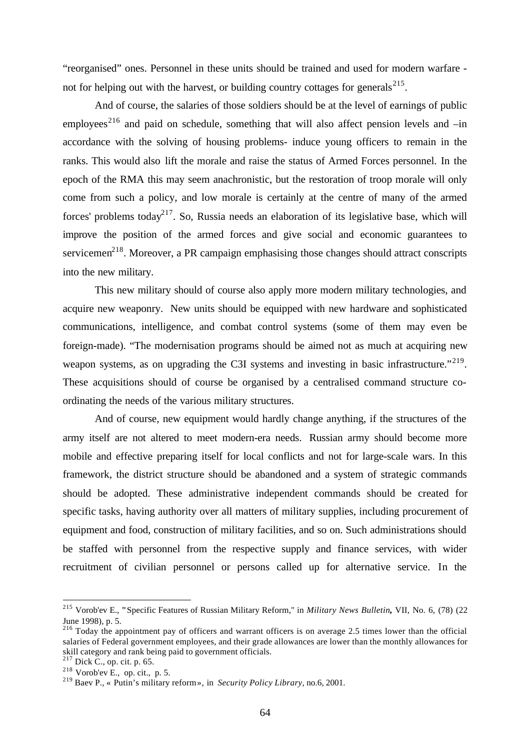"reorganised" ones. Personnel in these units should be trained and used for modern warfare - not for helping out with the harvest, or building country cottages for generals[215].

And of course, the salaries of those soldiers should be at the level of earnings of public employees[216] and paid on schedule, something that will also affect pension levels and –in accordance with the solving of housing problems- induce young officers to remain in the ranks. This would also lift the morale and raise the status of Armed Forces personnel. In the epoch of the RMA this may seem anachronistic, but the restoration of troop morale will only come from such a policy, and low morale is certainly at the centre of many of the armed forces' problems today[217]. So, Russia needs an elaboration of its legislative base, which will improve the position of the armed forces and give social and economic guarantees to servicemen[218]. Moreover, a PR campaign emphasising those changes should attract conscripts into the new military.

This new military should of course also apply more modern military technologies, and acquire new weaponry. New units should be equipped with new hardware and sophisticated communications, intelligence, and combat control systems (some of them may even be foreign-made). "The modernisation programs should be aimed not as much at acquiring new weapon systems, as on upgrading the C3I systems and investing in basic infrastructure."[219]. These acquisitions should of course be organised by a centralised command structure co-ordinating the needs of the various military structures.

And of course, new equipment would hardly change anything, if the structures of the army itself are not altered to meet modern-era needs. Russian army should become more mobile and effective preparing itself for local conflicts and not for large-scale wars. In this framework, the district structure should be abandoned and a system of strategic commands should be adopted. These administrative independent commands should be created for specific tasks, having authority over all matters of military supplies, including procurement of equipment and food, construction of military facilities, and so on. Such administrations should be staffed with personnel from the respective supply and finance services, with wider recruitment of civilian personnel or persons called up for alternative service. In the

---

[215] Vorob'ev E., "Specific Features of Russian Military Reform," in *Military News Bulletin***,** VII, No. 6, (78) (22 June 1998), p. 5.

[216] Today the appointment pay of officers and warrant officers is on average 2.5 times lower than the official salaries of Federal government employees, and their grade allowances are lower than the monthly allowances for skill category and rank being paid to government officials.

[217] Dick C., op. cit. p. 65.

[218] Vorob'ev E., op. cit., p. 5.

[219] Baev P., « Putin's military reform», in *Security Policy Library,* no.6, 2001.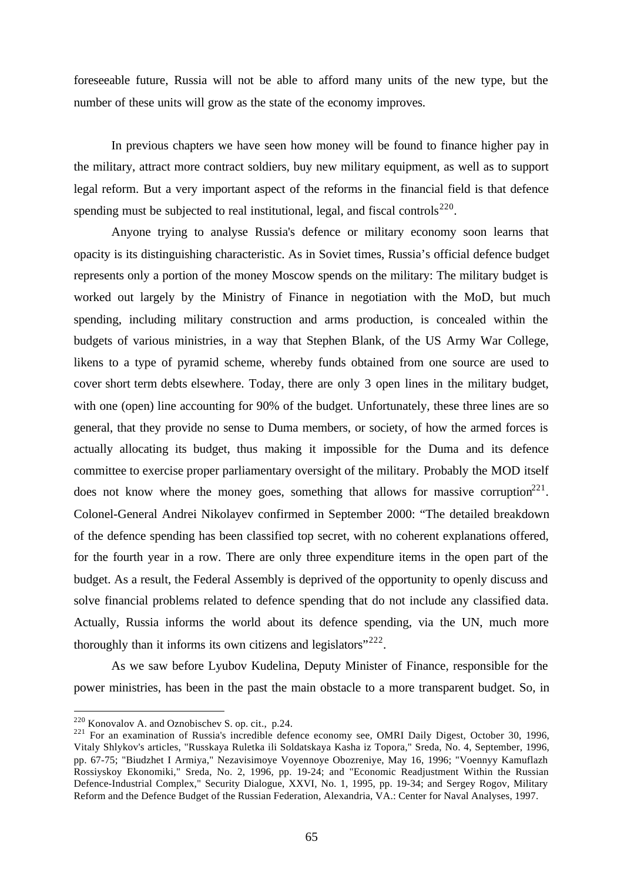foreseeable future, Russia will not be able to afford many units of the new type, but the number of these units will grow as the state of the economy improves.

In previous chapters we have seen how money will be found to finance higher pay in the military, attract more contract soldiers, buy new military equipment, as well as to support legal reform. But a very important aspect of the reforms in the financial field is that defence spending must be subjected to real institutional, legal, and fiscal controls[220].

Anyone trying to analyse Russia's defence or military economy soon learns that opacity is its distinguishing characteristic. As in Soviet times, Russia's official defence budget represents only a portion of the money Moscow spends on the military: The military budget is worked out largely by the Ministry of Finance in negotiation with the MoD, but much spending, including military construction and arms production, is concealed within the budgets of various ministries, in a way that Stephen Blank, of the US Army War College, likens to a type of pyramid scheme, whereby funds obtained from one source are used to cover short term debts elsewhere. Today, there are only 3 open lines in the military budget, with one (open) line accounting for 90% of the budget. Unfortunately, these three lines are so general, that they provide no sense to Duma members, or society, of how the armed forces is actually allocating its budget, thus making it impossible for the Duma and its defence committee to exercise proper parliamentary oversight of the military. Probably the MOD itself does not know where the money goes, something that allows for massive corruption[221]. Colonel-General Andrei Nikolayev confirmed in September 2000: "The detailed breakdown of the defence spending has been classified top secret, with no coherent explanations offered, for the fourth year in a row. There are only three expenditure items in the open part of the budget. As a result, the Federal Assembly is deprived of the opportunity to openly discuss and solve financial problems related to defence spending that do not include any classified data. Actually, Russia informs the world about its defence spending, via the UN, much more thoroughly than it informs its own citizens and legislators"[222].

As we saw before Lyubov Kudelina, Deputy Minister of Finance, responsible for the power ministries, has been in the past the main obstacle to a more transparent budget. So, in

---

[220] Konovalov A. and Oznobischev S. op. cit., p.24.

[221] For an examination of Russia's incredible defence economy see, OMRI Daily Digest, October 30, 1996, Vitaly Shlykov's articles, "Russkaya Ruletka ili Soldatskaya Kasha iz Topora," Sreda, No. 4, September, 1996, pp. 67-75; "Biudzhet I Armiya," Nezavisimoye Voyennoye Obozreniye, May 16, 1996; "Voennyy Kamuflazh Rossiyskoy Ekonomiki," Sreda, No. 2, 1996, pp. 19-24; and "Economic Readjustment Within the Russian Defence-Industrial Complex," Security Dialogue, XXVI, No. 1, 1995, pp. 19-34; and Sergey Rogov, Military Reform and the Defence Budget of the Russian Federation, Alexandria, VA.: Center for Naval Analyses, 1997.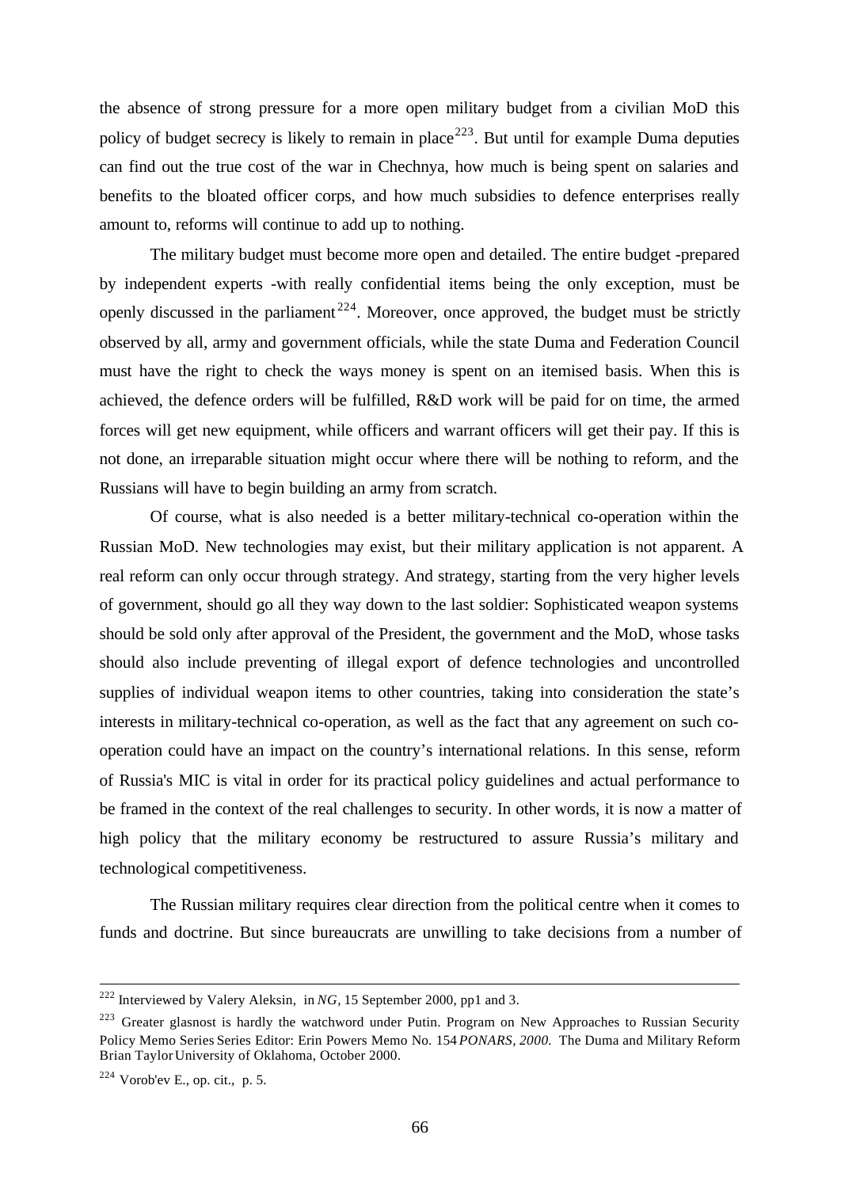the absence of strong pressure for a more open military budget from a civilian MoD this policy of budget secrecy is likely to remain in place[223]. But until for example Duma deputies can find out the true cost of the war in Chechnya, how much is being spent on salaries and benefits to the bloated officer corps, and how much subsidies to defence enterprises really amount to, reforms will continue to add up to nothing.

The military budget must become more open and detailed. The entire budget -prepared by independent experts -with really confidential items being the only exception, must be openly discussed in the parliament[224]. Moreover, once approved, the budget must be strictly observed by all, army and government officials, while the state Duma and Federation Council must have the right to check the ways money is spent on an itemised basis. When this is achieved, the defence orders will be fulfilled, R&D work will be paid for on time, the armed forces will get new equipment, while officers and warrant officers will get their pay. If this is not done, an irreparable situation might occur where there will be nothing to reform, and the Russians will have to begin building an army from scratch.

Of course, what is also needed is a better military-technical co-operation within the Russian MoD. New technologies may exist, but their military application is not apparent. A real reform can only occur through strategy. And strategy, starting from the very higher levels of government, should go all they way down to the last soldier: Sophisticated weapon systems should be sold only after approval of the President, the government and the MoD, whose tasks should also include preventing of illegal export of defence technologies and uncontrolled supplies of individual weapon items to other countries, taking into consideration the state's interests in military-technical co-operation, as well as the fact that any agreement on such co-operation could have an impact on the country's international relations. In this sense, reform of Russia's MIC is vital in order for its practical policy guidelines and actual performance to be framed in the context of the real challenges to security. In other words, it is now a matter of high policy that the military economy be restructured to assure Russia's military and technological competitiveness.

The Russian military requires clear direction from the political centre when it comes to funds and doctrine. But since bureaucrats are unwilling to take decisions from a number of

---

[222] Interviewed by Valery Aleksin, in *NG*, 15 September 2000, pp1 and 3.

[223] Greater glasnost is hardly the watchword under Putin. Program on New Approaches to Russian Security Policy Memo Series Series Editor: Erin Powers Memo No. 154 *PONARS, 2000.* The Duma and Military Reform Brian Taylor University of Oklahoma, October 2000.

[224] Vorob'ev E., op. cit., p. 5.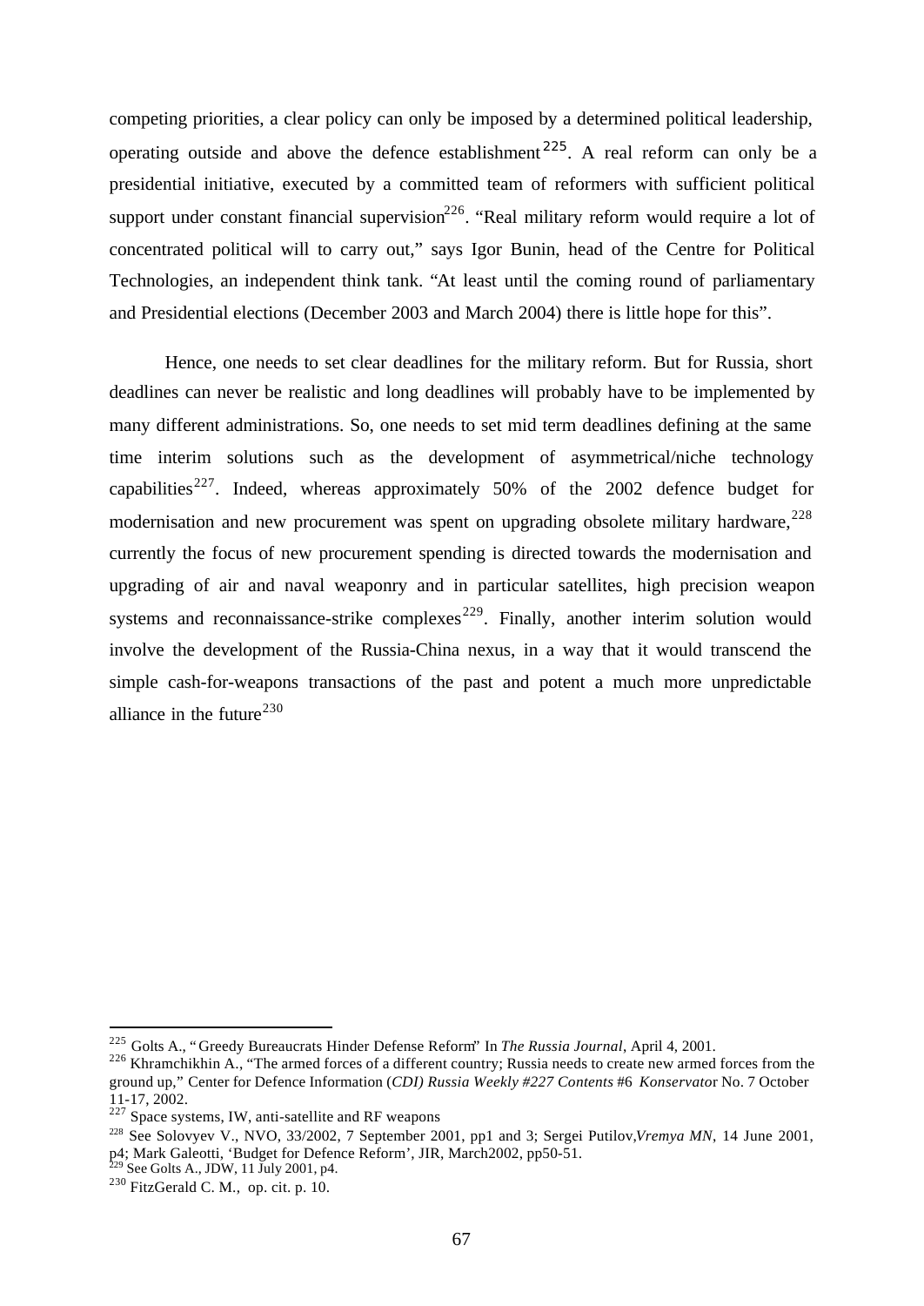competing priorities, a clear policy can only be imposed by a determined political leadership, operating outside and above the defence establishment[225]. A real reform can only be a presidential initiative, executed by a committed team of reformers with sufficient political support under constant financial supervision[226]. "Real military reform would require a lot of concentrated political will to carry out," says Igor Bunin, head of the Centre for Political Technologies, an independent think tank. "At least until the coming round of parliamentary and Presidential elections (December 2003 and March 2004) there is little hope for this".

Hence, one needs to set clear deadlines for the military reform. But for Russia, short deadlines can never be realistic and long deadlines will probably have to be implemented by many different administrations. So, one needs to set mid term deadlines defining at the same time interim solutions such as the development of asymmetrical/niche technology capabilities[227]. Indeed, whereas approximately 50% of the 2002 defence budget for modernisation and new procurement was spent on upgrading obsolete military hardware,[228] currently the focus of new procurement spending is directed towards the modernisation and upgrading of air and naval weaponry and in particular satellites, high precision weapon systems and reconnaissance-strike complexes[229]. Finally, another interim solution would involve the development of the Russia-China nexus, in a way that it would transcend the simple cash-for-weapons transactions of the past and potent a much more unpredictable alliance in the future[230]

---

[225] Golts A., "Greedy Bureaucrats Hinder Defense Reform" In *The Russia Journal*, April 4, 2001.

[226] Khramchikhin A., "The armed forces of a different country; Russia needs to create new armed forces from the ground up," Center for Defence Information (*CDI) Russia Weekly #227 Contents* #6 *Konservato*r No. 7 October 11-17, 2002.

[227] Space systems, IW, anti-satellite and RF weapons

[228] See Solovyev V., NVO, 33/2002, 7 September 2001, pp1 and 3; Sergei Putilov,*Vremya MN*, 14 June 2001, p4; Mark Galeotti, 'Budget for Defence Reform', JIR, March2002, pp50-51.

[229] See Golts A., JDW, 11 July 2001, p4.

[230] FitzGerald C. M., op. cit. p. 10.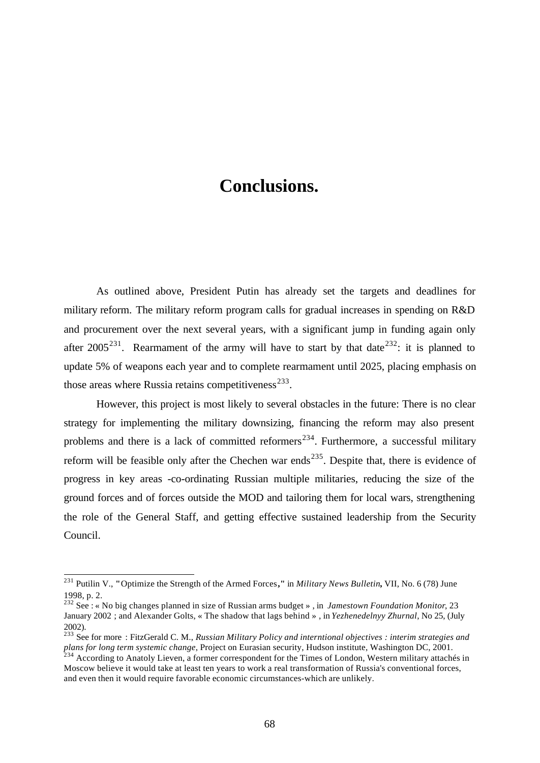# Conclusions.

As outlined above, President Putin has already set the targets and deadlines for military reform. The military reform program calls for gradual increases in spending on R&D and procurement over the next several years, with a significant jump in funding again only after 2005[231]. Rearmament of the army will have to start by that date[232]: it is planned to update 5% of weapons each year and to complete rearmament until 2025, placing emphasis on those areas where Russia retains competitiveness[233].

However, this project is most likely to several obstacles in the future: There is no clear strategy for implementing the military downsizing, financing the reform may also present problems and there is a lack of committed reformers[234]. Furthermore, a successful military reform will be feasible only after the Chechen war ends[235]. Despite that, there is evidence of progress in key areas -co-ordinating Russian multiple militaries, reducing the size of the ground forces and of forces outside the MOD and tailoring them for local wars, strengthening the role of the General Staff, and getting effective sustained leadership from the Security Council.

---

[231] Putilin V., "Optimize the Strength of the Armed Forces," in *Military News Bulletin*, VII, No. 6 (78) June 1998, p. 2.

[232] See : « No big changes planned in size of Russian arms budget » , in *Jamestown Foundation Monitor*, 23 January 2002 ; and Alexander Golts, « The shadow that lags behind » , in *Yezhenedelnyy Zhurnal*, No 25, (July 2002).

[233] See for more : FitzGerald C. M., *Russian Military Policy and interntional objectives : interim strategies and plans for long term systemic change*, Project on Eurasian security, Hudson institute, Washington DC, 2001.

[234] According to Anatoly Lieven, a former correspondent for the Times of London, Western military attachés in Moscow believe it would take at least ten years to work a real transformation of Russia's conventional forces, and even then it would require favorable economic circumstances-which are unlikely.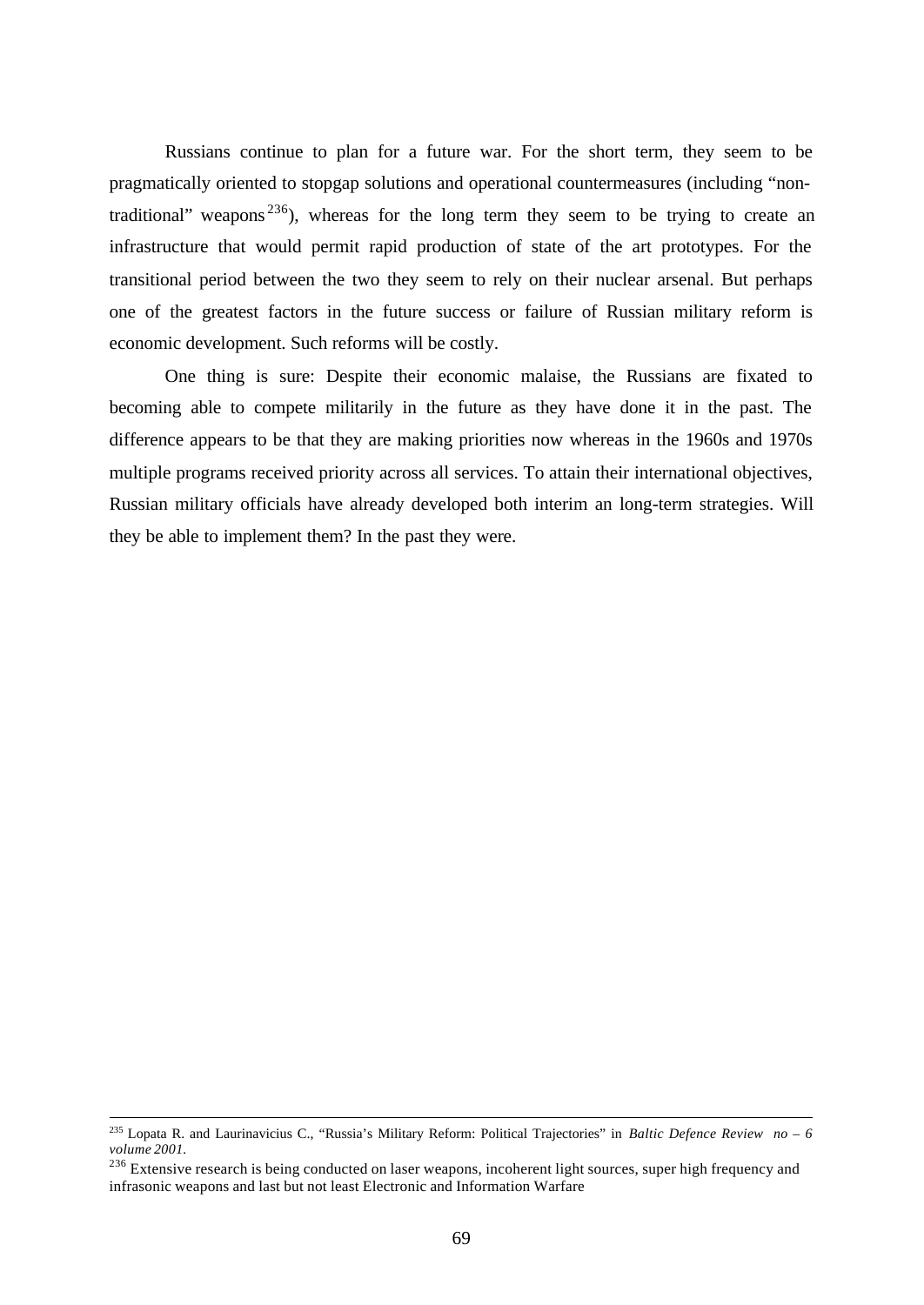Russians continue to plan for a future war. For the short term, they seem to be pragmatically oriented to stopgap solutions and operational countermeasures (including "non-traditional" weapons[236]), whereas for the long term they seem to be trying to create an infrastructure that would permit rapid production of state of the art prototypes. For the transitional period between the two they seem to rely on their nuclear arsenal. But perhaps one of the greatest factors in the future success or failure of Russian military reform is economic development. Such reforms will be costly.

One thing is sure: Despite their economic malaise, the Russians are fixated to becoming able to compete militarily in the future as they have done it in the past. The difference appears to be that they are making priorities now whereas in the 1960s and 1970s multiple programs received priority across all services. To attain their international objectives, Russian military officials have already developed both interim an long-term strategies. Will they be able to implement them? In the past they were.

---

[235] Lopata R. and Laurinavicius C., "Russia's Military Reform: Political Trajectories" in *Baltic Defence Review no – 6 volume 2001.*

[236] Extensive research is being conducted on laser weapons, incoherent light sources, super high frequency and infrasonic weapons and last but not least Electronic and Information Warfare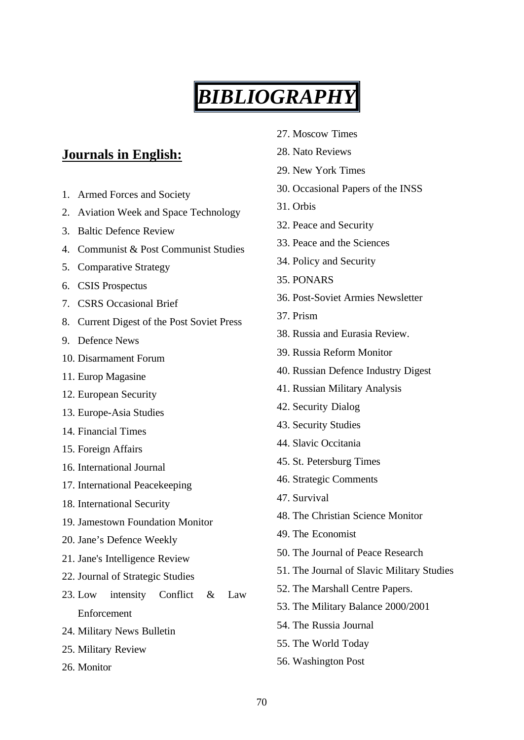# *BIBLIOGRAPHY*

## Journals in English:

1. Armed Forces and Society
2. Aviation Week and Space Technology
3. Baltic Defence Review
4. Communist & Post Communist Studies
5. Comparative Strategy
6. CSIS Prospectus
7. CSRS Occasional Brief
8. Current Digest of the Post Soviet Press
9. Defence News
10. Disarmament Forum
11. Europ Magasine
12. European Security
13. Europe-Asia Studies
14. Financial Times
15. Foreign Affairs
16. International Journal
17. International Peacekeeping
18. International Security
19. Jamestown Foundation Monitor
20. Jane's Defence Weekly
21. Jane's Intelligence Review
22. Journal of Strategic Studies
23. Low intensity Conflict & Law Enforcement
24. Military News Bulletin
25. Military Review
26. Monitor
27. Moscow Times
28. Nato Reviews
29. New York Times
30. Occasional Papers of the INSS
31. Orbis
32. Peace and Security
33. Peace and the Sciences
34. Policy and Security
35. PONARS
36. Post-Soviet Armies Newsletter
37. Prism
38. Russia and Eurasia Review.
39. Russia Reform Monitor
40. Russian Defence Industry Digest
41. Russian Military Analysis
42. Security Dialog
43. Security Studies
44. Slavic Occitania
45. St. Petersburg Times
46. Strategic Comments
47. Survival
48. The Christian Science Monitor
49. The Economist
50. The Journal of Peace Research
51. The Journal of Slavic Military Studies
52. The Marshall Centre Papers.
53. The Military Balance 2000/2001
54. The Russia Journal
55. The World Today
56. Washington Post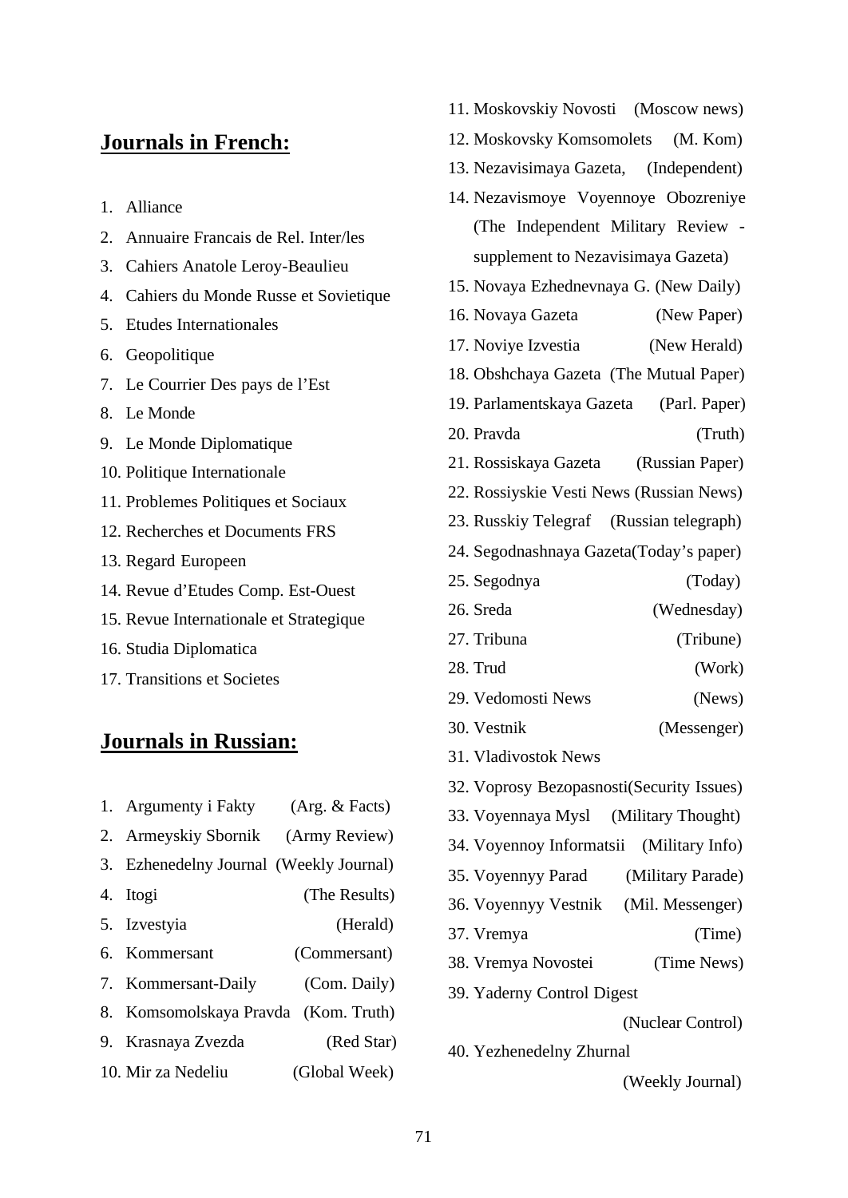## Journals in French:

1. Alliance
2. Annuaire Francais de Rel. Inter/les
3. Cahiers Anatole Leroy-Beaulieu
4. Cahiers du Monde Russe et Sovietique
5. Etudes Internationales
6. Geopolitique
7. Le Courrier Des pays de l'Est
8. Le Monde
9. Le Monde Diplomatique
10. Politique Internationale
11. Problemes Politiques et Sociaux
12. Recherches et Documents FRS
13. Regard Europeen
14. Revue d'Etudes Comp. Est-Ouest
15. Revue Internationale et Strategique
16. Studia Diplomatica
17. Transitions et Societes

## Journals in Russian:

1. Argumenty i Fakty (Arg. & Facts)
2. Armeyskiy Sbornik (Army Review)
3. Ezhenedelny Journal (Weekly Journal)
4. Itogi (The Results)
5. Izvestyia (Herald)
6. Kommersant (Commersant)
7. Kommersant-Daily (Com. Daily)
8. Komsomolskaya Pravda (Kom. Truth)
9. Krasnaya Zvezda (Red Star)
10. Mir za Nedeliu (Global Week)
11. Moskovskiy Novosti (Moscow news)
12. Moskovsky Komsomolets (M. Kom)
13. Nezavisimaya Gazeta, (Independent)
14. Nezavismoye Voyennoye Obozreniye (The Independent Military Review - supplement to Nezavisimaya Gazeta)
15. Novaya Ezhednevnaya G. (New Daily)
16. Novaya Gazeta (New Paper)
17. Noviye Izvestia (New Herald)
18. Obshchaya Gazeta (The Mutual Paper)
19. Parlamentskaya Gazeta (Parl. Paper)
20. Pravda (Truth)
21. Rossiskaya Gazeta (Russian Paper)
22. Rossiyskie Vesti News (Russian News)
23. Russkiy Telegraf (Russian telegraph)
24. Segodnashnaya Gazeta(Today's paper)
25. Segodnya (Today)
26. Sreda (Wednesday)
27. Tribuna (Tribune)
28. Trud (Work)
29. Vedomosti News (News)
30. Vestnik (Messenger)
31. Vladivostok News
32. Voprosy Bezopasnosti(Security Issues)
33. Voyennaya Mysl (Military Thought)
34. Voyennoy Informatsii (Military Info)
35. Voyennyy Parad (Military Parade)
36. Voyennyy Vestnik (Mil. Messenger)
37. Vremya (Time)
38. Vremya Novostei (Time News)
39. Yaderny Control Digest (Nuclear Control)
40. Yezhenedelny Zhurnal (Weekly Journal)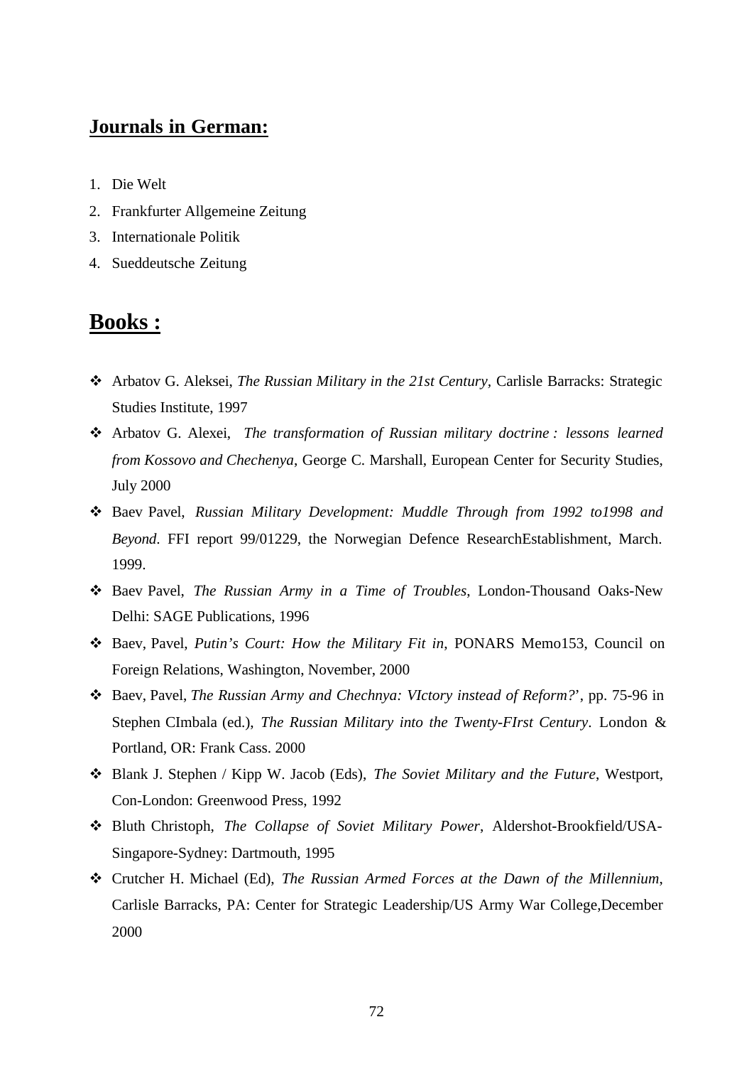## Journals in German:

1. Die Welt
2. Frankfurter Allgemeine Zeitung
3. Internationale Politik
4. Sueddeutsche Zeitung

## Books :

- Arbatov G. Aleksei, *The Russian Military in the 21st Century*, Carlisle Barracks: Strategic Studies Institute, 1997
- Arbatov G. Alexei, *The transformation of Russian military doctrine : lessons learned from Kossovo and Chechenya*, George C. Marshall, European Center for Security Studies, July 2000
- Baev Pavel, *Russian Military Development: Muddle Through from 1992 to1998 and Beyond*. FFI report 99/01229, the Norwegian Defence ResearchEstablishment, March. 1999.
- Baev Pavel, *The Russian Army in a Time of Troubles*, London-Thousand Oaks-New Delhi: SAGE Publications, 1996
- Baev, Pavel, *Putin's Court: How the Military Fit in*, PONARS Memo153, Council on Foreign Relations, Washington, November, 2000
- Baev, Pavel, *The Russian Army and Chechnya: VIctory instead of Reform?*', pp. 75-96 in Stephen CImbala (ed.), *The Russian Military into the Twenty-FIrst Century*. London & Portland, OR: Frank Cass. 2000
- Blank J. Stephen / Kipp W. Jacob (Eds), *The Soviet Military and the Future*, Westport, Con-London: Greenwood Press, 1992
- Bluth Christoph, *The Collapse of Soviet Military Power*, Aldershot-Brookfield/USA-Singapore-Sydney: Dartmouth, 1995
- Crutcher H. Michael (Ed), *The Russian Armed Forces at the Dawn of the Millennium*, Carlisle Barracks, PA: Center for Strategic Leadership/US Army War College,December 2000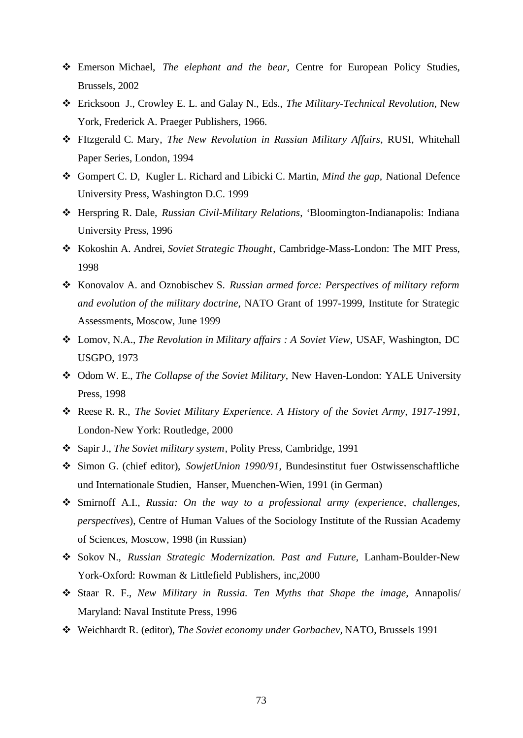- Emerson Michael, *The elephant and the bear*, Centre for European Policy Studies, Brussels, 2002
- Ericksoon J., Crowley E. L. and Galay N., Eds., *The Military-Technical Revolution*, New York, Frederick A. Praeger Publishers, 1966.
- FItzgerald C. Mary, *The New Revolution in Russian Military Affairs*, RUSI, Whitehall Paper Series, London, 1994
- Gompert C. D, Kugler L. Richard and Libicki C. Martin, *Mind the gap*, National Defence University Press, Washington D.C. 1999
- Herspring R. Dale, *Russian Civil-Military Relations*, 'Bloomington-Indianapolis: Indiana University Press, 1996
- Kokoshin A. Andrei, *Soviet Strategic Thought*, Cambridge-Mass-London: The MIT Press, 1998
- Konovalov A. and Oznobischev S. *Russian armed force: Perspectives of military reform and evolution of the military doctrine*, NATO Grant of 1997-1999, Institute for Strategic Assessments, Moscow, June 1999
- Lomov, N.A., *The Revolution in Military affairs : A Soviet View*, USAF, Washington, DC USGPO, 1973
- Odom W. E., *The Collapse of the Soviet Military*, New Haven-London: YALE University Press, 1998
- Reese R. R., *The Soviet Military Experience. A History of the Soviet Army, 1917-1991*, London-New York: Routledge, 2000
- Sapir J., *The Soviet military system*, Polity Press, Cambridge, 1991
- Simon G. (chief editor), *SowjetUnion 1990/91*, Bundesinstitut fuer Ostwissenschaftliche und Internationale Studien, Hanser, Muenchen-Wien, 1991 (in German)
- Smirnoff A.I., *Russia: On the way to a professional army (experience, challenges, perspectives*), Centre of Human Values of the Sociology Institute of the Russian Academy of Sciences, Moscow, 1998 (in Russian)
- Sokov N., *Russian Strategic Modernization. Past and Future*, Lanham-Boulder-New York-Oxford: Rowman & Littlefield Publishers, inc,2000
- Staar R. F., *New Military in Russia. Ten Myths that Shape the image*, Annapolis/ Maryland: Naval Institute Press, 1996
- Weichhardt R. (editor), *The Soviet economy under Gorbachev,* NATO, Brussels 1991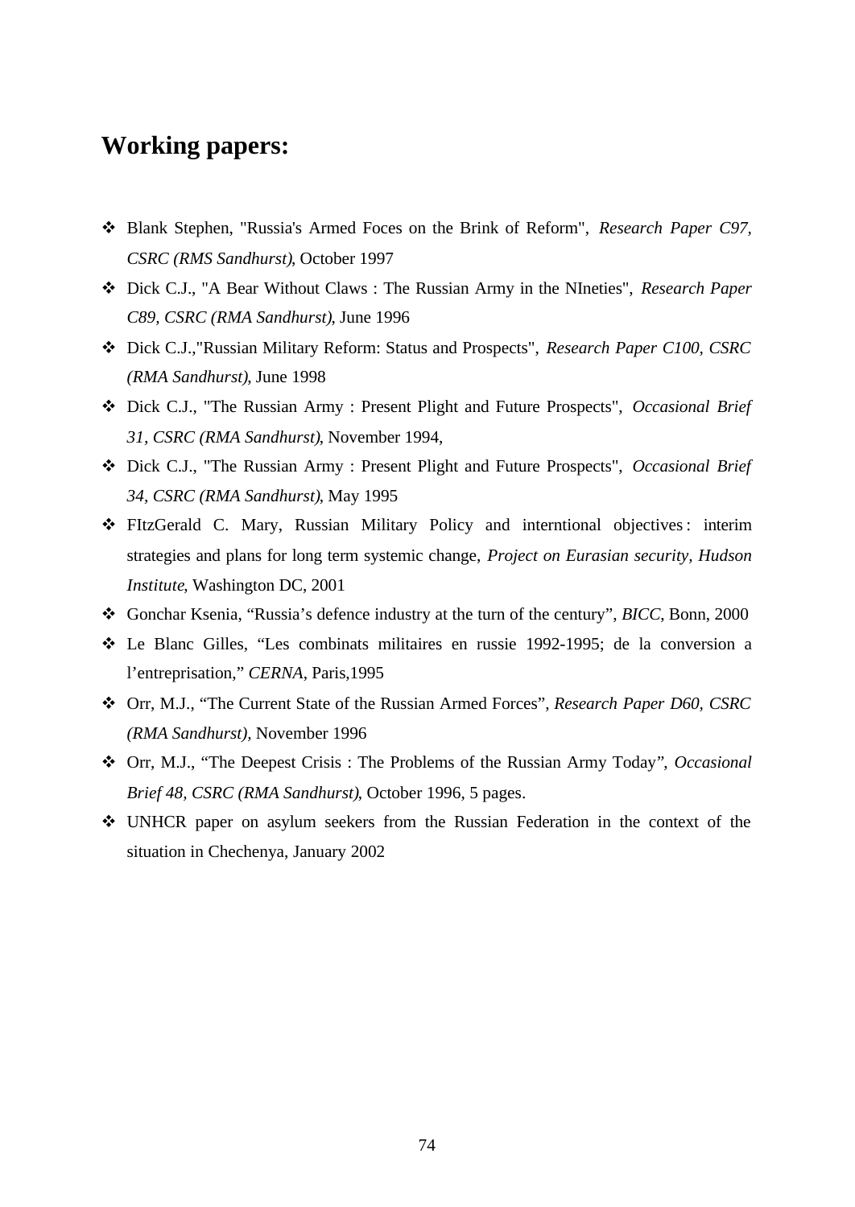## Working papers:

- Blank Stephen, "Russia's Armed Foces on the Brink of Reform", *Research Paper C97, CSRC (RMS Sandhurst)*, October 1997
- Dick C.J., "A Bear Without Claws : The Russian Army in the NIneties", *Research Paper C89, CSRC (RMA Sandhurst)*, June 1996
- Dick C.J.,"Russian Military Reform: Status and Prospects", *Research Paper C100, CSRC (RMA Sandhurst)*, June 1998
- Dick C.J., "The Russian Army : Present Plight and Future Prospects", *Occasional Brief 31, CSRC (RMA Sandhurst)*, November 1994,
- Dick C.J., "The Russian Army : Present Plight and Future Prospects", *Occasional Brief 34, CSRC (RMA Sandhurst)*, May 1995
- FItzGerald C. Mary, Russian Military Policy and interntional objectives : interim strategies and plans for long term systemic change, *Project on Eurasian security, Hudson Institute*, Washington DC, 2001
- Gonchar Ksenia, "Russia's defence industry at the turn of the century", *BICC*, Bonn, 2000
- Le Blanc Gilles, "Les combinats militaires en russie 1992-1995; de la conversion a l'entreprisation," *CERNA*, Paris,1995
- Orr, M.J., "The Current State of the Russian Armed Forces", *Research Paper D60, CSRC (RMA Sandhurst),* November 1996
- Orr, M.J., "The Deepest Crisis : The Problems of the Russian Army Today", *Occasional Brief 48, CSRC (RMA Sandhurst)*, October 1996, 5 pages.
- UNHCR paper on asylum seekers from the Russian Federation in the context of the situation in Chechenya, January 2002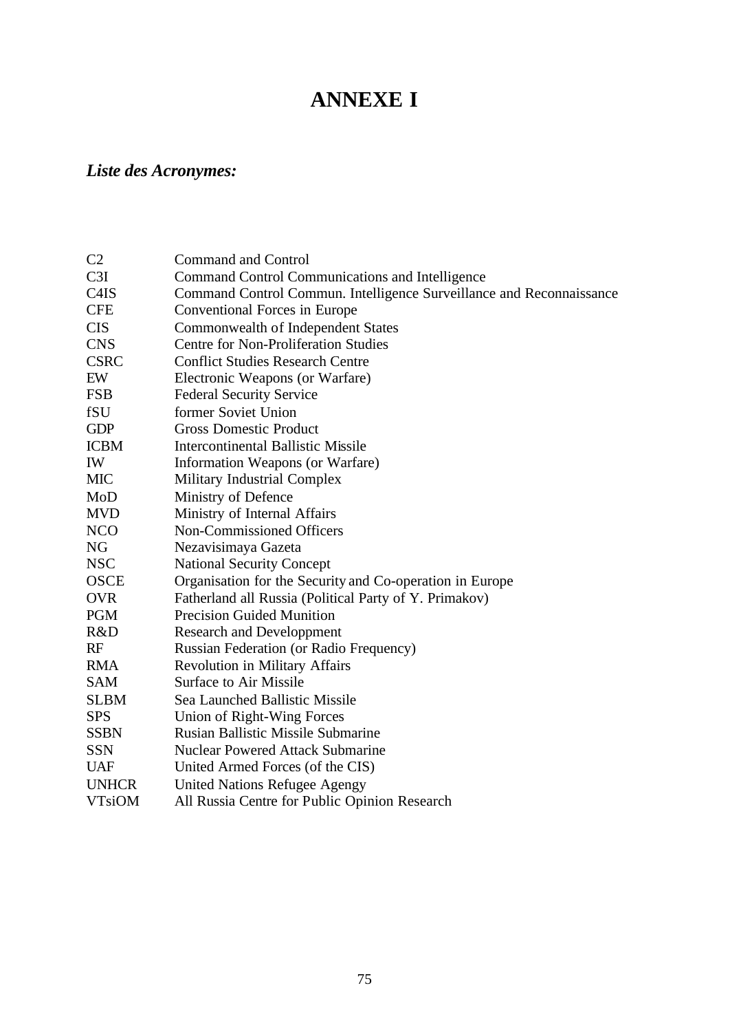# ANNEXE I

## *Liste des Acronymes:*

| | |
|---|---|
| C2 | Command and Control |
| C3I | Command Control Communications and Intelligence |
| C4IS | Command Control Commun. Intelligence Surveillance and Reconnaissance |
| CFE | Conventional Forces in Europe |
| CIS | Commonwealth of Independent States |
| CNS | Centre for Non-Proliferation Studies |
| CSRC | Conflict Studies Research Centre |
| EW | Electronic Weapons (or Warfare) |
| FSB | Federal Security Service |
| fSU | former Soviet Union |
| GDP | Gross Domestic Product |
| ICBM | Intercontinental Ballistic Missile |
| IW | Information Weapons (or Warfare) |
| MIC | Military Industrial Complex |
| MoD | Ministry of Defence |
| MVD | Ministry of Internal Affairs |
| NCO | Non-Commissioned Officers |
| NG | Nezavisimaya Gazeta |
| NSC | National Security Concept |
| OSCE | Organisation for the Security and Co-operation in Europe |
| OVR | Fatherland all Russia (Political Party of Y. Primakov) |
| PGM | Precision Guided Munition |
| R&D | Research and Developpment |
| RF | Russian Federation (or Radio Frequency) |
| RMA | Revolution in Military Affairs |
| SAM | Surface to Air Missile |
| SLBM | Sea Launched Ballistic Missile |
| SPS | Union of Right-Wing Forces |
| SSBN | Rusian Ballistic Missile Submarine |
| SSN | Nuclear Powered Attack Submarine |
| UAF | United Armed Forces (of the CIS) |
| UNHCR | United Nations Refugee Agengy |
| VTsiOM | All Russia Centre for Public Opinion Research |